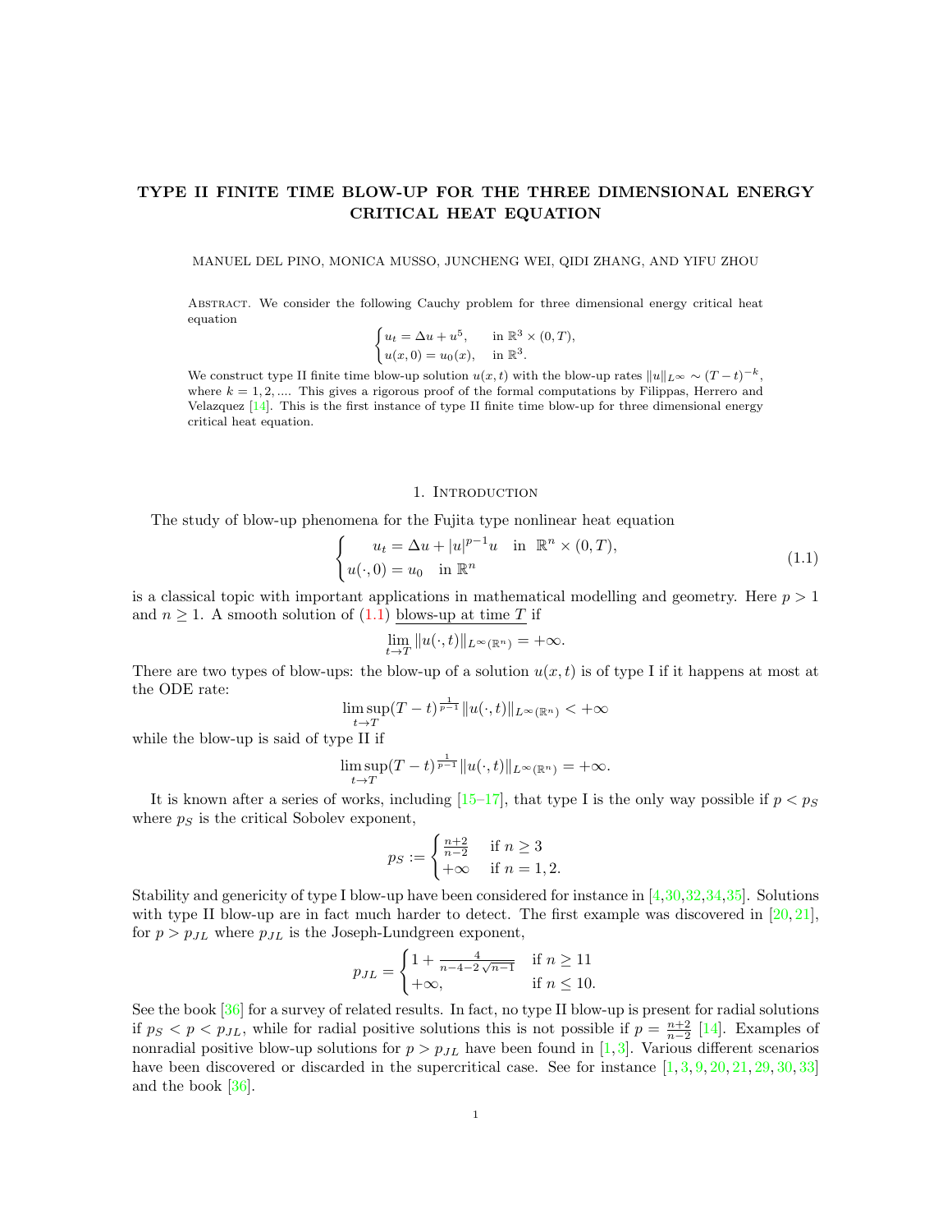# TYPE II FINITE TIME BLOW-UP FOR THE THREE DIMENSIONAL ENERGY CRITICAL HEAT EQUATION

MANUEL DEL PINO, MONICA MUSSO, JUNCHENG WEI, QIDI ZHANG, AND YIFU ZHOU

Abstract. We consider the following Cauchy problem for three dimensional energy critical heat equation

$$\begin{cases} u_t = \Delta u + u^5, & \text{in } \mathbb{R}^3 \times (0,T), \\ u(x,0) = u_0(x), & \text{in } \mathbb{R}^3. \end{cases}$$

We construct type II finite time blow-up solution $u(x,t)$ with the blow-up rates $\|u\|_{L^\infty} \sim (T-t)^{-k}$, where $k = 1, 2, \ldots$. This gives a rigorous proof of the formal computations by Filippas, Herrero and Velazquez [14]. This is the first instance of type II finite time blow-up for three dimensional energy critical heat equation.

## 1. Introduction

The study of blow-up phenomena for the Fujita type nonlinear heat equation

$$\begin{cases} u_t = \Delta u + |u|^{p-1}u & \text{in } \mathbb{R}^n \times (0,T), \\ u(\cdot,0) = u_0 & \text{in } \mathbb{R}^n \end{cases} \tag{1.1}$$

is a classical topic with important applications in mathematical modelling and geometry. Here $p > 1$ and $n \geq 1$. A smooth solution of (1.1) blows-up at time $T$ if

$$\lim_{t \to T} \|u(\cdot,t)\|_{L^\infty(\mathbb{R}^n)} = +\infty.$$

There are two types of blow-ups: the blow-up of a solution $u(x,t)$ is of type I if it happens at most at the ODE rate:

$$\limsup_{t \to T} (T-t)^{\frac{1}{p-1}} \|u(\cdot,t)\|_{L^\infty(\mathbb{R}^n)} < +\infty$$

while the blow-up is said of type II if

$$\limsup_{t \to T} (T-t)^{\frac{1}{p-1}} \|u(\cdot,t)\|_{L^\infty(\mathbb{R}^n)} = +\infty.$$

It is known after a series of works, including [15–17], that type I is the only way possible if $p < p_S$ where $p_S$ is the critical Sobolev exponent,

$$p_S := \begin{cases} \frac{n+2}{n-2} & \text{if } n \geq 3 \\ +\infty & \text{if } n = 1, 2. \end{cases}$$

Stability and genericity of type I blow-up have been considered for instance in [4,30,32,34,35]. Solutions with type II blow-up are in fact much harder to detect. The first example was discovered in [20,21], for $p > p_{JL}$ where $p_{JL}$ is the Joseph-Lundgreen exponent,

$$p_{JL} = \begin{cases} 1 + \frac{4}{n-4-2\sqrt{n-1}} & \text{if } n \geq 11 \\ +\infty, & \text{if } n \leq 10. \end{cases}$$

See the book [36] for a survey of related results. In fact, no type II blow-up is present for radial solutions if $p_S < p < p_{JL}$, while for radial positive solutions this is not possible if $p = \frac{n+2}{n-2}$ [14]. Examples of nonradial positive blow-up solutions for $p > p_{JL}$ have been found in [1,3]. Various different scenarios have been discovered or discarded in the supercritical case. See for instance [1,3,9,20,21,29,30,33] and the book [36].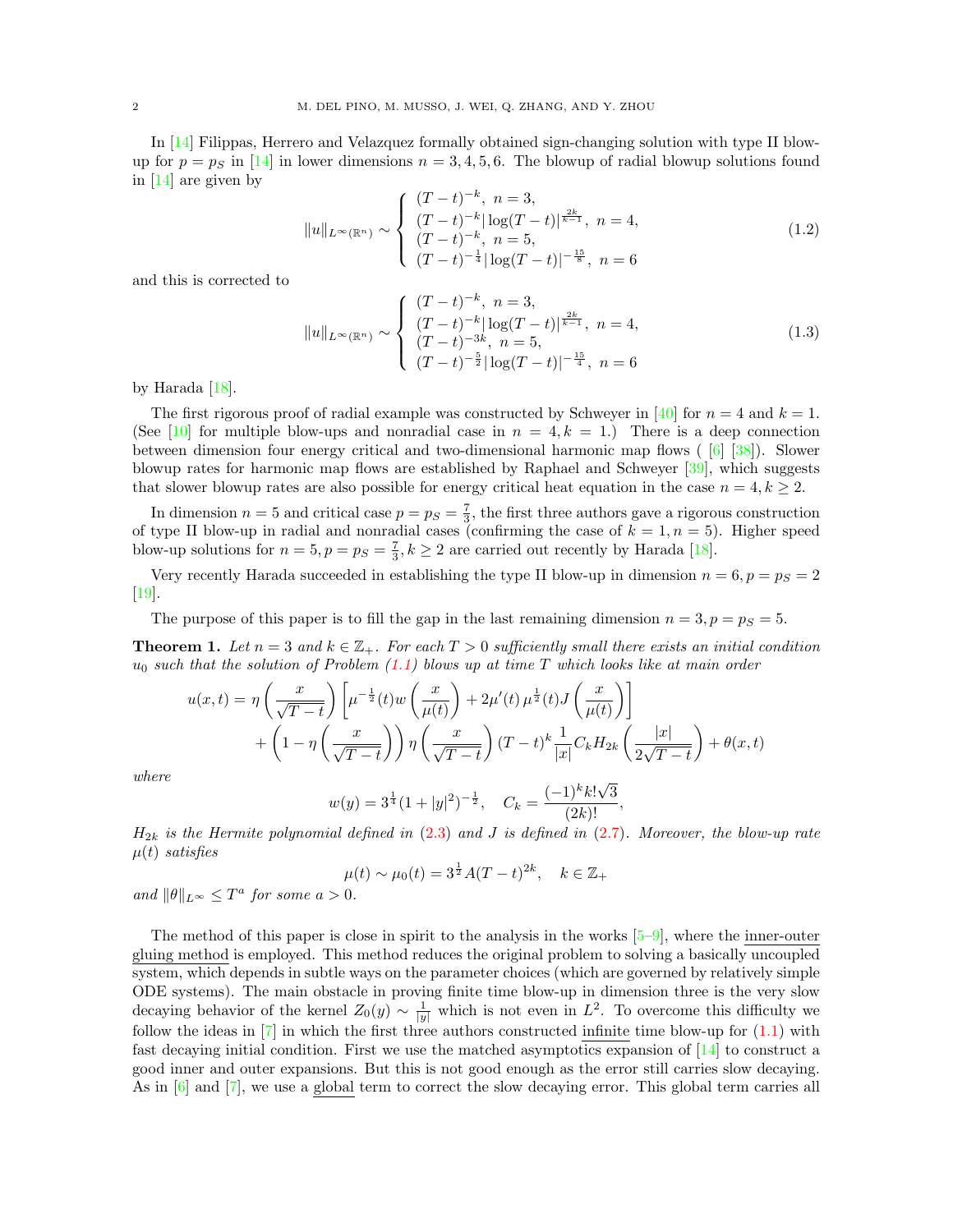In [14] Filippas, Herrero and Velazquez formally obtained sign-changing solution with type II blow-up for $p = p_S$ in [14] in lower dimensions $n = 3, 4, 5, 6$. The blowup of radial blowup solutions found in [14] are given by

$$
\|u\|_{L^\infty(\mathbb{R}^n)} \sim \begin{cases} (T-t)^{-k}, \ n=3, \\ (T-t)^{-k}|\log(T-t)|^{\frac{2k}{k-1}}, \ n=4, \\ (T-t)^{-k}, \ n=5, \\ (T-t)^{-\frac{1}{4}}|\log(T-t)|^{-\frac{15}{8}}, \ n=6 \end{cases} \tag{1.2}
$$

and this is corrected to

$$
\|u\|_{L^\infty(\mathbb{R}^n)} \sim \begin{cases} (T-t)^{-k}, \ n=3, \\ (T-t)^{-k}|\log(T-t)|^{\frac{2k}{k-1}}, \ n=4, \\ (T-t)^{-3k}, \ n=5, \\ (T-t)^{-\frac{5}{2}}|\log(T-t)|^{-\frac{15}{4}}, \ n=6 \end{cases} \tag{1.3}
$$

by Harada [18].

The first rigorous proof of radial example was constructed by Schweyer in [40] for $n = 4$ and $k = 1$. (See [10] for multiple blow-ups and nonradial case in $n = 4, k = 1$.) There is a deep connection between dimension four energy critical and two-dimensional harmonic map flows ( [6] [38]). Slower blowup rates for harmonic map flows are established by Raphael and Schweyer [39], which suggests that slower blowup rates are also possible for energy critical heat equation in the case $n = 4, k \geq 2$.

In dimension $n = 5$ and critical case $p = p_S = \frac{7}{3}$, the first three authors gave a rigorous construction of type II blow-up in radial and nonradial cases (confirming the case of $k = 1, n = 5$). Higher speed blow-up solutions for $n = 5, p = p_S = \frac{7}{3}, k \geq 2$ are carried out recently by Harada [18].

Very recently Harada succeeded in establishing the type II blow-up in dimension $n = 6, p = p_S = 2$ [19].

The purpose of this paper is to fill the gap in the last remaining dimension $n = 3, p = p_S = 5$.

**Theorem 1.** *Let $n = 3$ and $k \in \mathbb{Z}_+$. For each $T > 0$ sufficiently small there exists an initial condition $u_0$ such that the solution of Problem (1.1) blows up at time $T$ which looks like at main order*

$$
u(x,t) = \eta\left(\frac{x}{\sqrt{T-t}}\right)\left[\mu^{-\frac{1}{2}}(t) w\left(\frac{x}{\mu(t)}\right) + 2\mu'(t)\,\mu^{\frac{1}{2}}(t) J\left(\frac{x}{\mu(t)}\right)\right]
$$
$$
+ \left(1 - \eta\left(\frac{x}{\sqrt{T-t}}\right)\right)\eta\left(\frac{x}{\sqrt{T-t}}\right)(T-t)^k \frac{1}{|x|} C_k H_{2k}\left(\frac{|x|}{2\sqrt{T-t}}\right) + \theta(x,t)
$$

*where*

$$
w(y) = 3^{\frac{1}{4}}(1+|y|^2)^{-\frac{1}{2}}, \quad C_k = \frac{(-1)^k k! \sqrt{3}}{(2k)!},
$$

*$H_{2k}$ is the Hermite polynomial defined in (2.3) and $J$ is defined in (2.7). Moreover, the blow-up rate $\mu(t)$ satisfies*

$$
\mu(t) \sim \mu_0(t) = 3^{\frac{1}{2}} A (T-t)^{2k}, \quad k \in \mathbb{Z}_+
$$

*and $\|\theta\|_{L^\infty} \leq T^a$ for some $a > 0$.*

The method of this paper is close in spirit to the analysis in the works [5–9], where the inner-outer gluing method is employed. This method reduces the original problem to solving a basically uncoupled system, which depends in subtle ways on the parameter choices (which are governed by relatively simple ODE systems). The main obstacle in proving finite time blow-up in dimension three is the very slow decaying behavior of the kernel $Z_0(y) \sim \frac{1}{|y|}$ which is not even in $L^2$. To overcome this difficulty we follow the ideas in [7] in which the first three authors constructed infinite time blow-up for (1.1) with fast decaying initial condition. First we use the matched asymptotics expansion of [14] to construct a good inner and outer expansions. But this is not good enough as the error still carries slow decaying. As in [6] and [7], we use a global term to correct the slow decaying error. This global term carries all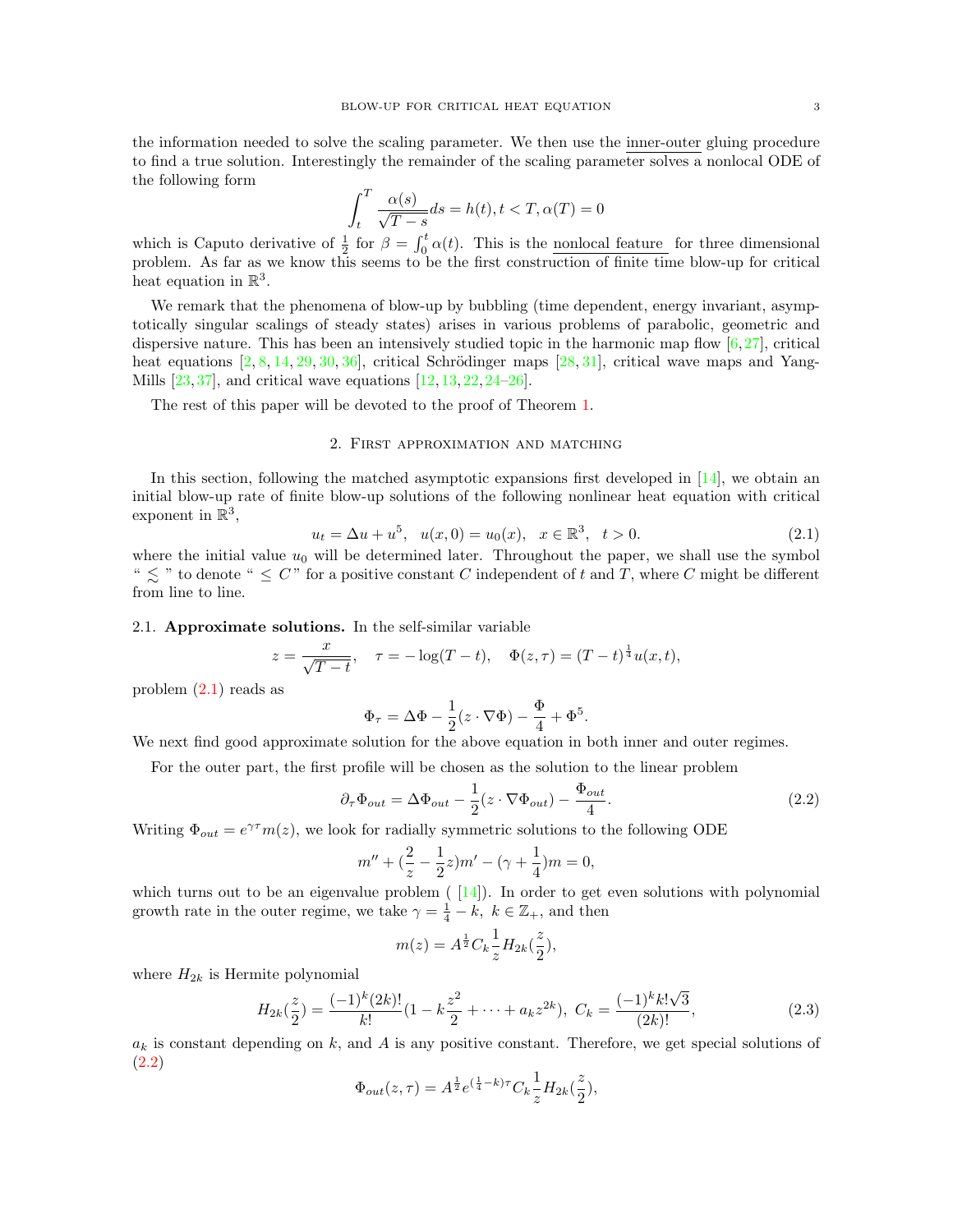the information needed to solve the scaling parameter. We then use the inner-outer gluing procedure to find a true solution. Interestingly the remainder of the scaling parameter solves a nonlocal ODE of the following form

$$\int_t^T \frac{\alpha(s)}{\sqrt{T-s}} ds = h(t), t < T, \alpha(T) = 0$$

which is Caputo derivative of $\frac{1}{2}$ for $\beta = \int_0^t \alpha(t)$. This is the nonlocal feature for three dimensional problem. As far as we know this seems to be the first construction of finite time blow-up for critical heat equation in $\mathbb{R}^3$.

We remark that the phenomena of blow-up by bubbling (time dependent, energy invariant, asymptotically singular scalings of steady states) arises in various problems of parabolic, geometric and dispersive nature. This has been an intensively studied topic in the harmonic map flow [6, 27], critical heat equations [2, 8, 14, 29, 30, 36], critical Schrödinger maps [28, 31], critical wave maps and Yang-Mills [23, 37], and critical wave equations [12, 13, 22, 24–26].

The rest of this paper will be devoted to the proof of Theorem 1.

## 2. First approximation and matching

In this section, following the matched asymptotic expansions first developed in [14], we obtain an initial blow-up rate of finite blow-up solutions of the following nonlinear heat equation with critical exponent in $\mathbb{R}^3$,

$$u_t = \Delta u + u^5, \quad u(x,0) = u_0(x), \quad x \in \mathbb{R}^3, \quad t > 0. \tag{2.1}$$

where the initial value $u_0$ will be determined later. Throughout the paper, we shall use the symbol " $\lesssim$ " to denote " $\leq C$" for a positive constant $C$ independent of $t$ and $T$, where $C$ might be different from line to line.

### 2.1. Approximate solutions.

In the self-similar variable

$$z = \frac{x}{\sqrt{T-t}}, \quad \tau = -\log(T-t), \quad \Phi(z,\tau) = (T-t)^{\frac{1}{4}} u(x,t),$$

problem (2.1) reads as

$$\Phi_\tau = \Delta \Phi - \frac{1}{2}(z \cdot \nabla \Phi) - \frac{\Phi}{4} + \Phi^5.$$

We next find good approximate solution for the above equation in both inner and outer regimes.

For the outer part, the first profile will be chosen as the solution to the linear problem

$$\partial_\tau \Phi_{out} = \Delta \Phi_{out} - \frac{1}{2}(z \cdot \nabla \Phi_{out}) - \frac{\Phi_{out}}{4}. \tag{2.2}$$

Writing $\Phi_{out} = e^{\gamma\tau} m(z)$, we look for radially symmetric solutions to the following ODE

$$m'' + (\frac{2}{z} - \frac{1}{2}z)m' - (\gamma + \frac{1}{4})m = 0,$$

which turns out to be an eigenvalue problem ( [14]). In order to get even solutions with polynomial growth rate in the outer regime, we take $\gamma = \frac{1}{4} - k, \ k \in \mathbb{Z}_+$, and then

$$m(z) = A^{\frac{1}{2}} C_k \frac{1}{z} H_{2k}(\frac{z}{2}),$$

where $H_{2k}$ is Hermite polynomial

$$H_{2k}(\frac{z}{2}) = \frac{(-1)^k (2k)!}{k!}(1 - k\frac{z^2}{2} + \cdots + a_k z^{2k}), \ C_k = \frac{(-1)^k k! \sqrt{3}}{(2k)!}, \tag{2.3}$$

$a_k$ is constant depending on $k$, and $A$ is any positive constant. Therefore, we get special solutions of (2.2)

$$\Phi_{out}(z,\tau) = A^{\frac{1}{2}} e^{(\frac{1}{4}-k)\tau} C_k \frac{1}{z} H_{2k}(\frac{z}{2}),$$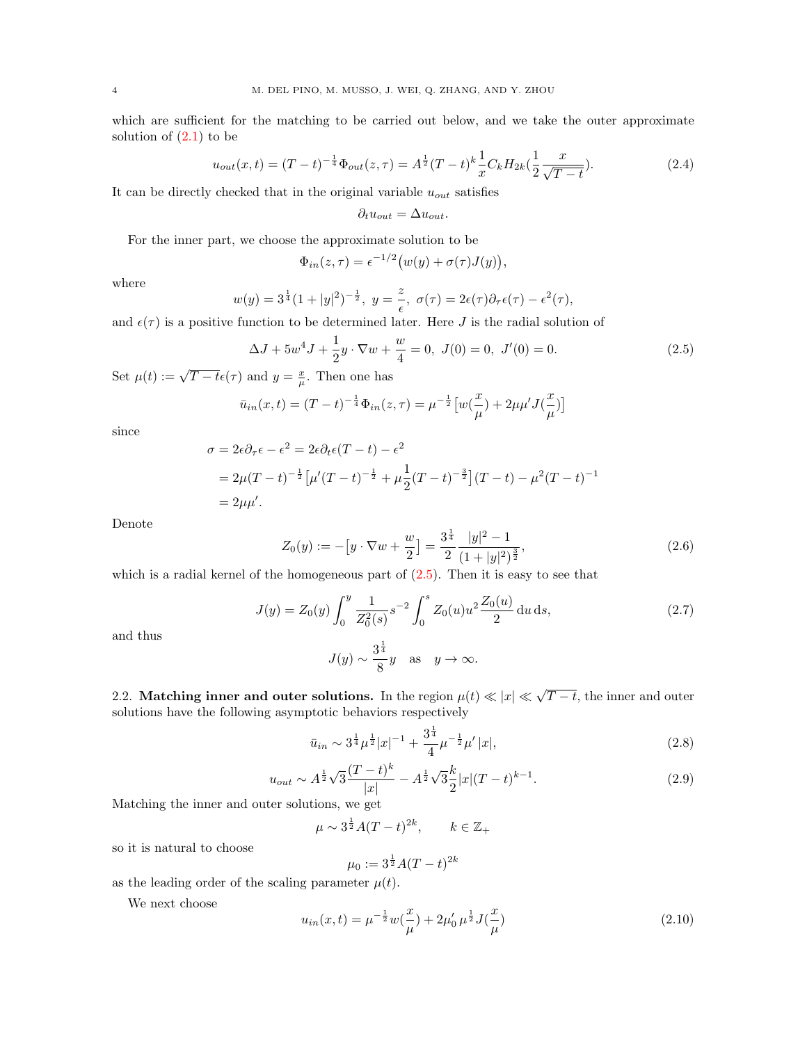which are sufficient for the matching to be carried out below, and we take the outer approximate solution of (2.1) to be

$$u_{out}(x,t) = (T-t)^{-\frac{1}{4}}\Phi_{out}(z,\tau) = A^{\frac{1}{2}}(T-t)^k \frac{1}{x} C_k H_{2k}(\frac{1}{2}\frac{x}{\sqrt{T-t}}). \tag{2.4}$$

It can be directly checked that in the original variable $u_{out}$ satisfies

$$\partial_t u_{out} = \Delta u_{out}.$$

For the inner part, we choose the approximate solution to be

$$\Phi_{in}(z,\tau) = \epsilon^{-1/2}\big(w(y) + \sigma(\tau)J(y)\big),$$

where

$$w(y) = 3^{\frac{1}{4}}(1+|y|^2)^{-\frac{1}{2}},\ y = \frac{z}{\epsilon},\ \sigma(\tau) = 2\epsilon(\tau)\partial_\tau\epsilon(\tau) - \epsilon^2(\tau),$$

and $\epsilon(\tau)$ is a positive function to be determined later. Here $J$ is the radial solution of

$$\Delta J + 5w^4 J + \frac{1}{2}y\cdot\nabla w + \frac{w}{4} = 0,\ J(0) = 0,\ J'(0) = 0. \tag{2.5}$$

Set $\mu(t) := \sqrt{T-t}\,\epsilon(\tau)$ and $y = \frac{x}{\mu}$. Then one has

$$\bar u_{in}(x,t) = (T-t)^{-\frac{1}{4}}\Phi_{in}(z,\tau) = \mu^{-\frac{1}{2}}\big[w(\frac{x}{\mu}) + 2\mu\mu' J(\frac{x}{\mu})\big]$$

since

$$\begin{aligned}
\sigma &= 2\epsilon\partial_\tau\epsilon - \epsilon^2 = 2\epsilon\partial_t\epsilon(T-t) - \epsilon^2\\
&= 2\mu(T-t)^{-\frac{1}{2}}\big[\mu'(T-t)^{-\frac{1}{2}} + \mu\frac{1}{2}(T-t)^{-\frac{3}{2}}\big](T-t) - \mu^2(T-t)^{-1}\\
&= 2\mu\mu'.
\end{aligned}$$

Denote

$$Z_0(y) := -\big[y\cdot\nabla w + \frac{w}{2}\big] = \frac{3^{\frac{1}{4}}}{2}\frac{|y|^2-1}{(1+|y|^2)^{\frac{3}{2}}}, \tag{2.6}$$

which is a radial kernel of the homogeneous part of (2.5). Then it is easy to see that

$$J(y) = Z_0(y)\int_0^y \frac{1}{Z_0^2(s)}s^{-2}\int_0^s Z_0(u)u^2\frac{Z_0(u)}{2}\,\mathrm{d}u\,\mathrm{d}s, \tag{2.7}$$

and thus

$$J(y) \sim \frac{3^{\frac{1}{4}}}{8}y \quad \text{as} \quad y\to\infty.$$

2.2. **Matching inner and outer solutions.** In the region $\mu(t) \ll |x| \ll \sqrt{T-t}$, the inner and outer solutions have the following asymptotic behaviors respectively

$$\bar u_{in} \sim 3^{\frac{1}{4}}\mu^{\frac{1}{2}}|x|^{-1} + \frac{3^{\frac{1}{4}}}{4}\mu^{-\frac{1}{2}}\mu'\,|x|, \tag{2.8}$$

$$u_{out} \sim A^{\frac{1}{2}}\sqrt{3}\frac{(T-t)^k}{|x|} - A^{\frac{1}{2}}\sqrt{3}\frac{k}{2}|x|(T-t)^{k-1}. \tag{2.9}$$

Matching the inner and outer solutions, we get

$$\mu \sim 3^{\frac{1}{2}}A(T-t)^{2k}, \qquad k\in\mathbb{Z}_+$$

so it is natural to choose

$$\mu_0 := 3^{\frac{1}{2}}A(T-t)^{2k}$$

as the leading order of the scaling parameter $\mu(t)$.

We next choose

$$u_{in}(x,t) = \mu^{-\frac{1}{2}}w(\frac{x}{\mu}) + 2\mu_0'\,\mu^{\frac{1}{2}}J(\frac{x}{\mu}) \tag{2.10}$$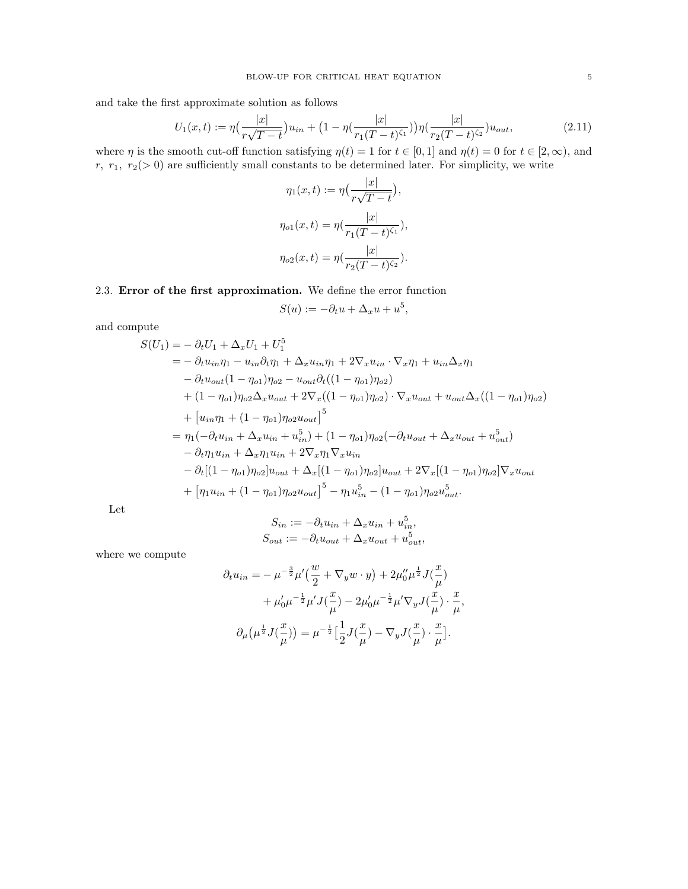and take the first approximate solution as follows

$$U_1(x,t) := \eta\big(\frac{|x|}{r\sqrt{T-t}}\big)u_{in} + \big(1-\eta(\frac{|x|}{r_1(T-t)^{\zeta_1}})\big)\eta(\frac{|x|}{r_2(T-t)^{\zeta_2}})u_{out}, \tag{2.11}$$

where $\eta$ is the smooth cut-off function satisfying $\eta(t)=1$ for $t\in[0,1]$ and $\eta(t)=0$ for $t\in[2,\infty)$, and $r,\ r_1,\ r_2(>0)$ are sufficiently small constants to be determined later. For simplicity, we write

$$\eta_1(x,t) := \eta\big(\frac{|x|}{r\sqrt{T-t}}\big),$$

$$\eta_{o1}(x,t) = \eta(\frac{|x|}{r_1(T-t)^{\zeta_1}}),$$

$$\eta_{o2}(x,t) = \eta(\frac{|x|}{r_2(T-t)^{\zeta_2}}).$$

### 2.3. Error of the first approximation.

We define the error function

$$S(u) := -\partial_t u + \Delta_x u + u^5,$$

and compute

$$\begin{aligned}
S(U_1) =& -\partial_t U_1 + \Delta_x U_1 + U_1^5\\
=& -\partial_t u_{in}\eta_1 - u_{in}\partial_t\eta_1 + \Delta_x u_{in}\eta_1 + 2\nabla_x u_{in}\cdot\nabla_x\eta_1 + u_{in}\Delta_x\eta_1\\
&-\partial_t u_{out}(1-\eta_{o1})\eta_{o2} - u_{out}\partial_t((1-\eta_{o1})\eta_{o2})\\
&+(1-\eta_{o1})\eta_{o2}\Delta_x u_{out} + 2\nabla_x((1-\eta_{o1})\eta_{o2})\cdot\nabla_x u_{out} + u_{out}\Delta_x((1-\eta_{o1})\eta_{o2})\\
&+\big[u_{in}\eta_1 + (1-\eta_{o1})\eta_{o2}u_{out}\big]^5\\
=&\ \eta_1(-\partial_t u_{in} + \Delta_x u_{in} + u_{in}^5) + (1-\eta_{o1})\eta_{o2}(-\partial_t u_{out} + \Delta_x u_{out} + u_{out}^5)\\
&-\partial_t\eta_1 u_{in} + \Delta_x\eta_1 u_{in} + 2\nabla_x\eta_1\nabla_x u_{in}\\
&-\partial_t[(1-\eta_{o1})\eta_{o2}]u_{out} + \Delta_x[(1-\eta_{o1})\eta_{o2}]u_{out} + 2\nabla_x[(1-\eta_{o1})\eta_{o2}]\nabla_x u_{out}\\
&+\big[\eta_1 u_{in} + (1-\eta_{o1})\eta_{o2}u_{out}\big]^5 - \eta_1 u_{in}^5 - (1-\eta_{o1})\eta_{o2}u_{out}^5.
\end{aligned}$$

Let

$$S_{in} := -\partial_t u_{in} + \Delta_x u_{in} + u_{in}^5,$$
$$S_{out} := -\partial_t u_{out} + \Delta_x u_{out} + u_{out}^5,$$

where we compute

$$\begin{aligned}
\partial_t u_{in} =& -\mu^{-\frac32}\mu'\big(\frac{w}{2} + \nabla_y w\cdot y\big) + 2\mu_0''\mu^{\frac12}J(\frac{x}{\mu})\\
&+\mu_0'\mu^{-\frac12}\mu' J(\frac{x}{\mu}) - 2\mu_0'\mu^{-\frac12}\mu'\nabla_y J(\frac{x}{\mu})\cdot\frac{x}{\mu},
\end{aligned}$$

$$\partial_\mu\big(\mu^{\frac12}J(\frac{x}{\mu})\big) = \mu^{-\frac12}\big[\frac12 J(\frac{x}{\mu}) - \nabla_y J(\frac{x}{\mu})\cdot\frac{x}{\mu}\big].$$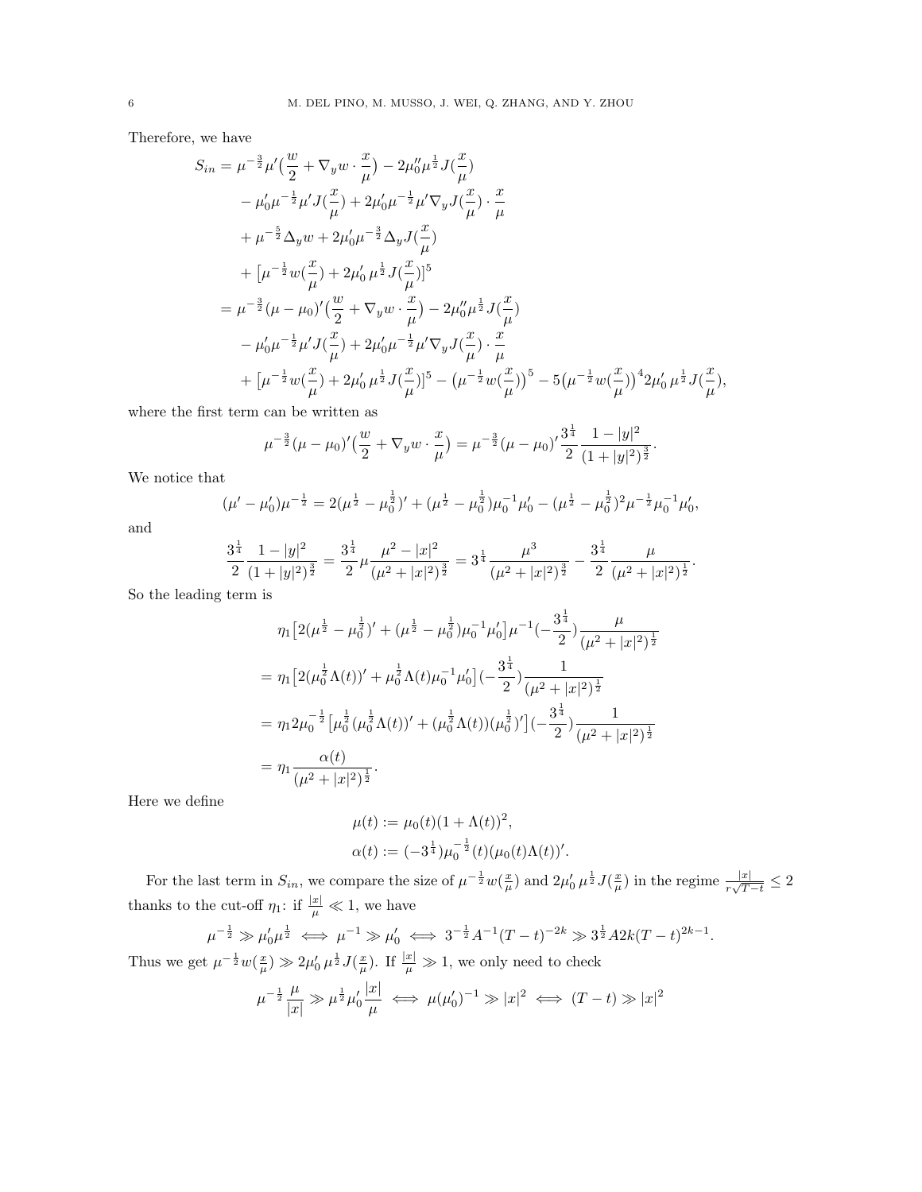Therefore, we have

$$
\begin{aligned}
S_{in} =& \mu^{-\frac{3}{2}}\mu'\big(\frac{w}{2}+\nabla_y w\cdot\frac{x}{\mu}\big) - 2\mu_0''\mu^{\frac{1}{2}}J(\frac{x}{\mu})\\
&-\mu_0'\mu^{-\frac{1}{2}}\mu' J(\frac{x}{\mu}) + 2\mu_0'\mu^{-\frac{1}{2}}\mu'\nabla_y J(\frac{x}{\mu})\cdot\frac{x}{\mu}\\
&+\mu^{-\frac{5}{2}}\Delta_y w + 2\mu_0'\mu^{-\frac{3}{2}}\Delta_y J(\frac{x}{\mu})\\
&+\big[\mu^{-\frac{1}{2}}w(\frac{x}{\mu}) + 2\mu_0'\,\mu^{\frac{1}{2}}J(\frac{x}{\mu})\big]^5\\
=& \mu^{-\frac{3}{2}}(\mu-\mu_0)'\big(\frac{w}{2}+\nabla_y w\cdot\frac{x}{\mu}\big) - 2\mu_0''\mu^{\frac{1}{2}}J(\frac{x}{\mu})\\
&-\mu_0'\mu^{-\frac{1}{2}}\mu' J(\frac{x}{\mu}) + 2\mu_0'\mu^{-\frac{1}{2}}\mu'\nabla_y J(\frac{x}{\mu})\cdot\frac{x}{\mu}\\
&+\big[\mu^{-\frac{1}{2}}w(\frac{x}{\mu}) + 2\mu_0'\,\mu^{\frac{1}{2}}J(\frac{x}{\mu})\big]^5 - \big(\mu^{-\frac{1}{2}}w(\frac{x}{\mu})\big)^5 - 5\big(\mu^{-\frac{1}{2}}w(\frac{x}{\mu})\big)^4 2\mu_0'\,\mu^{\frac{1}{2}}J(\frac{x}{\mu}),
\end{aligned}
$$

where the first term can be written as

$$
\mu^{-\frac{3}{2}}(\mu-\mu_0)'\big(\frac{w}{2}+\nabla_y w\cdot\frac{x}{\mu}\big) = \mu^{-\frac{3}{2}}(\mu-\mu_0)'\frac{3^{\frac{1}{4}}}{2}\frac{1-|y|^2}{(1+|y|^2)^{\frac{3}{2}}}.
$$

We notice that

$$
(\mu'-\mu_0')\mu^{-\frac{1}{2}} = 2(\mu^{\frac{1}{2}}-\mu_0^{\frac{1}{2}})' + (\mu^{\frac{1}{2}}-\mu_0^{\frac{1}{2}})\mu_0^{-1}\mu_0' - (\mu^{\frac{1}{2}}-\mu_0^{\frac{1}{2}})^2\mu^{-\frac{1}{2}}\mu_0^{-1}\mu_0',
$$

and

$$
\frac{3^{\frac{1}{4}}}{2}\frac{1-|y|^2}{(1+|y|^2)^{\frac{3}{2}}} = \frac{3^{\frac{1}{4}}}{2}\mu\frac{\mu^2-|x|^2}{(\mu^2+|x|^2)^{\frac{3}{2}}} = 3^{\frac{1}{4}}\frac{\mu^3}{(\mu^2+|x|^2)^{\frac{3}{2}}} - \frac{3^{\frac{1}{4}}}{2}\frac{\mu}{(\mu^2+|x|^2)^{\frac{1}{2}}}.
$$

So the leading term is

$$
\begin{aligned}
&\eta_1\big[2(\mu^{\frac{1}{2}}-\mu_0^{\frac{1}{2}})' + (\mu^{\frac{1}{2}}-\mu_0^{\frac{1}{2}})\mu_0^{-1}\mu_0'\big]\mu^{-1}(-\frac{3^{\frac{1}{4}}}{2})\frac{\mu}{(\mu^2+|x|^2)^{\frac{1}{2}}}\\
=& \eta_1\big[2(\mu_0^{\frac{1}{2}}\Lambda(t))' + \mu_0^{\frac{1}{2}}\Lambda(t)\mu_0^{-1}\mu_0'\big](-\frac{3^{\frac{1}{4}}}{2})\frac{1}{(\mu^2+|x|^2)^{\frac{1}{2}}}\\
=& \eta_1 2\mu_0^{-\frac{1}{2}}\big[\mu_0^{\frac{1}{2}}(\mu_0^{\frac{1}{2}}\Lambda(t))' + (\mu_0^{\frac{1}{2}}\Lambda(t))(\mu_0^{\frac{1}{2}})'\big](-\frac{3^{\frac{1}{4}}}{2})\frac{1}{(\mu^2+|x|^2)^{\frac{1}{2}}}\\
=& \eta_1\frac{\alpha(t)}{(\mu^2+|x|^2)^{\frac{1}{2}}}.
\end{aligned}
$$

Here we define

$$
\begin{aligned}
&\mu(t) := \mu_0(t)(1+\Lambda(t))^2,\\
&\alpha(t) := (-3^{\frac{1}{4}})\mu_0^{-\frac{1}{2}}(t)(\mu_0(t)\Lambda(t))'.
\end{aligned}
$$

For the last term in $S_{in}$, we compare the size of $\mu^{-\frac{1}{2}}w(\frac{x}{\mu})$ and $2\mu_0'\,\mu^{\frac{1}{2}}J(\frac{x}{\mu})$ in the regime $\frac{|x|}{r\sqrt{T-t}}\le 2$ thanks to the cut-off $\eta_1$: if $\frac{|x|}{\mu}\ll 1$, we have

$$
\mu^{-\frac{1}{2}} \gg \mu_0'\mu^{\frac{1}{2}} \iff \mu^{-1}\gg\mu_0' \iff 3^{-\frac{1}{2}}A^{-1}(T-t)^{-2k} \gg 3^{\frac{1}{2}}A2k(T-t)^{2k-1}.
$$

Thus we get $\mu^{-\frac{1}{2}}w(\frac{x}{\mu}) \gg 2\mu_0'\,\mu^{\frac{1}{2}}J(\frac{x}{\mu})$. If $\frac{|x|}{\mu}\gg 1$, we only need to check

$$
\mu^{-\frac{1}{2}}\frac{\mu}{|x|} \gg \mu^{\frac{1}{2}}\mu_0'\frac{|x|}{\mu} \iff \mu(\mu_0')^{-1}\gg|x|^2 \iff (T-t)\gg|x|^2
$$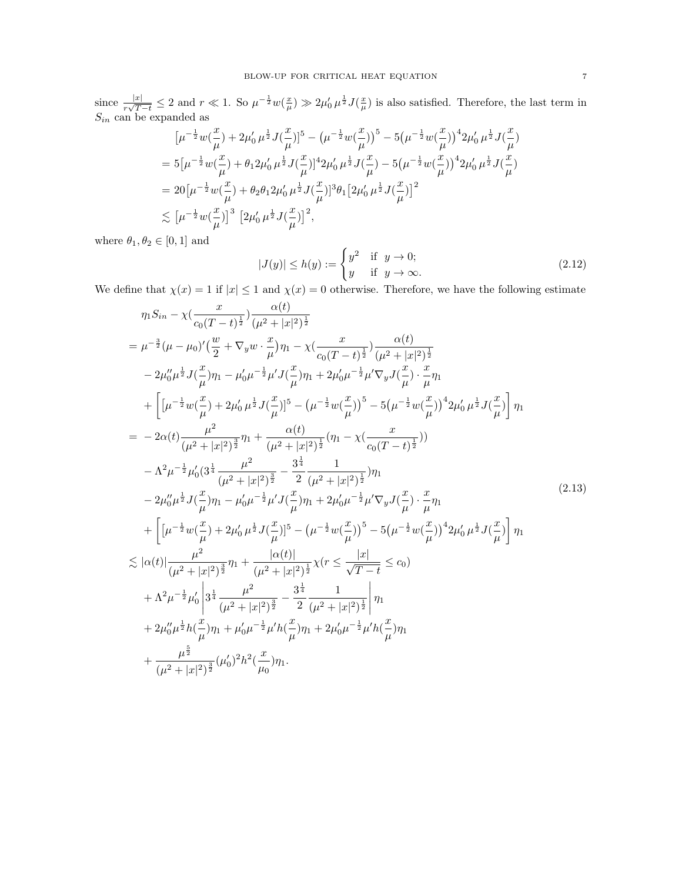since $\frac{|x|}{r\sqrt{T-t}} \le 2$ and $r \ll 1$. So $\mu^{-\frac{1}{2}} w(\frac{x}{\mu}) \gg 2\mu_0' \mu^{\frac{1}{2}} J(\frac{x}{\mu})$ is also satisfied. Therefore, the last term in $S_{in}$ can be expanded as

$$
\begin{aligned}
&\big[\mu^{-\frac{1}{2}} w(\frac{x}{\mu}) + 2\mu_0' \mu^{\frac{1}{2}} J(\frac{x}{\mu})\big]^5 - \big(\mu^{-\frac{1}{2}} w(\frac{x}{\mu})\big)^5 - 5\big(\mu^{-\frac{1}{2}} w(\frac{x}{\mu})\big)^4 2\mu_0' \mu^{\frac{1}{2}} J(\frac{x}{\mu}) \\
&= 5\big[\mu^{-\frac{1}{2}} w(\frac{x}{\mu}) + \theta_1 2\mu_0' \mu^{\frac{1}{2}} J(\frac{x}{\mu})\big]^4 2\mu_0' \mu^{\frac{1}{2}} J(\frac{x}{\mu}) - 5\big(\mu^{-\frac{1}{2}} w(\frac{x}{\mu})\big)^4 2\mu_0' \mu^{\frac{1}{2}} J(\frac{x}{\mu}) \\
&= 20\big[\mu^{-\frac{1}{2}} w(\frac{x}{\mu}) + \theta_2 \theta_1 2\mu_0' \mu^{\frac{1}{2}} J(\frac{x}{\mu})\big]^3 \theta_1 \big[2\mu_0' \mu^{\frac{1}{2}} J(\frac{x}{\mu})\big]^2 \\
&\lesssim \big[\mu^{-\frac{1}{2}} w(\frac{x}{\mu})\big]^3 \ \big[2\mu_0' \mu^{\frac{1}{2}} J(\frac{x}{\mu})\big]^2,
\end{aligned}
$$

where $\theta_1, \theta_2 \in [0,1]$ and

$$
|J(y)| \le h(y) := \begin{cases} y^2 & \text{if } y \to 0; \\ y & \text{if } y \to \infty. \end{cases} \tag{2.12}
$$

We define that $\chi(x) = 1$ if $|x| \le 1$ and $\chi(x) = 0$ otherwise. Therefore, we have the following estimate

$$
\begin{aligned}
&\eta_1 S_{in} - \chi(\frac{x}{c_0(T-t)^{\frac{1}{2}}}) \frac{\alpha(t)}{(\mu^2+|x|^2)^{\frac{1}{2}}} \\
&= \mu^{-\frac{3}{2}} (\mu - \mu_0)' (\frac{w}{2} + \nabla_y w \cdot \frac{x}{\mu}) \eta_1 - \chi(\frac{x}{c_0(T-t)^{\frac{1}{2}}}) \frac{\alpha(t)}{(\mu^2+|x|^2)^{\frac{1}{2}}} \\
&\quad - 2\mu_0'' \mu^{\frac{1}{2}} J(\frac{x}{\mu}) \eta_1 - \mu_0' \mu^{-\frac{1}{2}} \mu' J(\frac{x}{\mu}) \eta_1 + 2\mu_0' \mu^{-\frac{1}{2}} \mu' \nabla_y J(\frac{x}{\mu}) \cdot \frac{x}{\mu} \eta_1 \\
&\quad + \left[ \big[\mu^{-\frac{1}{2}} w(\frac{x}{\mu}) + 2\mu_0' \mu^{\frac{1}{2}} J(\frac{x}{\mu})\big]^5 - \big(\mu^{-\frac{1}{2}} w(\frac{x}{\mu})\big)^5 - 5\big(\mu^{-\frac{1}{2}} w(\frac{x}{\mu})\big)^4 2\mu_0' \mu^{\frac{1}{2}} J(\frac{x}{\mu}) \right] \eta_1 \\
&= -2\alpha(t) \frac{\mu^2}{(\mu^2+|x|^2)^{\frac{3}{2}}} \eta_1 + \frac{\alpha(t)}{(\mu^2+|x|^2)^{\frac{1}{2}}} (\eta_1 - \chi(\frac{x}{c_0(T-t)^{\frac{1}{2}}})) \\
&\quad - \Lambda^2 \mu^{-\frac{1}{2}} \mu_0' (3^{\frac{1}{4}} \frac{\mu^2}{(\mu^2+|x|^2)^{\frac{3}{2}}} - \frac{3^{\frac{1}{4}}}{2} \frac{1}{(\mu^2+|x|^2)^{\frac{1}{2}}}) \eta_1 \\
&\quad - 2\mu_0'' \mu^{\frac{1}{2}} J(\frac{x}{\mu}) \eta_1 - \mu_0' \mu^{-\frac{1}{2}} \mu' J(\frac{x}{\mu}) \eta_1 + 2\mu_0' \mu^{-\frac{1}{2}} \mu' \nabla_y J(\frac{x}{\mu}) \cdot \frac{x}{\mu} \eta_1 \\
&\quad + \left[ \big[\mu^{-\frac{1}{2}} w(\frac{x}{\mu}) + 2\mu_0' \mu^{\frac{1}{2}} J(\frac{x}{\mu})\big]^5 - \big(\mu^{-\frac{1}{2}} w(\frac{x}{\mu})\big)^5 - 5\big(\mu^{-\frac{1}{2}} w(\frac{x}{\mu})\big)^4 2\mu_0' \mu^{\frac{1}{2}} J(\frac{x}{\mu}) \right] \eta_1 \\
&\lesssim |\alpha(t)| \frac{\mu^2}{(\mu^2+|x|^2)^{\frac{3}{2}}} \eta_1 + \frac{|\alpha(t)|}{(\mu^2+|x|^2)^{\frac{1}{2}}} \chi(r \le \frac{|x|}{\sqrt{T-t}} \le c_0) \\
&\quad + \Lambda^2 \mu^{-\frac{1}{2}} \mu_0' \left| 3^{\frac{1}{4}} \frac{\mu^2}{(\mu^2+|x|^2)^{\frac{3}{2}}} - \frac{3^{\frac{1}{4}}}{2} \frac{1}{(\mu^2+|x|^2)^{\frac{1}{2}}} \right| \eta_1 \\
&\quad + 2\mu_0'' \mu^{\frac{1}{2}} h(\frac{x}{\mu}) \eta_1 + \mu_0' \mu^{-\frac{1}{2}} \mu' h(\frac{x}{\mu}) \eta_1 + 2\mu_0' \mu^{-\frac{1}{2}} \mu' h(\frac{x}{\mu}) \eta_1 \\
&\quad + \frac{\mu^{\frac{5}{2}}}{(\mu^2+|x|^2)^{\frac{3}{2}}} (\mu_0')^2 h^2(\frac{x}{\mu_0}) \eta_1.
\end{aligned} \tag{2.13}
$$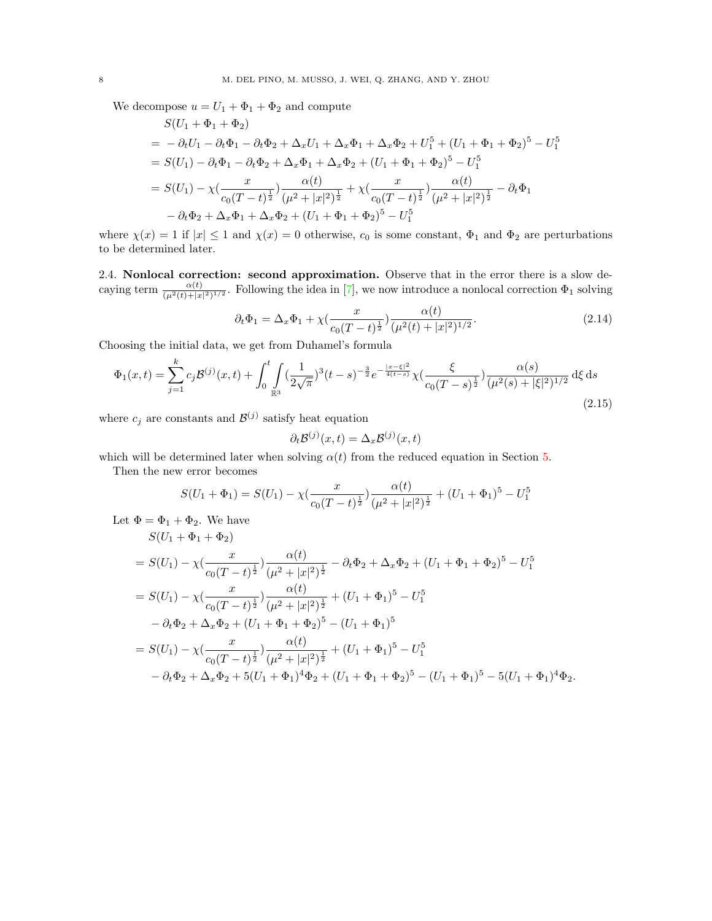We decompose $u = U_1 + \Phi_1 + \Phi_2$ and compute

$$
\begin{aligned}
&S(U_1 + \Phi_1 + \Phi_2) \\
= &- \partial_t U_1 - \partial_t \Phi_1 - \partial_t \Phi_2 + \Delta_x U_1 + \Delta_x \Phi_1 + \Delta_x \Phi_2 + U_1^5 + (U_1 + \Phi_1 + \Phi_2)^5 - U_1^5 \\
= &\; S(U_1) - \partial_t \Phi_1 - \partial_t \Phi_2 + \Delta_x \Phi_1 + \Delta_x \Phi_2 + (U_1 + \Phi_1 + \Phi_2)^5 - U_1^5 \\
= &\; S(U_1) - \chi\Big(\frac{x}{c_0(T-t)^{\frac{1}{2}}}\Big)\frac{\alpha(t)}{(\mu^2 + |x|^2)^{\frac{1}{2}}} + \chi\Big(\frac{x}{c_0(T-t)^{\frac{1}{2}}}\Big)\frac{\alpha(t)}{(\mu^2 + |x|^2)^{\frac{1}{2}}} - \partial_t \Phi_1 \\
&- \partial_t \Phi_2 + \Delta_x \Phi_1 + \Delta_x \Phi_2 + (U_1 + \Phi_1 + \Phi_2)^5 - U_1^5
\end{aligned}
$$

where $\chi(x) = 1$ if $|x| \leq 1$ and $\chi(x) = 0$ otherwise, $c_0$ is some constant, $\Phi_1$ and $\Phi_2$ are perturbations to be determined later.

### 2.4. Nonlocal correction: second approximation.

Observe that in the error there is a slow decaying term $\frac{\alpha(t)}{(\mu^2(t)+|x|^2)^{1/2}}$. Following the idea in [7], we now introduce a nonlocal correction $\Phi_1$ solving

$$
\partial_t \Phi_1 = \Delta_x \Phi_1 + \chi\Big(\frac{x}{c_0(T-t)^{\frac{1}{2}}}\Big)\frac{\alpha(t)}{(\mu^2(t) + |x|^2)^{1/2}}. \tag{2.14}
$$

Choosing the initial data, we get from Duhamel's formula

$$
\Phi_1(x,t) = \sum_{j=1}^{k} c_j \mathcal{B}^{(j)}(x,t) + \int_0^t \int_{\mathbb{R}^3} \Big(\frac{1}{2\sqrt{\pi}}\Big)^3 (t-s)^{-\frac{3}{2}} e^{-\frac{|x-\xi|^2}{4(t-s)}} \chi\Big(\frac{\xi}{c_0(T-s)^{\frac{1}{2}}}\Big)\frac{\alpha(s)}{(\mu^2(s) + |\xi|^2)^{1/2}} \, \mathrm{d}\xi \, \mathrm{d}s \tag{2.15}
$$

where $c_j$ are constants and $\mathcal{B}^{(j)}$ satisfy heat equation

$$
\partial_t \mathcal{B}^{(j)}(x,t) = \Delta_x \mathcal{B}^{(j)}(x,t)
$$

which will be determined later when solving $\alpha(t)$ from the reduced equation in Section 5.

Then the new error becomes

$$
S(U_1 + \Phi_1) = S(U_1) - \chi\Big(\frac{x}{c_0(T-t)^{\frac{1}{2}}}\Big)\frac{\alpha(t)}{(\mu^2 + |x|^2)^{\frac{1}{2}}} + (U_1 + \Phi_1)^5 - U_1^5
$$

Let $\Phi = \Phi_1 + \Phi_2$. We have

$$
\begin{aligned}
&S(U_1 + \Phi_1 + \Phi_2) \\
= &\; S(U_1) - \chi\Big(\frac{x}{c_0(T-t)^{\frac{1}{2}}}\Big)\frac{\alpha(t)}{(\mu^2 + |x|^2)^{\frac{1}{2}}} - \partial_t \Phi_2 + \Delta_x \Phi_2 + (U_1 + \Phi_1 + \Phi_2)^5 - U_1^5 \\
= &\; S(U_1) - \chi\Big(\frac{x}{c_0(T-t)^{\frac{1}{2}}}\Big)\frac{\alpha(t)}{(\mu^2 + |x|^2)^{\frac{1}{2}}} + (U_1 + \Phi_1)^5 - U_1^5 \\
&- \partial_t \Phi_2 + \Delta_x \Phi_2 + (U_1 + \Phi_1 + \Phi_2)^5 - (U_1 + \Phi_1)^5 \\
= &\; S(U_1) - \chi\Big(\frac{x}{c_0(T-t)^{\frac{1}{2}}}\Big)\frac{\alpha(t)}{(\mu^2 + |x|^2)^{\frac{1}{2}}} + (U_1 + \Phi_1)^5 - U_1^5 \\
&- \partial_t \Phi_2 + \Delta_x \Phi_2 + 5(U_1 + \Phi_1)^4 \Phi_2 + (U_1 + \Phi_1 + \Phi_2)^5 - (U_1 + \Phi_1)^5 - 5(U_1 + \Phi_1)^4 \Phi_2.
\end{aligned}
$$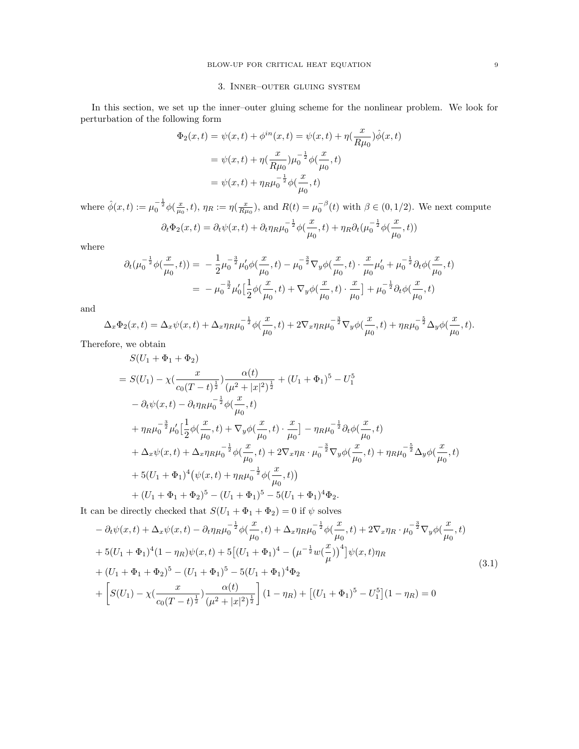## 3. Inner–outer gluing system

In this section, we set up the inner–outer gluing scheme for the nonlinear problem. We look for perturbation of the following form

$$
\begin{aligned}
\Phi_2(x,t) &= \psi(x,t) + \phi^{in}(x,t) = \psi(x,t) + \eta(\frac{x}{R\mu_0})\hat{\phi}(x,t) \\
&= \psi(x,t) + \eta(\frac{x}{R\mu_0})\mu_0^{-\frac{1}{2}}\phi(\frac{x}{\mu_0},t) \\
&= \psi(x,t) + \eta_R\mu_0^{-\frac{1}{2}}\phi(\frac{x}{\mu_0},t)
\end{aligned}
$$

where $\hat{\phi}(x,t) := \mu_0^{-\frac{1}{2}}\phi(\frac{x}{\mu_0},t)$, $\eta_R := \eta(\frac{x}{R\mu_0})$, and $R(t) = \mu_0^{-\beta}(t)$ with $\beta \in (0, 1/2)$. We next compute

$$
\partial_t\Phi_2(x,t) = \partial_t\psi(x,t) + \partial_t\eta_R\mu_0^{-\frac{1}{2}}\phi(\frac{x}{\mu_0},t) + \eta_R\partial_t(\mu_0^{-\frac{1}{2}}\phi(\frac{x}{\mu_0},t))
$$

where

$$
\begin{aligned}
\partial_t(\mu_0^{-\frac{1}{2}}\phi(\frac{x}{\mu_0},t)) &= -\frac{1}{2}\mu_0^{-\frac{3}{2}}\mu_0'\phi(\frac{x}{\mu_0},t) - \mu_0^{-\frac{3}{2}}\nabla_y\phi(\frac{x}{\mu_0},t)\cdot\frac{x}{\mu_0}\mu_0' + \mu_0^{-\frac{1}{2}}\partial_t\phi(\frac{x}{\mu_0},t) \\
&= -\mu_0^{-\frac{3}{2}}\mu_0'\big[\frac{1}{2}\phi(\frac{x}{\mu_0},t) + \nabla_y\phi(\frac{x}{\mu_0},t)\cdot\frac{x}{\mu_0}\big] + \mu_0^{-\frac{1}{2}}\partial_t\phi(\frac{x}{\mu_0},t)
\end{aligned}
$$

and

$$
\Delta_x\Phi_2(x,t) = \Delta_x\psi(x,t) + \Delta_x\eta_R\mu_0^{-\frac{1}{2}}\phi(\frac{x}{\mu_0},t) + 2\nabla_x\eta_R\mu_0^{-\frac{3}{2}}\nabla_y\phi(\frac{x}{\mu_0},t) + \eta_R\mu_0^{-\frac{5}{2}}\Delta_y\phi(\frac{x}{\mu_0},t).
$$

Therefore, we obtain

$$
\begin{aligned}
&S(U_1+\Phi_1+\Phi_2) \\
&= S(U_1) - \chi(\frac{x}{c_0(T-t)^{\frac{1}{2}}})\frac{\alpha(t)}{(\mu^2+|x|^2)^{\frac{1}{2}}} + (U_1+\Phi_1)^5 - U_1^5 \\
&\quad - \partial_t\psi(x,t) - \partial_t\eta_R\mu_0^{-\frac{1}{2}}\phi(\frac{x}{\mu_0},t) \\
&\quad + \eta_R\mu_0^{-\frac{3}{2}}\mu_0'\big[\frac{1}{2}\phi(\frac{x}{\mu_0},t) + \nabla_y\phi(\frac{x}{\mu_0},t)\cdot\frac{x}{\mu_0}\big] - \eta_R\mu_0^{-\frac{1}{2}}\partial_t\phi(\frac{x}{\mu_0},t) \\
&\quad + \Delta_x\psi(x,t) + \Delta_x\eta_R\mu_0^{-\frac{1}{2}}\phi(\frac{x}{\mu_0},t) + 2\nabla_x\eta_R\cdot\mu_0^{-\frac{3}{2}}\nabla_y\phi(\frac{x}{\mu_0},t) + \eta_R\mu_0^{-\frac{5}{2}}\Delta_y\phi(\frac{x}{\mu_0},t) \\
&\quad + 5(U_1+\Phi_1)^4\big(\psi(x,t) + \eta_R\mu_0^{-\frac{1}{2}}\phi(\frac{x}{\mu_0},t)\big) \\
&\quad + (U_1+\Phi_1+\Phi_2)^5 - (U_1+\Phi_1)^5 - 5(U_1+\Phi_1)^4\Phi_2.
\end{aligned}
$$

It can be directly checked that $S(U_1+\Phi_1+\Phi_2) = 0$ if $\psi$ solves

$$
\begin{aligned}
&-\partial_t\psi(x,t) + \Delta_x\psi(x,t) - \partial_t\eta_R\mu_0^{-\frac{1}{2}}\phi(\frac{x}{\mu_0},t) + \Delta_x\eta_R\mu_0^{-\frac{1}{2}}\phi(\frac{x}{\mu_0},t) + 2\nabla_x\eta_R\cdot\mu_0^{-\frac{3}{2}}\nabla_y\phi(\frac{x}{\mu_0},t) \\
&+ 5(U_1+\Phi_1)^4(1-\eta_R)\psi(x,t) + 5\big[(U_1+\Phi_1)^4 - \big(\mu^{-\frac{1}{2}}w(\frac{x}{\mu})\big)^4\big]\psi(x,t)\eta_R \\
&+ (U_1+\Phi_1+\Phi_2)^5 - (U_1+\Phi_1)^5 - 5(U_1+\Phi_1)^4\Phi_2 \\
&+ \left[S(U_1) - \chi(\frac{x}{c_0(T-t)^{\frac{1}{2}}})\frac{\alpha(t)}{(\mu^2+|x|^2)^{\frac{1}{2}}}\right](1-\eta_R) + \big[(U_1+\Phi_1)^5 - U_1^5\big](1-\eta_R) = 0
\end{aligned}
\tag{3.1}
$$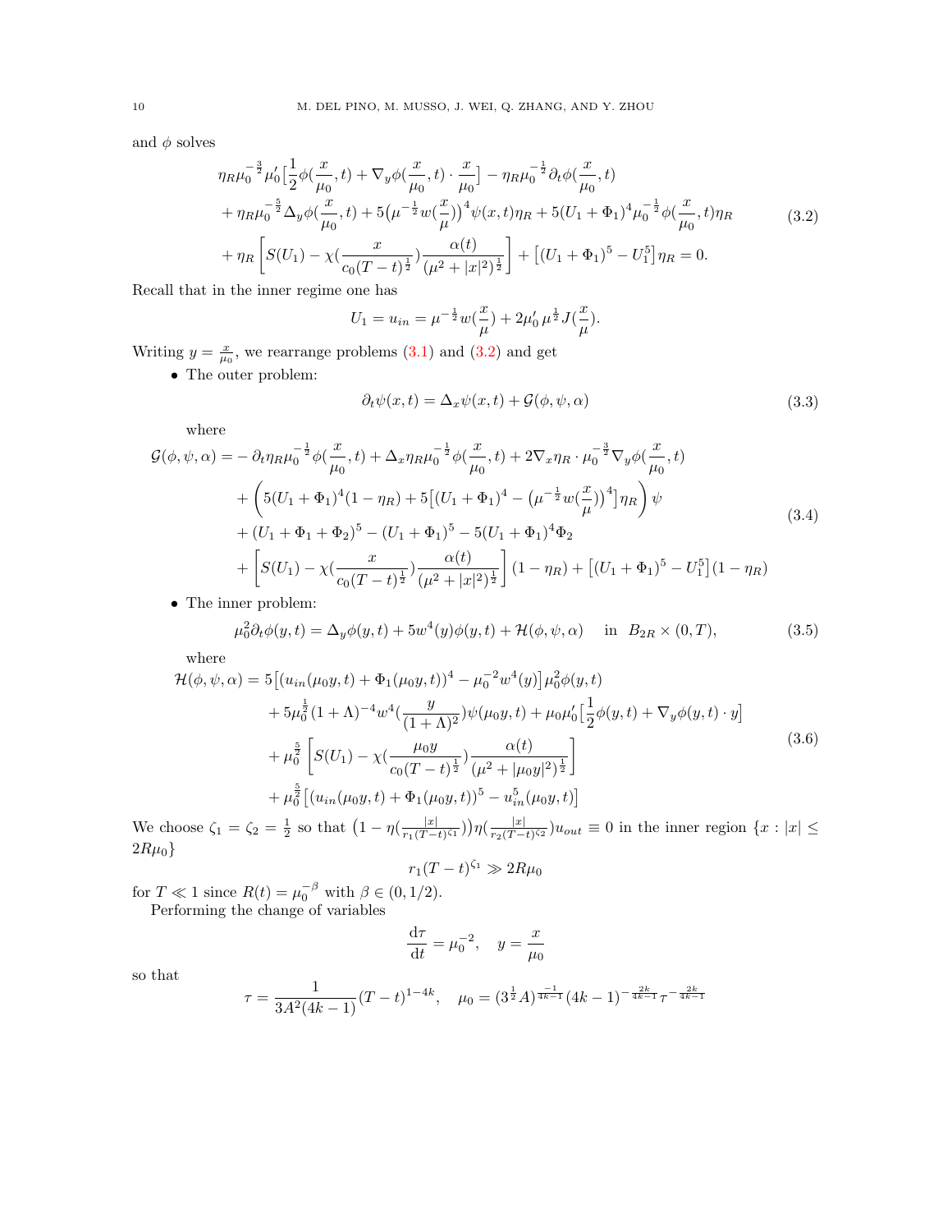and $\phi$ solves

$$
\begin{aligned}
&\eta_R \mu_0^{-\frac{3}{2}} \mu_0' \Big[\frac{1}{2}\phi(\frac{x}{\mu_0},t) + \nabla_y \phi(\frac{x}{\mu_0},t)\cdot \frac{x}{\mu_0}\Big] - \eta_R \mu_0^{-\frac{1}{2}} \partial_t \phi(\frac{x}{\mu_0},t) \\
&+ \eta_R \mu_0^{-\frac{5}{2}} \Delta_y \phi(\frac{x}{\mu_0},t) + 5\big(\mu^{-\frac{1}{2}} w(\frac{x}{\mu})\big)^4 \psi(x,t)\eta_R + 5(U_1+\Phi_1)^4 \mu_0^{-\frac{1}{2}} \phi(\frac{x}{\mu_0},t)\eta_R \\
&+ \eta_R \left[ S(U_1) - \chi(\frac{x}{c_0(T-t)^{\frac{1}{2}}}) \frac{\alpha(t)}{(\mu^2+|x|^2)^{\frac{1}{2}}} \right] + \big[(U_1+\Phi_1)^5 - U_1^5\big]\eta_R = 0.
\end{aligned}
\tag{3.2}
$$

Recall that in the inner regime one has

$$
U_1 = u_{in} = \mu^{-\frac{1}{2}} w(\frac{x}{\mu}) + 2\mu_0' \, \mu^{\frac{1}{2}} J(\frac{x}{\mu}).
$$

Writing $y = \frac{x}{\mu_0}$, we rearrange problems (3.1) and (3.2) and get

- The outer problem:

$$
\partial_t \psi(x,t) = \Delta_x \psi(x,t) + \mathcal{G}(\phi,\psi,\alpha)
\tag{3.3}
$$

where

$$
\begin{aligned}
\mathcal{G}(\phi,\psi,\alpha) =& - \partial_t \eta_R \mu_0^{-\frac{1}{2}} \phi(\frac{x}{\mu_0},t) + \Delta_x \eta_R \mu_0^{-\frac{1}{2}} \phi(\frac{x}{\mu_0},t) + 2\nabla_x \eta_R \cdot \mu_0^{-\frac{3}{2}} \nabla_y \phi(\frac{x}{\mu_0},t) \\
&+ \left( 5(U_1+\Phi_1)^4(1-\eta_R) + 5\big[(U_1+\Phi_1)^4 - \big(\mu^{-\frac{1}{2}} w(\frac{x}{\mu})\big)^4\big]\eta_R \right) \psi \\
&+ (U_1+\Phi_1+\Phi_2)^5 - (U_1+\Phi_1)^5 - 5(U_1+\Phi_1)^4 \Phi_2 \\
&+ \left[ S(U_1) - \chi(\frac{x}{c_0(T-t)^{\frac{1}{2}}}) \frac{\alpha(t)}{(\mu^2+|x|^2)^{\frac{1}{2}}} \right](1-\eta_R) + \big[(U_1+\Phi_1)^5 - U_1^5\big](1-\eta_R)
\end{aligned}
\tag{3.4}
$$

- The inner problem:

$$
\mu_0^2 \partial_t \phi(y,t) = \Delta_y \phi(y,t) + 5w^4(y)\phi(y,t) + \mathcal{H}(\phi,\psi,\alpha) \quad \text{ in } B_{2R}\times(0,T),
\tag{3.5}
$$

where

$$
\begin{aligned}
\mathcal{H}(\phi,\psi,\alpha) =& \, 5\big[(u_{in}(\mu_0 y,t) + \Phi_1(\mu_0 y,t))^4 - \mu_0^{-2} w^4(y)\big]\mu_0^2 \phi(y,t) \\
&+ 5\mu_0^{\frac{1}{2}}(1+\Lambda)^{-4} w^4(\frac{y}{(1+\Lambda)^2})\psi(\mu_0 y,t) + \mu_0 \mu_0' \big[\frac{1}{2}\phi(y,t) + \nabla_y \phi(y,t)\cdot y\big] \\
&+ \mu_0^{\frac{5}{2}} \left[ S(U_1) - \chi(\frac{\mu_0 y}{c_0(T-t)^{\frac{1}{2}}}) \frac{\alpha(t)}{(\mu^2+|\mu_0 y|^2)^{\frac{1}{2}}} \right] \\
&+ \mu_0^{\frac{5}{2}} \big[(u_{in}(\mu_0 y,t) + \Phi_1(\mu_0 y,t))^5 - u_{in}^5(\mu_0 y,t)\big]
\end{aligned}
\tag{3.6}
$$

We choose $\zeta_1 = \zeta_2 = \frac{1}{2}$ so that $\big(1-\eta(\frac{|x|}{r_1(T-t)^{\zeta_1}})\big)\eta(\frac{|x|}{r_2(T-t)^{\zeta_2}})u_{out} \equiv 0$ in the inner region $\{x : |x| \le 2R\mu_0\}$

$$
r_1(T-t)^{\zeta_1} \gg 2R\mu_0
$$

for $T \ll 1$ since $R(t) = \mu_0^{-\beta}$ with $\beta \in (0,1/2)$.

Performing the change of variables

$$
\frac{\mathrm{d}\tau}{\mathrm{d}t} = \mu_0^{-2}, \quad y = \frac{x}{\mu_0}
$$

so that

$$
\tau = \frac{1}{3A^2(4k-1)}(T-t)^{1-4k}, \quad \mu_0 = (3^{\frac{1}{2}}A)^{\frac{-1}{4k-1}}(4k-1)^{-\frac{2k}{4k-1}}\tau^{-\frac{2k}{4k-1}}
$$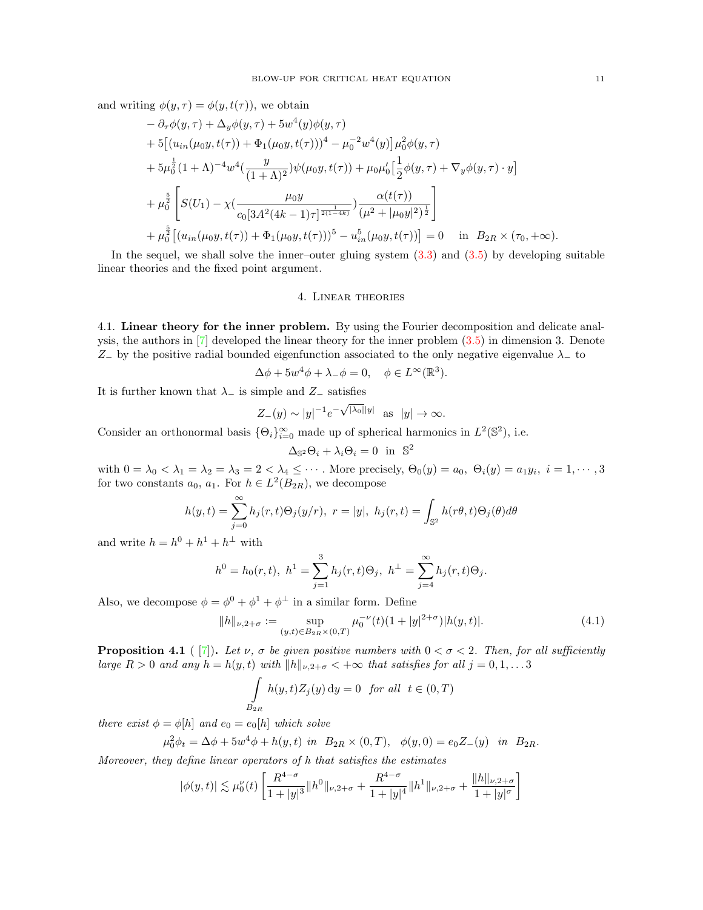and writing $\phi(y,\tau) = \phi(y, t(\tau))$, we obtain

$$
\begin{aligned}
& -\partial_\tau \phi(y,\tau) + \Delta_y \phi(y,\tau) + 5w^4(y)\phi(y,\tau) \\
& + 5\big[(u_{in}(\mu_0 y, t(\tau)) + \Phi_1(\mu_0 y, t(\tau)))^4 - \mu_0^{-2} w^4(y)\big]\mu_0^2 \phi(y,\tau) \\
& + 5\mu_0^{\frac{1}{2}}(1+\Lambda)^{-4} w^4\Big(\frac{y}{(1+\Lambda)^2}\Big)\psi(\mu_0 y, t(\tau)) + \mu_0 \mu_0' \Big[\frac{1}{2}\phi(y,\tau) + \nabla_y \phi(y,\tau)\cdot y\Big] \\
& + \mu_0^{\frac{5}{2}}\left[S(U_1) - \chi\Big(\frac{\mu_0 y}{c_0[3A^2(4k-1)\tau]^{\frac{1}{2(1-4k)}}}\Big)\frac{\alpha(t(\tau))}{(\mu^2 + |\mu_0 y|^2)^{\frac{1}{2}}}\right] \\
& + \mu_0^{\frac{5}{2}}\big[(u_{in}(\mu_0 y, t(\tau)) + \Phi_1(\mu_0 y, t(\tau)))^5 - u_{in}^5(\mu_0 y, t(\tau))\big] = 0 \quad \text{ in } \ B_{2R}\times(\tau_0, +\infty).
\end{aligned}
$$

In the sequel, we shall solve the inner–outer gluing system (3.3) and (3.5) by developing suitable linear theories and the fixed point argument.

## 4. Linear theories

**4.1. Linear theory for the inner problem.** By using the Fourier decomposition and delicate analysis, the authors in [7] developed the linear theory for the inner problem (3.5) in dimension 3. Denote $Z_-$ by the positive radial bounded eigenfunction associated to the only negative eigenvalue $\lambda_-$ to

$$\Delta\phi + 5w^4\phi + \lambda_-\phi = 0, \quad \phi \in L^\infty(\mathbb{R}^3).$$

It is further known that $\lambda_-$ is simple and $Z_-$ satisfies

$$Z_-(y) \sim |y|^{-1} e^{-\sqrt{|\lambda_0|}|y|} \ \text{ as } \ |y|\to\infty.$$

Consider an orthonormal basis $\{\Theta_i\}_{i=0}^\infty$ made up of spherical harmonics in $L^2(\mathbb{S}^2)$, i.e.

$$\Delta_{\mathbb{S}^2}\Theta_i + \lambda_i \Theta_i = 0 \ \text{ in } \ \mathbb{S}^2$$

with $0 = \lambda_0 < \lambda_1 = \lambda_2 = \lambda_3 = 2 < \lambda_4 \le \cdots$. More precisely, $\Theta_0(y) = a_0, \ \Theta_i(y) = a_1 y_i, \ i = 1, \cdots, 3$ for two constants $a_0, a_1$. For $h \in L^2(B_{2R})$, we decompose

$$h(y,t) = \sum_{j=0}^\infty h_j(r,t)\Theta_j(y/r), \ r = |y|, \ h_j(r,t) = \int_{\mathbb{S}^2} h(r\theta, t)\Theta_j(\theta)d\theta$$

and write $h = h^0 + h^1 + h^\perp$ with

$$h^0 = h_0(r,t), \ h^1 = \sum_{j=1}^3 h_j(r,t)\Theta_j, \ h^\perp = \sum_{j=4}^\infty h_j(r,t)\Theta_j.$$

Also, we decompose $\phi = \phi^0 + \phi^1 + \phi^\perp$ in a similar form. Define

$$\|h\|_{\nu, 2+\sigma} := \sup_{(y,t)\in B_{2R}\times(0,T)} \mu_0^{-\nu}(t)(1+|y|^{2+\sigma})|h(y,t)|. \tag{4.1}$$

**Proposition 4.1** ( [7]). *Let $\nu$, $\sigma$ be given positive numbers with $0<\sigma<2$. Then, for all sufficiently large $R>0$ and any $h = h(y,t)$ with $\|h\|_{\nu,2+\sigma} < +\infty$ that satisfies for all $j = 0, 1, \ldots 3$*

$$\int_{B_{2R}} h(y,t) Z_j(y)\,\mathrm{d}y = 0 \ \text{ for all } \ t\in(0,T)$$

*there exist $\phi = \phi[h]$ and $e_0 = e_0[h]$ which solve*

$$\mu_0^2 \phi_t = \Delta\phi + 5w^4\phi + h(y,t) \ \text{ in } \ B_{2R}\times(0,T), \quad \phi(y,0) = e_0 Z_-(y) \ \text{ in } \ B_{2R}.$$

*Moreover, they define linear operators of $h$ that satisfies the estimates*

$$|\phi(y,t)| \lesssim \mu_0^\nu(t)\left[\frac{R^{4-\sigma}}{1+|y|^3}\|h^0\|_{\nu,2+\sigma} + \frac{R^{4-\sigma}}{1+|y|^4}\|h^1\|_{\nu,2+\sigma} + \frac{\|h\|_{\nu,2+\sigma}}{1+|y|^\sigma}\right]$$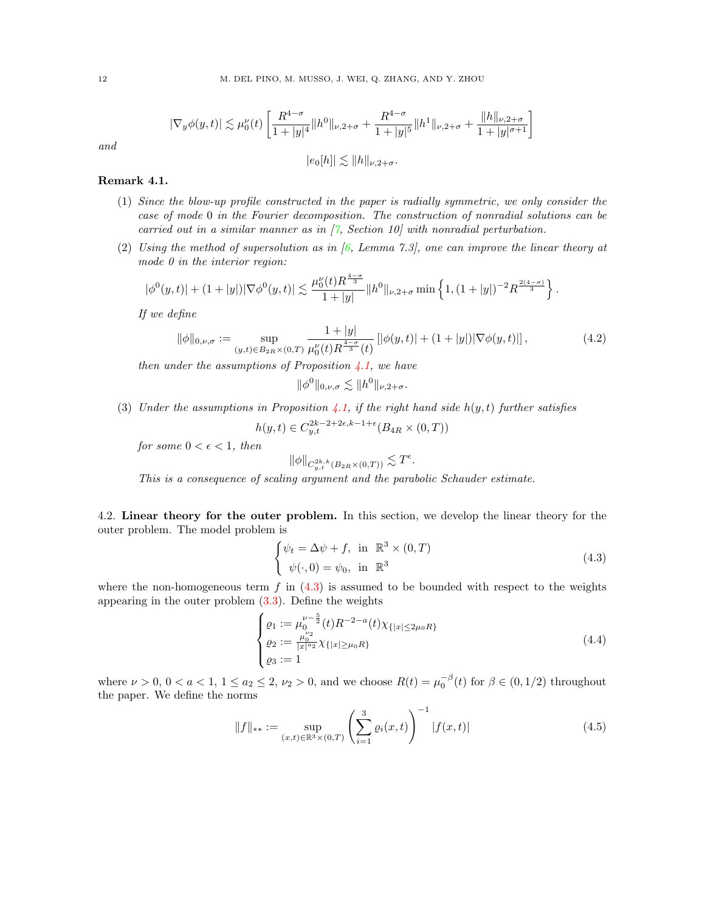$$|\nabla_y \phi(y,t)| \lesssim \mu_0^{\nu}(t) \left[ \frac{R^{4-\sigma}}{1+|y|^4} \|h^0\|_{\nu,2+\sigma} + \frac{R^{4-\sigma}}{1+|y|^5} \|h^1\|_{\nu,2+\sigma} + \frac{\|h\|_{\nu,2+\sigma}}{1+|y|^{\sigma+1}} \right]$$

and

$$|e_0[h]| \lesssim \|h\|_{\nu,2+\sigma}.$$

**Remark 4.1.**

(1) *Since the blow-up profile constructed in the paper is radially symmetric, we only consider the case of mode 0 in the Fourier decomposition. The construction of nonradial solutions can be carried out in a similar manner as in [7, Section 10] with nonradial perturbation.*

(2) *Using the method of supersolution as in [6, Lemma 7.3], one can improve the linear theory at mode 0 in the interior region:*

$$|\phi^0(y,t)| + (1+|y|)|\nabla \phi^0(y,t)| \lesssim \frac{\mu_0^{\nu}(t) R^{\frac{4-\sigma}{3}}}{1+|y|} \|h^0\|_{\nu,2+\sigma} \min\left\{1, (1+|y|)^{-2} R^{\frac{2(4-\sigma)}{3}}\right\}.$$

*If we define*

$$\|\phi\|_{0,\nu,\sigma} := \sup_{(y,t)\in B_{2R}\times(0,T)} \frac{1+|y|}{\mu_0^{\nu}(t) R^{\frac{4-\sigma}{3}}(t)} \left[|\phi(y,t)| + (1+|y|)|\nabla \phi(y,t)|\right], \tag{4.2}$$

*then under the assumptions of Proposition 4.1, we have*

$$\|\phi^0\|_{0,\nu,\sigma} \lesssim \|h^0\|_{\nu,2+\sigma}.$$

(3) *Under the assumptions in Proposition 4.1, if the right hand side $h(y,t)$ further satisfies*

$$h(y,t) \in C_{y,t}^{2k-2+2\epsilon, k-1+\epsilon}(B_{4R}\times(0,T))$$

*for some $0<\epsilon<1$, then*

$$\|\phi\|_{C_{y,t}^{2k,k}(B_{2R}\times(0,T))} \lesssim T^{\epsilon}.$$

*This is a consequence of scaling argument and the parabolic Schauder estimate.*

### 4.2. Linear theory for the outer problem.

In this section, we develop the linear theory for the outer problem. The model problem is

$$\begin{cases} \psi_t = \Delta \psi + f, & \text{in } \mathbb{R}^3 \times (0,T) \\ \psi(\cdot,0) = \psi_0, & \text{in } \mathbb{R}^3 \end{cases} \tag{4.3}$$

where the non-homogeneous term $f$ in (4.3) is assumed to be bounded with respect to the weights appearing in the outer problem (3.3). Define the weights

$$\begin{cases} \varrho_1 := \mu_0^{\nu-\frac{5}{2}}(t) R^{-2-a}(t) \chi_{\{|x|\le 2\mu_0 R\}} \\ \varrho_2 := \frac{\mu_0^{\nu_2}}{|x|^{a_2}} \chi_{\{|x|\ge \mu_0 R\}} \\ \varrho_3 := 1 \end{cases} \tag{4.4}$$

where $\nu>0$, $0<a<1$, $1\le a_2\le 2$, $\nu_2>0$, and we choose $R(t)=\mu_0^{-\beta}(t)$ for $\beta\in(0,1/2)$ throughout the paper. We define the norms

$$\|f\|_{**} := \sup_{(x,t)\in\mathbb{R}^3\times(0,T)} \left(\sum_{i=1}^{3} \varrho_i(x,t)\right)^{-1} |f(x,t)| \tag{4.5}$$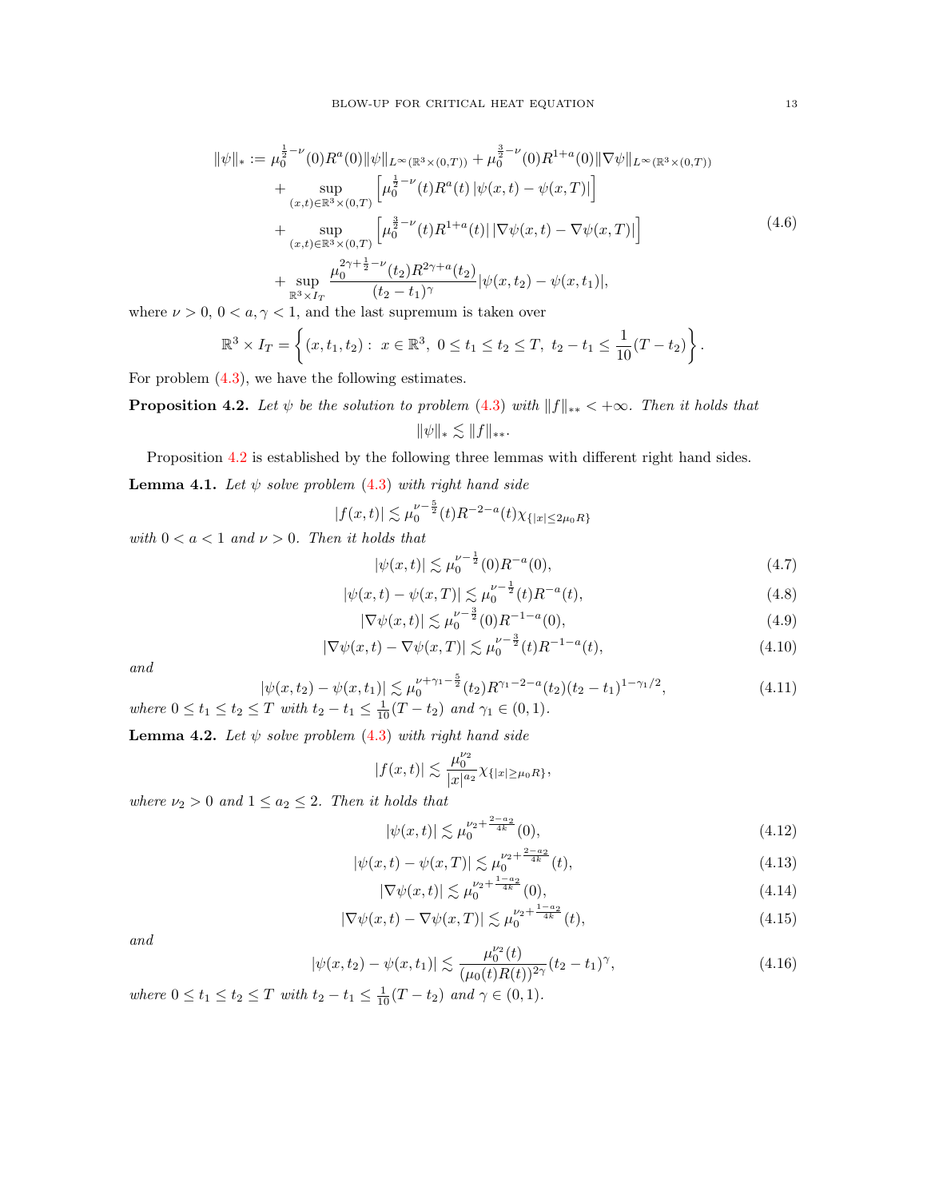$$
\begin{aligned}
\|\psi\|_* := {} & \mu_0^{\frac{1}{2}-\nu}(0)R^a(0)\|\psi\|_{L^\infty(\mathbb{R}^3\times(0,T))} + \mu_0^{\frac{3}{2}-\nu}(0)R^{1+a}(0)\|\nabla\psi\|_{L^\infty(\mathbb{R}^3\times(0,T))} \\
& + \sup_{(x,t)\in\mathbb{R}^3\times(0,T)} \left[\mu_0^{\frac{1}{2}-\nu}(t)R^a(t)\,|\psi(x,t)-\psi(x,T)|\right] \\
& + \sup_{(x,t)\in\mathbb{R}^3\times(0,T)} \left[\mu_0^{\frac{3}{2}-\nu}(t)R^{1+a}(t)|\,|\nabla\psi(x,t)-\nabla\psi(x,T)|\right] \\
& + \sup_{\mathbb{R}^3\times I_T} \frac{\mu_0^{2\gamma+\frac{1}{2}-\nu}(t_2)R^{2\gamma+a}(t_2)}{(t_2-t_1)^\gamma}|\psi(x,t_2)-\psi(x,t_1)|,
\end{aligned}
\tag{4.6}
$$

where $\nu > 0$, $0 < a, \gamma < 1$, and the last supremum is taken over

$$
\mathbb{R}^3 \times I_T = \left\{ (x,t_1,t_2):\ x\in\mathbb{R}^3,\ 0\le t_1\le t_2\le T,\ t_2-t_1\le \frac{1}{10}(T-t_2) \right\}.
$$

For problem (4.3), we have the following estimates.

**Proposition 4.2.** *Let $\psi$ be the solution to problem (4.3) with $\|f\|_{**} < +\infty$. Then it holds that*

$$
\|\psi\|_* \lesssim \|f\|_{**}.
$$

Proposition 4.2 is established by the following three lemmas with different right hand sides.

**Lemma 4.1.** *Let $\psi$ solve problem (4.3) with right hand side*

$$
|f(x,t)| \lesssim \mu_0^{\nu-\frac{5}{2}}(t)R^{-2-a}(t)\chi_{\{|x|\le 2\mu_0 R\}}
$$

*with $0<a<1$ and $\nu>0$. Then it holds that*

$$
|\psi(x,t)| \lesssim \mu_0^{\nu-\frac{1}{2}}(0)R^{-a}(0), \tag{4.7}
$$

$$
|\psi(x,t)-\psi(x,T)| \lesssim \mu_0^{\nu-\frac{1}{2}}(t)R^{-a}(t), \tag{4.8}
$$

$$
|\nabla\psi(x,t)| \lesssim \mu_0^{\nu-\frac{3}{2}}(0)R^{-1-a}(0), \tag{4.9}
$$

$$
|\nabla\psi(x,t)-\nabla\psi(x,T)| \lesssim \mu_0^{\nu-\frac{3}{2}}(t)R^{-1-a}(t), \tag{4.10}
$$

*and*

$$
|\psi(x,t_2)-\psi(x,t_1)| \lesssim \mu_0^{\nu+\gamma_1-\frac{5}{2}}(t_2)R^{\gamma_1-2-a}(t_2)(t_2-t_1)^{1-\gamma_1/2}, \tag{4.11}
$$

*where $0\le t_1\le t_2\le T$ with $t_2-t_1\le\frac{1}{10}(T-t_2)$ and $\gamma_1\in(0,1)$.*

**Lemma 4.2.** *Let $\psi$ solve problem (4.3) with right hand side*

$$
|f(x,t)| \lesssim \frac{\mu_0^{\nu_2}}{|x|^{a_2}}\chi_{\{|x|\ge\mu_0 R\}},
$$

*where $\nu_2>0$ and $1\le a_2\le 2$. Then it holds that*

$$
|\psi(x,t)| \lesssim \mu_0^{\nu_2+\frac{2-a_2}{4k}}(0), \tag{4.12}
$$

$$
|\psi(x,t)-\psi(x,T)| \lesssim \mu_0^{\nu_2+\frac{2-a_2}{4k}}(t), \tag{4.13}
$$

$$
|\nabla\psi(x,t)| \lesssim \mu_0^{\nu_2+\frac{1-a_2}{4k}}(0), \tag{4.14}
$$

$$
|\nabla\psi(x,t)-\nabla\psi(x,T)| \lesssim \mu_0^{\nu_2+\frac{1-a_2}{4k}}(t), \tag{4.15}
$$

*and*

$$
|\psi(x,t_2)-\psi(x,t_1)| \lesssim \frac{\mu_0^{\nu_2}(t)}{(\mu_0(t)R(t))^{2\gamma}}(t_2-t_1)^\gamma, \tag{4.16}
$$

*where $0\le t_1\le t_2\le T$ with $t_2-t_1\le\frac{1}{10}(T-t_2)$ and $\gamma\in(0,1)$.*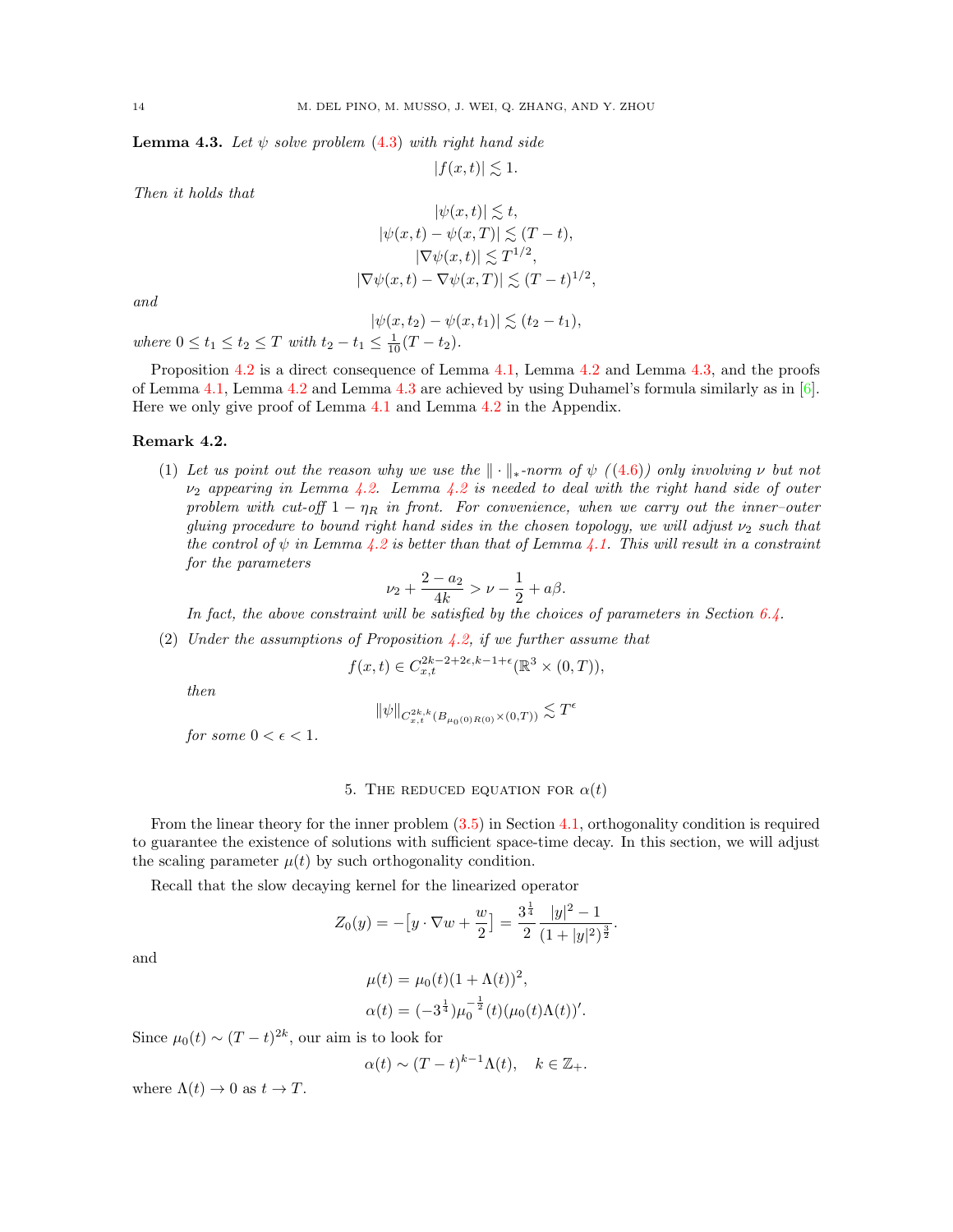**Lemma 4.3.** *Let $\psi$ solve problem (4.3) with right hand side*

$$|f(x,t)| \lesssim 1.$$

*Then it holds that*

$$|\psi(x,t)| \lesssim t,$$
$$|\psi(x,t) - \psi(x,T)| \lesssim (T-t),$$
$$|\nabla \psi(x,t)| \lesssim T^{1/2},$$
$$|\nabla \psi(x,t) - \nabla \psi(x,T)| \lesssim (T-t)^{1/2},$$

*and*

$$|\psi(x,t_2) - \psi(x,t_1)| \lesssim (t_2 - t_1),$$

*where $0 \le t_1 \le t_2 \le T$ with $t_2 - t_1 \le \frac{1}{10}(T - t_2)$.*

Proposition 4.2 is a direct consequence of Lemma 4.1, Lemma 4.2 and Lemma 4.3, and the proofs of Lemma 4.1, Lemma 4.2 and Lemma 4.3 are achieved by using Duhamel's formula similarly as in [6]. Here we only give proof of Lemma 4.1 and Lemma 4.2 in the Appendix.

**Remark 4.2.**

(1) *Let us point out the reason why we use the $\|\cdot\|_*$-norm of $\psi$ ((4.6)) only involving $\nu$ but not $\nu_2$ appearing in Lemma 4.2. Lemma 4.2 is needed to deal with the right hand side of outer problem with cut-off $1-\eta_R$ in front. For convenience, when we carry out the inner–outer gluing procedure to bound right hand sides in the chosen topology, we will adjust $\nu_2$ such that the control of $\psi$ in Lemma 4.2 is better than that of Lemma 4.1. This will result in a constraint for the parameters*

$$\nu_2 + \frac{2-a_2}{4k} > \nu - \frac{1}{2} + a\beta.$$

*In fact, the above constraint will be satisfied by the choices of parameters in Section 6.4.*

(2) *Under the assumptions of Proposition 4.2, if we further assume that*

$$f(x,t) \in C_{x,t}^{2k-2+2\epsilon, k-1+\epsilon}(\mathbb{R}^3 \times (0,T)),$$

*then*

$$\|\psi\|_{C_{x,t}^{2k,k}(B_{\mu_0(0)R(0)} \times (0,T))} \lesssim T^{\epsilon}$$

*for some $0 < \epsilon < 1$.*

## 5. The reduced equation for $\alpha(t)$

From the linear theory for the inner problem (3.5) in Section 4.1, orthogonality condition is required to guarantee the existence of solutions with sufficient space-time decay. In this section, we will adjust the scaling parameter $\mu(t)$ by such orthogonality condition.

Recall that the slow decaying kernel for the linearized operator

$$Z_0(y) = -\big[y \cdot \nabla w + \frac{w}{2}\big] = \frac{3^{\frac{1}{4}}}{2} \frac{|y|^2 - 1}{(1+|y|^2)^{\frac{3}{2}}}.$$

and

$$\mu(t) = \mu_0(t)(1 + \Lambda(t))^2,$$
$$\alpha(t) = (-3^{\frac{1}{4}})\mu_0^{-\frac{1}{2}}(t)(\mu_0(t)\Lambda(t))'.$$

Since $\mu_0(t) \sim (T-t)^{2k}$, our aim is to look for

$$\alpha(t) \sim (T-t)^{k-1}\Lambda(t), \quad k \in \mathbb{Z}_+.$$

where $\Lambda(t) \to 0$ as $t \to T$.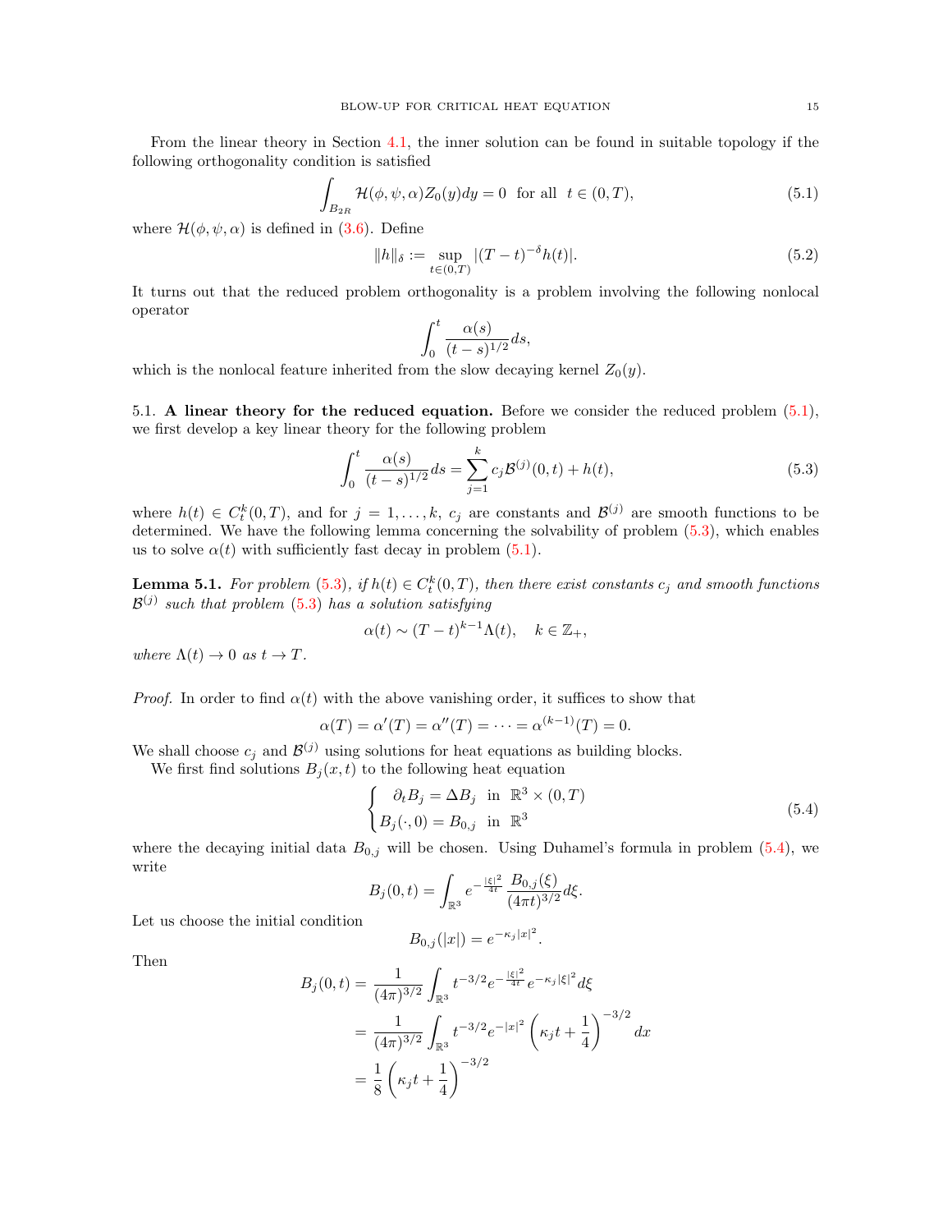From the linear theory in Section 4.1, the inner solution can be found in suitable topology if the following orthogonality condition is satisfied

$$\int_{B_{2R}} \mathcal{H}(\phi, \psi, \alpha) Z_0(y) dy = 0 \quad \text{for all} \quad t \in (0, T), \tag{5.1}$$

where $\mathcal{H}(\phi, \psi, \alpha)$ is defined in (3.6). Define

$$\|h\|_\delta := \sup_{t \in (0,T)} |(T-t)^{-\delta} h(t)|. \tag{5.2}$$

It turns out that the reduced problem orthogonality is a problem involving the following nonlocal operator

$$\int_0^t \frac{\alpha(s)}{(t-s)^{1/2}} ds,$$

which is the nonlocal feature inherited from the slow decaying kernel $Z_0(y)$.

5.1. **A linear theory for the reduced equation.** Before we consider the reduced problem (5.1), we first develop a key linear theory for the following problem

$$\int_0^t \frac{\alpha(s)}{(t-s)^{1/2}} ds = \sum_{j=1}^k c_j \mathcal{B}^{(j)}(0,t) + h(t), \tag{5.3}$$

where $h(t) \in C_t^k(0,T)$, and for $j = 1, \ldots, k$, $c_j$ are constants and $\mathcal{B}^{(j)}$ are smooth functions to be determined. We have the following lemma concerning the solvability of problem (5.3), which enables us to solve $\alpha(t)$ with sufficiently fast decay in problem (5.1).

**Lemma 5.1.** *For problem (5.3), if $h(t) \in C_t^k(0,T)$, then there exist constants $c_j$ and smooth functions $\mathcal{B}^{(j)}$ such that problem (5.3) has a solution satisfying*

$$\alpha(t) \sim (T-t)^{k-1} \Lambda(t), \quad k \in \mathbb{Z}_+,$$

*where $\Lambda(t) \to 0$ as $t \to T$.*

*Proof.* In order to find $\alpha(t)$ with the above vanishing order, it suffices to show that

$$\alpha(T) = \alpha'(T) = \alpha''(T) = \cdots = \alpha^{(k-1)}(T) = 0.$$

We shall choose $c_j$ and $\mathcal{B}^{(j)}$ using solutions for heat equations as building blocks.

We first find solutions $B_j(x,t)$ to the following heat equation

$$\begin{cases} \partial_t B_j = \Delta B_j & \text{in} \ \mathbb{R}^3 \times (0,T) \\ B_j(\cdot, 0) = B_{0,j} & \text{in} \ \mathbb{R}^3 \end{cases} \tag{5.4}$$

where the decaying initial data $B_{0,j}$ will be chosen. Using Duhamel's formula in problem (5.4), we write

$$B_j(0,t) = \int_{\mathbb{R}^3} e^{-\frac{|\xi|^2}{4t}} \frac{B_{0,j}(\xi)}{(4\pi t)^{3/2}} d\xi.$$

Let us choose the initial condition

$$B_{0,j}(|x|) = e^{-\kappa_j |x|^2}.$$

Then

$$\begin{aligned} B_j(0,t) &= \frac{1}{(4\pi)^{3/2}} \int_{\mathbb{R}^3} t^{-3/2} e^{-\frac{|\xi|^2}{4t}} e^{-\kappa_j |\xi|^2} d\xi \\ &= \frac{1}{(4\pi)^{3/2}} \int_{\mathbb{R}^3} t^{-3/2} e^{-|x|^2} \left(\kappa_j t + \frac{1}{4}\right)^{-3/2} dx \\ &= \frac{1}{8} \left(\kappa_j t + \frac{1}{4}\right)^{-3/2} \end{aligned}$$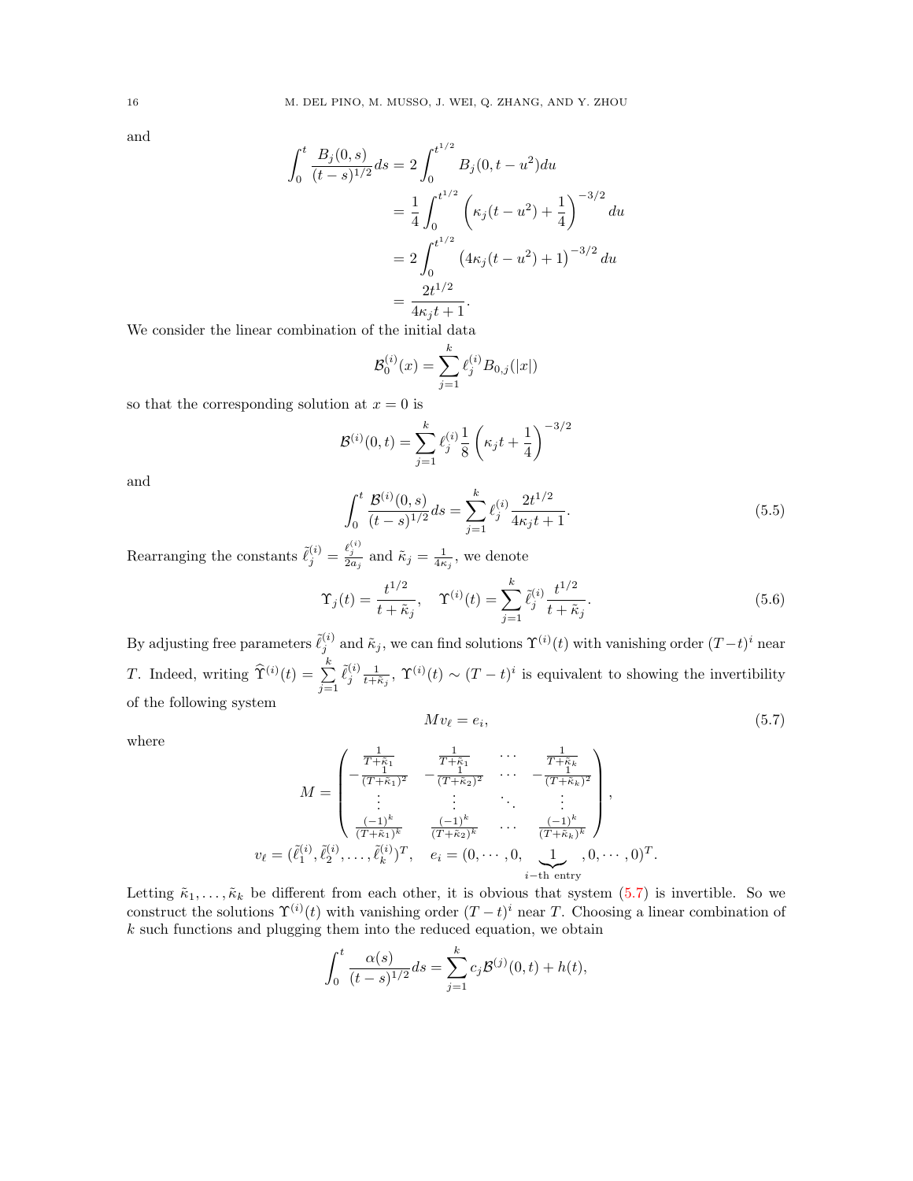and

$$
\begin{aligned}
\int_0^t \frac{B_j(0,s)}{(t-s)^{1/2}} ds &= 2\int_0^{t^{1/2}} B_j(0, t-u^2) du \\
&= \frac{1}{4}\int_0^{t^{1/2}} \left(\kappa_j (t-u^2) + \frac{1}{4}\right)^{-3/2} du \\
&= 2\int_0^{t^{1/2}} \left(4\kappa_j (t-u^2) + 1\right)^{-3/2} du \\
&= \frac{2t^{1/2}}{4\kappa_j t + 1}.
\end{aligned}
$$

We consider the linear combination of the initial data

$$
\mathcal{B}_0^{(i)}(x) = \sum_{j=1}^k \ell_j^{(i)} B_{0,j}(|x|)
$$

so that the corresponding solution at $x = 0$ is

$$
\mathcal{B}^{(i)}(0,t) = \sum_{j=1}^k \ell_j^{(i)} \frac{1}{8}\left(\kappa_j t + \frac{1}{4}\right)^{-3/2}
$$

and

$$
\int_0^t \frac{\mathcal{B}^{(i)}(0,s)}{(t-s)^{1/2}} ds = \sum_{j=1}^k \ell_j^{(i)} \frac{2t^{1/2}}{4\kappa_j t + 1}. \tag{5.5}
$$

Rearranging the constants $\tilde{\ell}_j^{(i)} = \frac{\ell_j^{(i)}}{2a_j}$ and $\tilde{\kappa}_j = \frac{1}{4\kappa_j}$, we denote

$$
\Upsilon_j(t) = \frac{t^{1/2}}{t + \tilde{\kappa}_j}, \quad \Upsilon^{(i)}(t) = \sum_{j=1}^k \tilde{\ell}_j^{(i)} \frac{t^{1/2}}{t+\tilde{\kappa}_j}. \tag{5.6}
$$

By adjusting free parameters $\tilde{\ell}_j^{(i)}$ and $\tilde{\kappa}_j$, we can find solutions $\Upsilon^{(i)}(t)$ with vanishing order $(T-t)^i$ near $T$. Indeed, writing $\widehat{\Upsilon}^{(i)}(t) = \sum_{j=1}^k \tilde{\ell}_j^{(i)} \frac{1}{t+\tilde{\kappa}_j}$, $\Upsilon^{(i)}(t) \sim (T-t)^i$ is equivalent to showing the invertibility of the following system

$$
M v_\ell = e_i, \tag{5.7}
$$

where

$$
M = \begin{pmatrix}
\frac{1}{T+\tilde{\kappa}_1} & \frac{1}{T+\tilde{\kappa}_1} & \cdots & \frac{1}{T+\tilde{\kappa}_k} \\
-\frac{1}{(T+\tilde{\kappa}_1)^2} & -\frac{1}{(T+\tilde{\kappa}_2)^2} & \cdots & -\frac{1}{(T+\tilde{\kappa}_k)^2} \\
\vdots & \vdots & \ddots & \vdots \\
\frac{(-1)^k}{(T+\tilde{\kappa}_1)^k} & \frac{(-1)^k}{(T+\tilde{\kappa}_2)^k} & \cdots & \frac{(-1)^k}{(T+\tilde{\kappa}_k)^k}
\end{pmatrix},
$$

$$
v_\ell = (\tilde{\ell}_1^{(i)}, \tilde{\ell}_2^{(i)}, \ldots, \tilde{\ell}_k^{(i)})^T, \quad e_i = (0, \cdots, 0, \underbrace{1}_{i-\text{th entry}}, 0, \cdots, 0)^T.
$$

Letting $\tilde{\kappa}_1, \ldots, \tilde{\kappa}_k$ be different from each other, it is obvious that system (5.7) is invertible. So we construct the solutions $\Upsilon^{(i)}(t)$ with vanishing order $(T-t)^i$ near $T$. Choosing a linear combination of $k$ such functions and plugging them into the reduced equation, we obtain

$$
\int_0^t \frac{\alpha(s)}{(t-s)^{1/2}} ds = \sum_{j=1}^k c_j \mathcal{B}^{(j)}(0,t) + h(t),
$$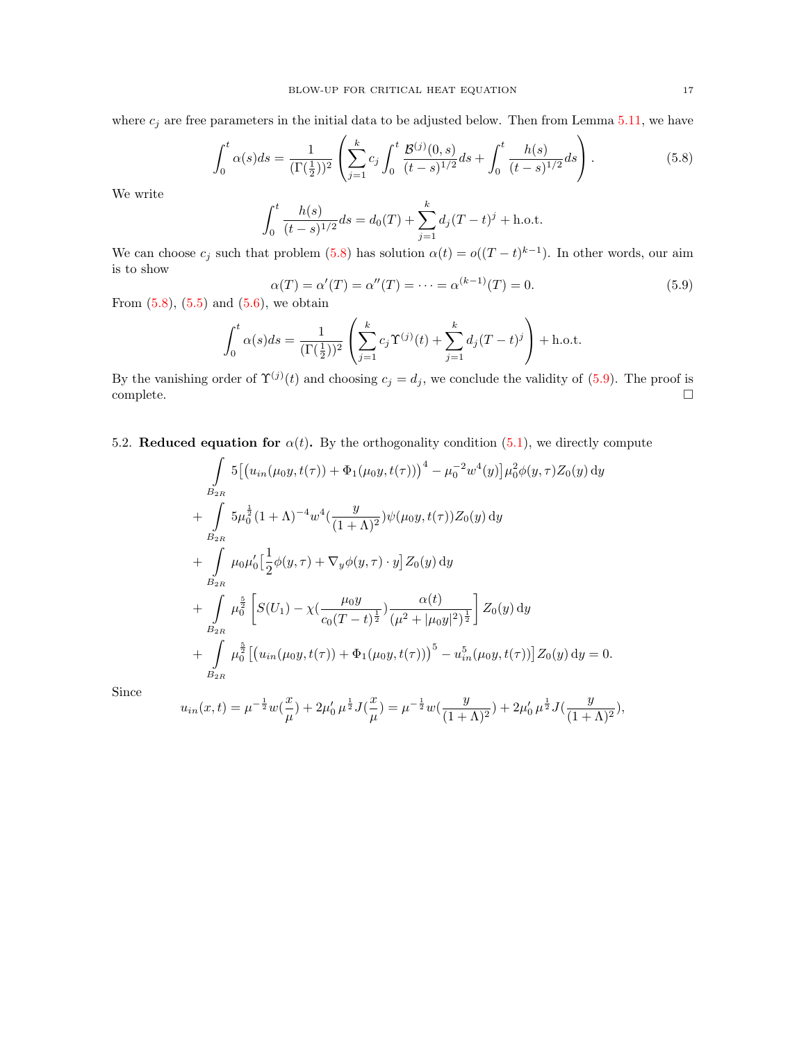where $c_j$ are free parameters in the initial data to be adjusted below. Then from Lemma 5.11, we have

$$\int_0^t \alpha(s)ds = \frac{1}{(\Gamma(\frac{1}{2}))^2}\left(\sum_{j=1}^k c_j \int_0^t \frac{\mathcal{B}^{(j)}(0,s)}{(t-s)^{1/2}}ds + \int_0^t \frac{h(s)}{(t-s)^{1/2}}ds\right). \tag{5.8}$$

We write

$$\int_0^t \frac{h(s)}{(t-s)^{1/2}}ds = d_0(T) + \sum_{j=1}^k d_j(T-t)^j + \text{h.o.t.}$$

We can choose $c_j$ such that problem (5.8) has solution $\alpha(t) = o((T-t)^{k-1})$. In other words, our aim is to show

$$\alpha(T) = \alpha'(T) = \alpha''(T) = \cdots = \alpha^{(k-1)}(T) = 0. \tag{5.9}$$

From (5.8), (5.5) and (5.6), we obtain

$$\int_0^t \alpha(s)ds = \frac{1}{(\Gamma(\frac{1}{2}))^2}\left(\sum_{j=1}^k c_j \Upsilon^{(j)}(t) + \sum_{j=1}^k d_j(T-t)^j\right) + \text{h.o.t.}$$

By the vanishing order of $\Upsilon^{(j)}(t)$ and choosing $c_j = d_j$, we conclude the validity of (5.9). The proof is complete. $\square$

5.2. **Reduced equation for $\alpha(t)$.** By the orthogonality condition (5.1), we directly compute

$$\begin{aligned}
&\int_{B_{2R}} 5\big[\big(u_{in}(\mu_0 y, t(\tau)) + \Phi_1(\mu_0 y, t(\tau))\big)^4 - \mu_0^{-2} w^4(y)\big]\mu_0^2 \phi(y,\tau) Z_0(y)\,\mathrm{d}y \\
+ &\int_{B_{2R}} 5\mu_0^{\frac{1}{2}}(1+\Lambda)^{-4} w^4\Big(\frac{y}{(1+\Lambda)^2}\Big)\psi(\mu_0 y, t(\tau)) Z_0(y)\,\mathrm{d}y \\
+ &\int_{B_{2R}} \mu_0\mu_0'\big[\frac{1}{2}\phi(y,\tau) + \nabla_y \phi(y,\tau)\cdot y\big] Z_0(y)\,\mathrm{d}y \\
+ &\int_{B_{2R}} \mu_0^{\frac{5}{2}}\left[S(U_1) - \chi\Big(\frac{\mu_0 y}{c_0(T-t)^{\frac{1}{2}}}\Big)\frac{\alpha(t)}{(\mu^2 + |\mu_0 y|^2)^{\frac{1}{2}}}\right] Z_0(y)\,\mathrm{d}y \\
+ &\int_{B_{2R}} \mu_0^{\frac{5}{2}}\big[\big(u_{in}(\mu_0 y, t(\tau)) + \Phi_1(\mu_0 y, t(\tau))\big)^5 - u_{in}^5(\mu_0 y, t(\tau))\big] Z_0(y)\,\mathrm{d}y = 0.
\end{aligned}$$

Since

$$u_{in}(x,t) = \mu^{-\frac{1}{2}} w\Big(\frac{x}{\mu}\Big) + 2\mu_0'\mu^{\frac{1}{2}} J\Big(\frac{x}{\mu}\Big) = \mu^{-\frac{1}{2}} w\Big(\frac{y}{(1+\Lambda)^2}\Big) + 2\mu_0'\mu^{\frac{1}{2}} J\Big(\frac{y}{(1+\Lambda)^2}\Big),$$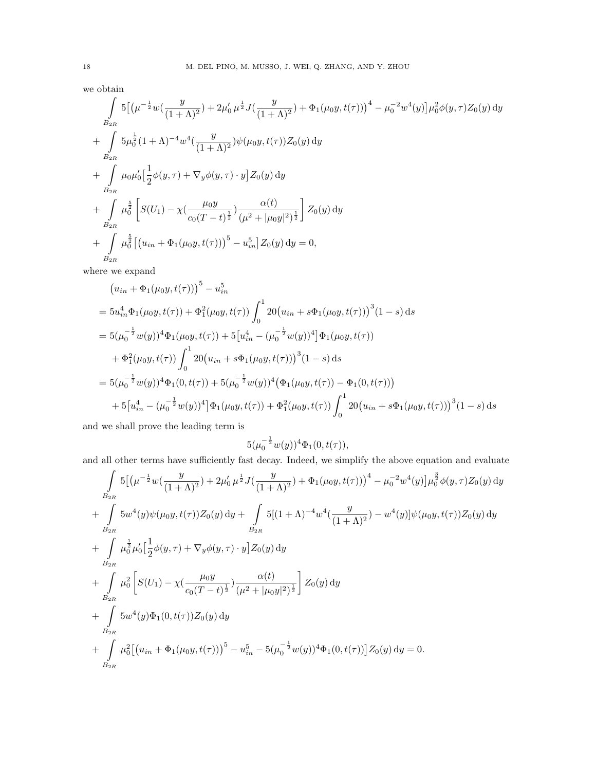we obtain

$$
\begin{aligned}
&\int\limits_{B_{2R}} 5\big[\big(\mu^{-\frac12}w(\frac{y}{(1+\Lambda)^2})+2\mu_0'\mu^{\frac12}J(\frac{y}{(1+\Lambda)^2})+\Phi_1(\mu_0 y,t(\tau))\big)^4-\mu_0^{-2}w^4(y)\big]\mu_0^2\phi(y,\tau)Z_0(y)\,\mathrm{d}y\\
+&\int\limits_{B_{2R}} 5\mu_0^{\frac12}(1+\Lambda)^{-4}w^4(\frac{y}{(1+\Lambda)^2})\psi(\mu_0 y,t(\tau))Z_0(y)\,\mathrm{d}y\\
+&\int\limits_{B_{2R}} \mu_0\mu_0'\big[\frac12\phi(y,\tau)+\nabla_y\phi(y,\tau)\cdot y\big]Z_0(y)\,\mathrm{d}y\\
+&\int\limits_{B_{2R}} \mu_0^{\frac52}\left[S(U_1)-\chi(\frac{\mu_0 y}{c_0(T-t)^{\frac12}})\frac{\alpha(t)}{(\mu^2+|\mu_0 y|^2)^{\frac12}}\right]Z_0(y)\,\mathrm{d}y\\
+&\int\limits_{B_{2R}} \mu_0^{\frac52}\big[\big(u_{in}+\Phi_1(\mu_0 y,t(\tau))\big)^5-u_{in}^5\big]Z_0(y)\,\mathrm{d}y=0,
\end{aligned}
$$

where we expand

$$
\begin{aligned}
&\big(u_{in}+\Phi_1(\mu_0 y,t(\tau))\big)^5-u_{in}^5\\
=\;&5u_{in}^4\Phi_1(\mu_0 y,t(\tau))+\Phi_1^2(\mu_0 y,t(\tau))\int_0^1 20\big(u_{in}+s\Phi_1(\mu_0 y,t(\tau))\big)^3(1-s)\,\mathrm{d}s\\
=\;&5(\mu_0^{-\frac12}w(y))^4\Phi_1(\mu_0 y,t(\tau))+5\big[u_{in}^4-(\mu_0^{-\frac12}w(y))^4\big]\Phi_1(\mu_0 y,t(\tau))\\
&+\Phi_1^2(\mu_0 y,t(\tau))\int_0^1 20\big(u_{in}+s\Phi_1(\mu_0 y,t(\tau))\big)^3(1-s)\,\mathrm{d}s\\
=\;&5(\mu_0^{-\frac12}w(y))^4\Phi_1(0,t(\tau))+5(\mu_0^{-\frac12}w(y))^4\big(\Phi_1(\mu_0 y,t(\tau))-\Phi_1(0,t(\tau))\big)\\
&+5\big[u_{in}^4-(\mu_0^{-\frac12}w(y))^4\big]\Phi_1(\mu_0 y,t(\tau))+\Phi_1^2(\mu_0 y,t(\tau))\int_0^1 20\big(u_{in}+s\Phi_1(\mu_0 y,t(\tau))\big)^3(1-s)\,\mathrm{d}s
\end{aligned}
$$

and we shall prove the leading term is

$$
5(\mu_0^{-\frac12}w(y))^4\Phi_1(0,t(\tau)),
$$

and all other terms have sufficiently fast decay. Indeed, we simplify the above equation and evaluate

$$
\begin{aligned}
&\int\limits_{B_{2R}} 5\big[\big(\mu^{-\frac12}w(\frac{y}{(1+\Lambda)^2})+2\mu_0'\mu^{\frac12}J(\frac{y}{(1+\Lambda)^2})+\Phi_1(\mu_0 y,t(\tau))\big)^4-\mu_0^{-2}w^4(y)\big]\mu_0^{\frac32}\phi(y,\tau)Z_0(y)\,\mathrm{d}y\\
+&\int\limits_{B_{2R}} 5w^4(y)\psi(\mu_0 y,t(\tau))Z_0(y)\,\mathrm{d}y+\int\limits_{B_{2R}} 5[(1+\Lambda)^{-4}w^4(\frac{y}{(1+\Lambda)^2})-w^4(y)]\psi(\mu_0 y,t(\tau))Z_0(y)\,\mathrm{d}y\\
+&\int\limits_{B_{2R}} \mu_0^{\frac12}\mu_0'\big[\frac12\phi(y,\tau)+\nabla_y\phi(y,\tau)\cdot y\big]Z_0(y)\,\mathrm{d}y\\
+&\int\limits_{B_{2R}} \mu_0^{2}\left[S(U_1)-\chi(\frac{\mu_0 y}{c_0(T-t)^{\frac12}})\frac{\alpha(t)}{(\mu^2+|\mu_0 y|^2)^{\frac12}}\right]Z_0(y)\,\mathrm{d}y\\
+&\int\limits_{B_{2R}} 5w^4(y)\Phi_1(0,t(\tau))Z_0(y)\,\mathrm{d}y\\
+&\int\limits_{B_{2R}} \mu_0^{2}\big[\big(u_{in}+\Phi_1(\mu_0 y,t(\tau))\big)^5-u_{in}^5-5(\mu_0^{-\frac12}w(y))^4\Phi_1(0,t(\tau))\big]Z_0(y)\,\mathrm{d}y=0.
\end{aligned}
$$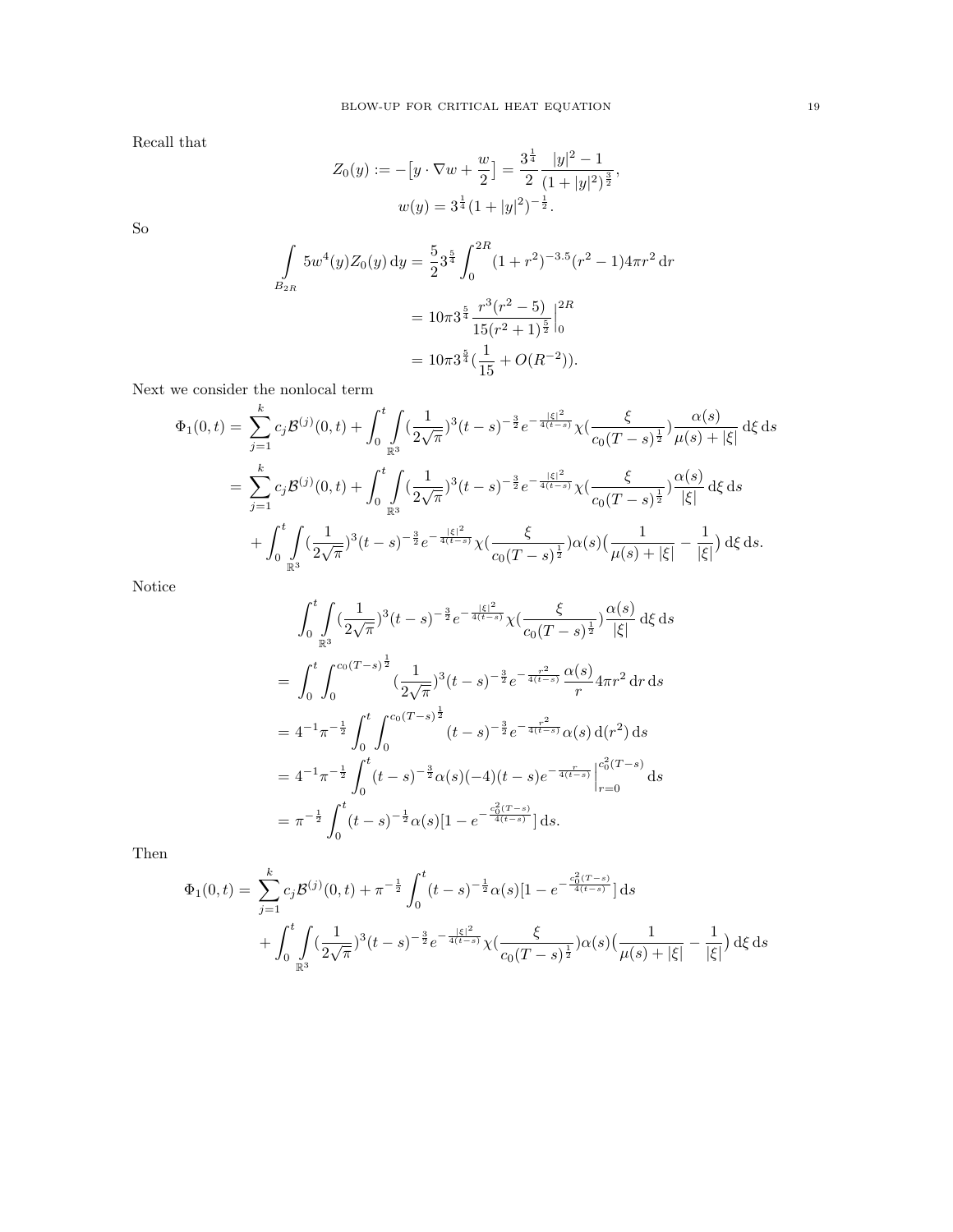Recall that

$$
Z_0(y) := -\big[y \cdot \nabla w + \frac{w}{2}\big] = \frac{3^{\frac{1}{4}}}{2} \frac{|y|^2 - 1}{(1+|y|^2)^{\frac{3}{2}}},
$$

$$
w(y) = 3^{\frac{1}{4}}(1+|y|^2)^{-\frac{1}{2}}.
$$

So

$$
\begin{aligned}
\int\limits_{B_{2R}} 5w^4(y) Z_0(y)\,\mathrm{d}y &= \frac{5}{2} 3^{\frac{5}{4}} \int_0^{2R} (1+r^2)^{-3.5}(r^2-1) 4\pi r^2 \,\mathrm{d}r \\
&= 10\pi 3^{\frac{5}{4}} \frac{r^3(r^2-5)}{15(r^2+1)^{\frac{5}{2}}}\Big|_0^{2R} \\
&= 10\pi 3^{\frac{5}{4}} \big(\frac{1}{15} + O(R^{-2})\big).
\end{aligned}
$$

Next we consider the nonlocal term

$$
\begin{aligned}
\Phi_1(0,t) =& \sum_{j=1}^k c_j \mathcal{B}^{(j)}(0,t) + \int_0^t \int\limits_{\mathbb{R}^3} (\frac{1}{2\sqrt{\pi}})^3 (t-s)^{-\frac{3}{2}} e^{-\frac{|\xi|^2}{4(t-s)}} \chi(\frac{\xi}{c_0(T-s)^{\frac{1}{2}}}) \frac{\alpha(s)}{\mu(s)+|\xi|} \,\mathrm{d}\xi \,\mathrm{d}s \\
=& \sum_{j=1}^k c_j \mathcal{B}^{(j)}(0,t) + \int_0^t \int\limits_{\mathbb{R}^3} (\frac{1}{2\sqrt{\pi}})^3 (t-s)^{-\frac{3}{2}} e^{-\frac{|\xi|^2}{4(t-s)}} \chi(\frac{\xi}{c_0(T-s)^{\frac{1}{2}}}) \frac{\alpha(s)}{|\xi|} \,\mathrm{d}\xi \,\mathrm{d}s \\
&+ \int_0^t \int\limits_{\mathbb{R}^3} (\frac{1}{2\sqrt{\pi}})^3 (t-s)^{-\frac{3}{2}} e^{-\frac{|\xi|^2}{4(t-s)}} \chi(\frac{\xi}{c_0(T-s)^{\frac{1}{2}}}) \alpha(s) \big(\frac{1}{\mu(s)+|\xi|} - \frac{1}{|\xi|}\big) \,\mathrm{d}\xi \,\mathrm{d}s.
\end{aligned}
$$

Notice

$$
\begin{aligned}
& \int_0^t \int\limits_{\mathbb{R}^3} (\frac{1}{2\sqrt{\pi}})^3 (t-s)^{-\frac{3}{2}} e^{-\frac{|\xi|^2}{4(t-s)}} \chi(\frac{\xi}{c_0(T-s)^{\frac{1}{2}}}) \frac{\alpha(s)}{|\xi|} \,\mathrm{d}\xi \,\mathrm{d}s \\
=& \int_0^t \int_0^{c_0(T-s)^{\frac{1}{2}}} (\frac{1}{2\sqrt{\pi}})^3 (t-s)^{-\frac{3}{2}} e^{-\frac{r^2}{4(t-s)}} \frac{\alpha(s)}{r} 4\pi r^2 \,\mathrm{d}r \,\mathrm{d}s \\
=& 4^{-1}\pi^{-\frac{1}{2}} \int_0^t \int_0^{c_0(T-s)^{\frac{1}{2}}} (t-s)^{-\frac{3}{2}} e^{-\frac{r^2}{4(t-s)}} \alpha(s) \,\mathrm{d}(r^2) \,\mathrm{d}s \\
=& 4^{-1}\pi^{-\frac{1}{2}} \int_0^t (t-s)^{-\frac{3}{2}} \alpha(s) (-4)(t-s) e^{-\frac{r}{4(t-s)}} \Big|_{r=0}^{c_0^2(T-s)} \,\mathrm{d}s \\
=& \pi^{-\frac{1}{2}} \int_0^t (t-s)^{-\frac{1}{2}} \alpha(s) [1 - e^{-\frac{c_0^2(T-s)}{4(t-s)}}] \,\mathrm{d}s.
\end{aligned}
$$

Then

$$
\begin{aligned}
\Phi_1(0,t) =& \sum_{j=1}^k c_j \mathcal{B}^{(j)}(0,t) + \pi^{-\frac{1}{2}} \int_0^t (t-s)^{-\frac{1}{2}} \alpha(s) [1 - e^{-\frac{c_0^2(T-s)}{4(t-s)}}] \,\mathrm{d}s \\
&+ \int_0^t \int\limits_{\mathbb{R}^3} (\frac{1}{2\sqrt{\pi}})^3 (t-s)^{-\frac{3}{2}} e^{-\frac{|\xi|^2}{4(t-s)}} \chi(\frac{\xi}{c_0(T-s)^{\frac{1}{2}}}) \alpha(s) \big(\frac{1}{\mu(s)+|\xi|} - \frac{1}{|\xi|}\big) \,\mathrm{d}\xi \,\mathrm{d}s
\end{aligned}
$$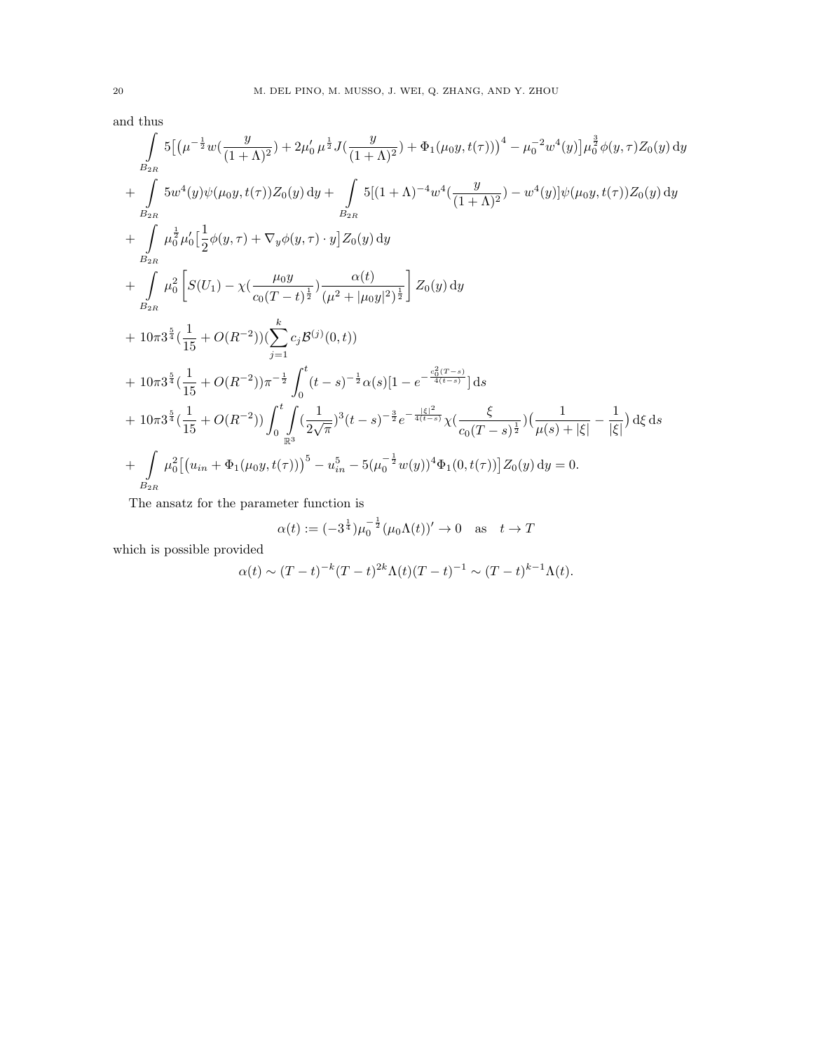and thus

$$
\begin{aligned}
&\int\limits_{B_{2R}} 5\big[\big(\mu^{-\frac{1}{2}} w(\frac{y}{(1+\Lambda)^2}) + 2\mu_0' \mu^{\frac{1}{2}} J(\frac{y}{(1+\Lambda)^2}) + \Phi_1(\mu_0 y, t(\tau))\big)^4 - \mu_0^{-2} w^4(y)\big] \mu_0^{\frac{3}{2}} \phi(y,\tau) Z_0(y)\,\mathrm{d}y \\
&+ \int\limits_{B_{2R}} 5 w^4(y) \psi(\mu_0 y, t(\tau)) Z_0(y)\,\mathrm{d}y + \int\limits_{B_{2R}} 5[(1+\Lambda)^{-4} w^4(\frac{y}{(1+\Lambda)^2}) - w^4(y)] \psi(\mu_0 y, t(\tau)) Z_0(y)\,\mathrm{d}y \\
&+ \int\limits_{B_{2R}} \mu_0^{\frac{1}{2}} \mu_0' \big[\frac{1}{2}\phi(y,\tau) + \nabla_y \phi(y,\tau)\cdot y\big] Z_0(y)\,\mathrm{d}y \\
&+ \int\limits_{B_{2R}} \mu_0^2 \left[ S(U_1) - \chi(\frac{\mu_0 y}{c_0 (T-t)^{\frac{1}{2}}}) \frac{\alpha(t)}{(\mu^2 + |\mu_0 y|^2)^{\frac{1}{2}}} \right] Z_0(y)\,\mathrm{d}y \\
&+ 10\pi 3^{\frac{5}{4}} (\frac{1}{15} + O(R^{-2})) (\sum_{j=1}^{k} c_j \mathcal{B}^{(j)}(0,t)) \\
&+ 10\pi 3^{\frac{5}{4}} (\frac{1}{15} + O(R^{-2})) \pi^{-\frac{1}{2}} \int_0^t (t-s)^{-\frac{1}{2}} \alpha(s) [1 - e^{-\frac{c_0^2 (T-s)}{4(t-s)}}]\,\mathrm{d}s \\
&+ 10\pi 3^{\frac{5}{4}} (\frac{1}{15} + O(R^{-2})) \int_0^t \int\limits_{\mathbb{R}^3} (\frac{1}{2\sqrt{\pi}})^3 (t-s)^{-\frac{3}{2}} e^{-\frac{|\xi|^2}{4(t-s)}} \chi(\frac{\xi}{c_0 (T-s)^{\frac{1}{2}}}) \big(\frac{1}{\mu(s) + |\xi|} - \frac{1}{|\xi|}\big)\,\mathrm{d}\xi\,\mathrm{d}s \\
&+ \int\limits_{B_{2R}} \mu_0^2 \big[\big(u_{in} + \Phi_1(\mu_0 y, t(\tau))\big)^5 - u_{in}^5 - 5(\mu_0^{-\frac{1}{2}} w(y))^4 \Phi_1(0, t(\tau))\big] Z_0(y)\,\mathrm{d}y = 0.
\end{aligned}
$$

The ansatz for the parameter function is

$$
\alpha(t) := (-3^{\frac{1}{4}}) \mu_0^{-\frac{1}{2}} (\mu_0 \Lambda(t))' \to 0 \quad \text{as} \quad t \to T
$$

which is possible provided

$$
\alpha(t) \sim (T-t)^{-k} (T-t)^{2k} \Lambda(t) (T-t)^{-1} \sim (T-t)^{k-1} \Lambda(t).
$$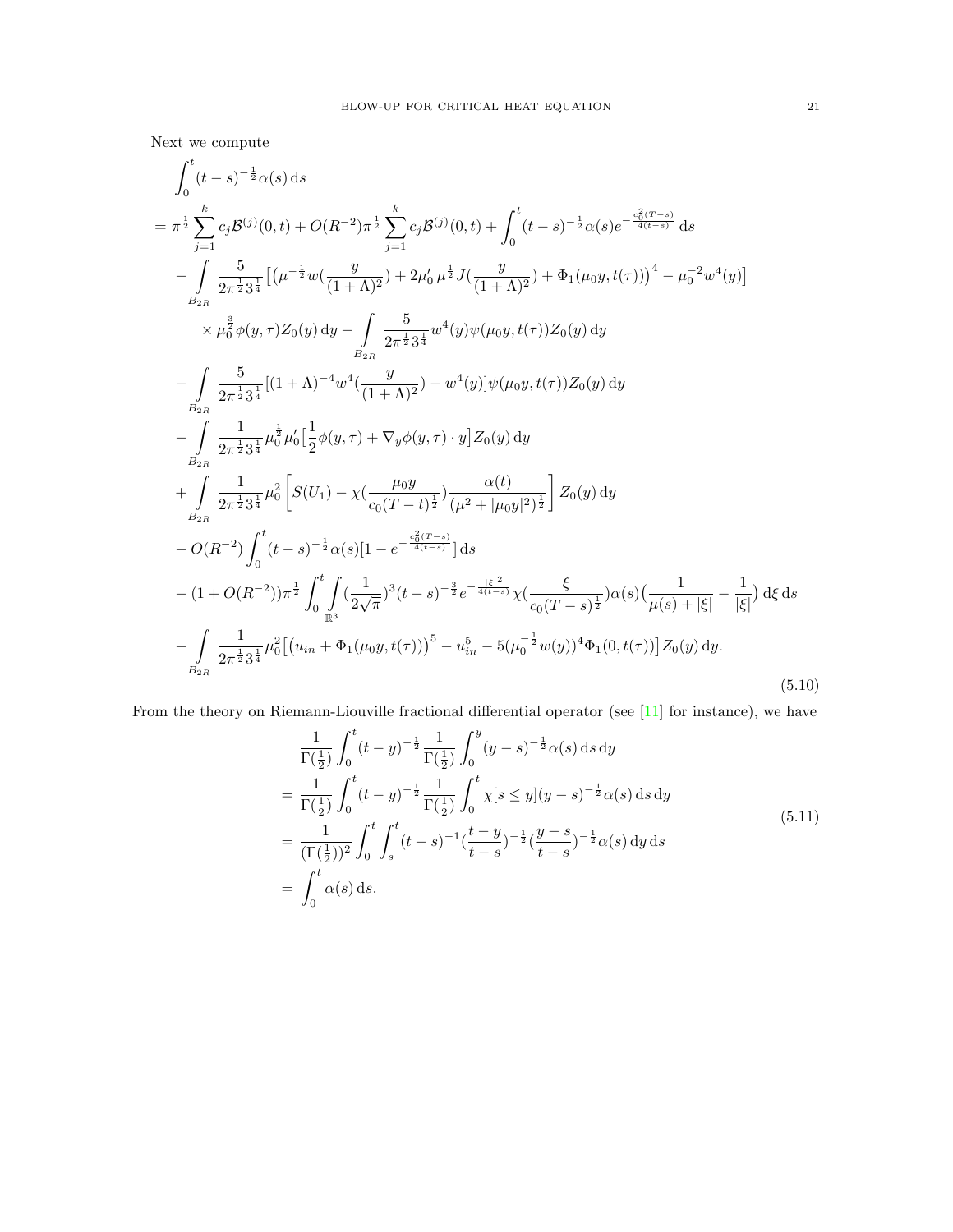Next we compute

$$
\begin{aligned}
&\int_0^t (t-s)^{-\frac{1}{2}}\alpha(s)\,\mathrm{d}s \\
=\;& \pi^{\frac{1}{2}}\sum_{j=1}^{k} c_j \mathcal{B}^{(j)}(0,t) + O(R^{-2})\pi^{\frac{1}{2}}\sum_{j=1}^{k} c_j\mathcal{B}^{(j)}(0,t) + \int_0^t (t-s)^{-\frac{1}{2}}\alpha(s)e^{-\frac{c_0^2(T-s)}{4(t-s)}}\,\mathrm{d}s \\
&- \int_{B_{2R}} \frac{5}{2\pi^{\frac{1}{2}}3^{\frac{1}{4}}}\big[\big(\mu^{-\frac{1}{2}}w(\frac{y}{(1+\Lambda)^2}) + 2\mu_0'\,\mu^{\frac{1}{2}}J(\frac{y}{(1+\Lambda)^2}) + \Phi_1(\mu_0 y, t(\tau))\big)^4 - \mu_0^{-2}w^4(y)\big] \\
&\qquad \times \mu_0^{\frac{3}{2}}\phi(y,\tau)Z_0(y)\,\mathrm{d}y - \int_{B_{2R}} \frac{5}{2\pi^{\frac{1}{2}}3^{\frac{1}{4}}} w^4(y)\psi(\mu_0 y, t(\tau))Z_0(y)\,\mathrm{d}y \\
&- \int_{B_{2R}} \frac{5}{2\pi^{\frac{1}{2}}3^{\frac{1}{4}}}[(1+\Lambda)^{-4}w^4(\frac{y}{(1+\Lambda)^2}) - w^4(y)]\psi(\mu_0 y, t(\tau))Z_0(y)\,\mathrm{d}y \\
&- \int_{B_{2R}} \frac{1}{2\pi^{\frac{1}{2}}3^{\frac{1}{4}}}\mu_0^{\frac{1}{2}}\mu_0'\big[\frac{1}{2}\phi(y,\tau) + \nabla_y\phi(y,\tau)\cdot y\big]Z_0(y)\,\mathrm{d}y \\
&+ \int_{B_{2R}} \frac{1}{2\pi^{\frac{1}{2}}3^{\frac{1}{4}}}\mu_0^2\left[S(U_1) - \chi(\frac{\mu_0 y}{c_0(T-t)^{\frac{1}{2}}})\frac{\alpha(t)}{(\mu^2+|\mu_0 y|^2)^{\frac{1}{2}}}\right]Z_0(y)\,\mathrm{d}y \\
&- O(R^{-2})\int_0^t (t-s)^{-\frac{1}{2}}\alpha(s)[1-e^{-\frac{c_0^2(T-s)}{4(t-s)}}]\,\mathrm{d}s \\
&- (1+O(R^{-2}))\pi^{\frac{1}{2}}\int_0^t\int_{\mathbb{R}^3}(\frac{1}{2\sqrt{\pi}})^3(t-s)^{-\frac{3}{2}}e^{-\frac{|\xi|^2}{4(t-s)}}\chi(\frac{\xi}{c_0(T-s)^{\frac{1}{2}}})\alpha(s)\big(\frac{1}{\mu(s)+|\xi|} - \frac{1}{|\xi|}\big)\,\mathrm{d}\xi\,\mathrm{d}s \\
&- \int_{B_{2R}} \frac{1}{2\pi^{\frac{1}{2}}3^{\frac{1}{4}}}\mu_0^2\big[\big(u_{in} + \Phi_1(\mu_0 y, t(\tau))\big)^5 - u_{in}^5 - 5(\mu_0^{-\frac{1}{2}}w(y))^4\Phi_1(0,t(\tau))\big]Z_0(y)\,\mathrm{d}y.
\end{aligned}
\tag{5.10}
$$

From the theory on Riemann-Liouville fractional differential operator (see [11] for instance), we have

$$
\begin{aligned}
&\frac{1}{\Gamma(\frac{1}{2})}\int_0^t (t-y)^{-\frac{1}{2}}\frac{1}{\Gamma(\frac{1}{2})}\int_0^y (y-s)^{-\frac{1}{2}}\alpha(s)\,\mathrm{d}s\,\mathrm{d}y \\
=\;& \frac{1}{\Gamma(\frac{1}{2})}\int_0^t (t-y)^{-\frac{1}{2}}\frac{1}{\Gamma(\frac{1}{2})}\int_0^t \chi[s\le y](y-s)^{-\frac{1}{2}}\alpha(s)\,\mathrm{d}s\,\mathrm{d}y \\
=\;& \frac{1}{(\Gamma(\frac{1}{2}))^2}\int_0^t\int_s^t (t-s)^{-1}(\frac{t-y}{t-s})^{-\frac{1}{2}}(\frac{y-s}{t-s})^{-\frac{1}{2}}\alpha(s)\,\mathrm{d}y\,\mathrm{d}s \\
=\;& \int_0^t \alpha(s)\,\mathrm{d}s.
\end{aligned}
\tag{5.11}
$$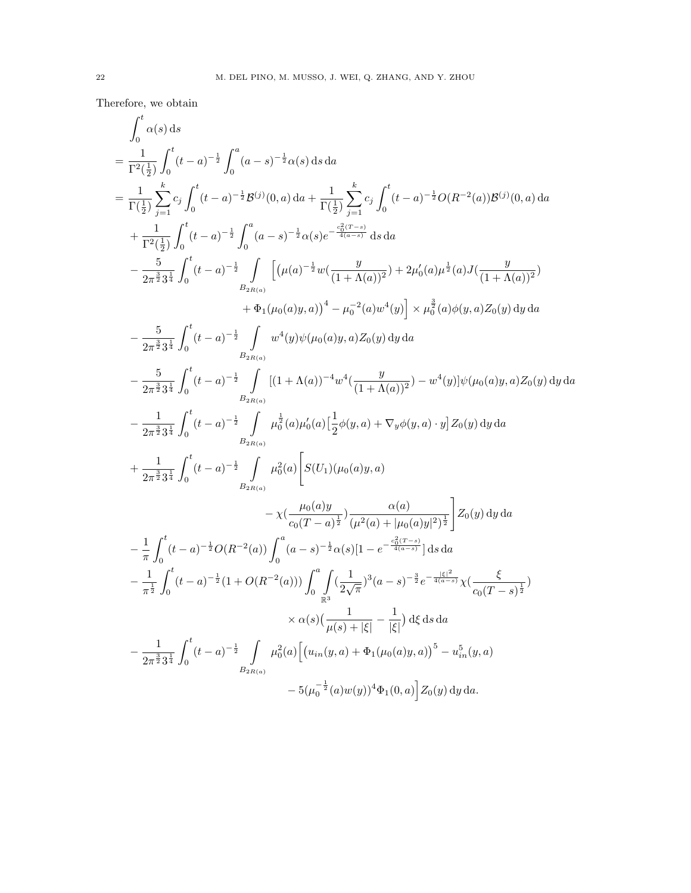Therefore, we obtain

$$
\begin{aligned}
&\int_0^t \alpha(s)\,\mathrm{d}s \\
&= \frac{1}{\Gamma^2(\frac{1}{2})}\int_0^t (t-a)^{-\frac{1}{2}}\int_0^a (a-s)^{-\frac{1}{2}}\alpha(s)\,\mathrm{d}s\,\mathrm{d}a \\
&= \frac{1}{\Gamma(\frac{1}{2})}\sum_{j=1}^k c_j \int_0^t (t-a)^{-\frac{1}{2}}\mathcal{B}^{(j)}(0,a)\,\mathrm{d}a + \frac{1}{\Gamma(\frac{1}{2})}\sum_{j=1}^k c_j \int_0^t (t-a)^{-\frac{1}{2}} O(R^{-2}(a))\mathcal{B}^{(j)}(0,a)\,\mathrm{d}a \\
&\quad + \frac{1}{\Gamma^2(\frac{1}{2})}\int_0^t (t-a)^{-\frac{1}{2}}\int_0^a (a-s)^{-\frac{1}{2}}\alpha(s) e^{-\frac{c_0^2(T-s)}{4(a-s)}}\,\mathrm{d}s\,\mathrm{d}a \\
&\quad - \frac{5}{2\pi^{\frac{3}{2}}3^{\frac{1}{4}}}\int_0^t (t-a)^{-\frac{1}{2}}\int_{B_{2R(a)}} \Big[\big(\mu(a)^{-\frac{1}{2}} w(\frac{y}{(1+\Lambda(a))^2}) + 2\mu_0'(a)\mu^{\frac{1}{2}}(a) J(\frac{y}{(1+\Lambda(a))^2}) \\
&\qquad\qquad + \Phi_1(\mu_0(a)y,a)\big)^4 - \mu_0^{-2}(a)w^4(y)\Big] \times \mu_0^{\frac{3}{2}}(a)\phi(y,a)Z_0(y)\,\mathrm{d}y\,\mathrm{d}a \\
&\quad - \frac{5}{2\pi^{\frac{3}{2}}3^{\frac{1}{4}}}\int_0^t (t-a)^{-\frac{1}{2}}\int_{B_{2R(a)}} w^4(y)\psi(\mu_0(a)y,a)Z_0(y)\,\mathrm{d}y\,\mathrm{d}a \\
&\quad - \frac{5}{2\pi^{\frac{3}{2}}3^{\frac{1}{4}}}\int_0^t (t-a)^{-\frac{1}{2}}\int_{B_{2R(a)}} [(1+\Lambda(a))^{-4}w^4(\frac{y}{(1+\Lambda(a))^2}) - w^4(y)]\psi(\mu_0(a)y,a)Z_0(y)\,\mathrm{d}y\,\mathrm{d}a \\
&\quad - \frac{1}{2\pi^{\frac{3}{2}}3^{\frac{1}{4}}}\int_0^t (t-a)^{-\frac{1}{2}}\int_{B_{2R(a)}} \mu_0^{\frac{1}{2}}(a)\mu_0'(a)\Big[\frac{1}{2}\phi(y,a) + \nabla_y\phi(y,a)\cdot y\Big]Z_0(y)\,\mathrm{d}y\,\mathrm{d}a \\
&\quad + \frac{1}{2\pi^{\frac{3}{2}}3^{\frac{1}{4}}}\int_0^t (t-a)^{-\frac{1}{2}}\int_{B_{2R(a)}} \mu_0^2(a)\Bigg[S(U_1)(\mu_0(a)y,a) \\
&\qquad\qquad - \chi(\frac{\mu_0(a)y}{c_0(T-a)^{\frac{1}{2}}})\frac{\alpha(a)}{(\mu^2(a)+|\mu_0(a)y|^2)^{\frac{1}{2}}}\Bigg]Z_0(y)\,\mathrm{d}y\,\mathrm{d}a \\
&\quad - \frac{1}{\pi}\int_0^t (t-a)^{-\frac{1}{2}} O(R^{-2}(a))\int_0^a (a-s)^{-\frac{1}{2}}\alpha(s)[1-e^{-\frac{c_0^2(T-s)}{4(a-s)}}]\,\mathrm{d}s\,\mathrm{d}a \\
&\quad - \frac{1}{\pi^{\frac{1}{2}}}\int_0^t (t-a)^{-\frac{1}{2}}(1+O(R^{-2}(a)))\int_0^a \int_{\mathbb{R}^3} (\frac{1}{2\sqrt{\pi}})^3 (a-s)^{-\frac{3}{2}} e^{-\frac{|\xi|^2}{4(a-s)}}\chi(\frac{\xi}{c_0(T-s)^{\frac{1}{2}}}) \\
&\qquad\qquad \times \alpha(s)\big(\frac{1}{\mu(s)+|\xi|} - \frac{1}{|\xi|}\big)\,\mathrm{d}\xi\,\mathrm{d}s\,\mathrm{d}a \\
&\quad - \frac{1}{2\pi^{\frac{3}{2}}3^{\frac{1}{4}}}\int_0^t (t-a)^{-\frac{1}{2}}\int_{B_{2R(a)}} \mu_0^2(a)\Big[\big(u_{in}(y,a) + \Phi_1(\mu_0(a)y,a)\big)^5 - u_{in}^5(y,a) \\
&\qquad\qquad - 5(\mu_0^{-\frac{1}{2}}(a)w(y))^4\Phi_1(0,a)\Big]Z_0(y)\,\mathrm{d}y\,\mathrm{d}a.
\end{aligned}
$$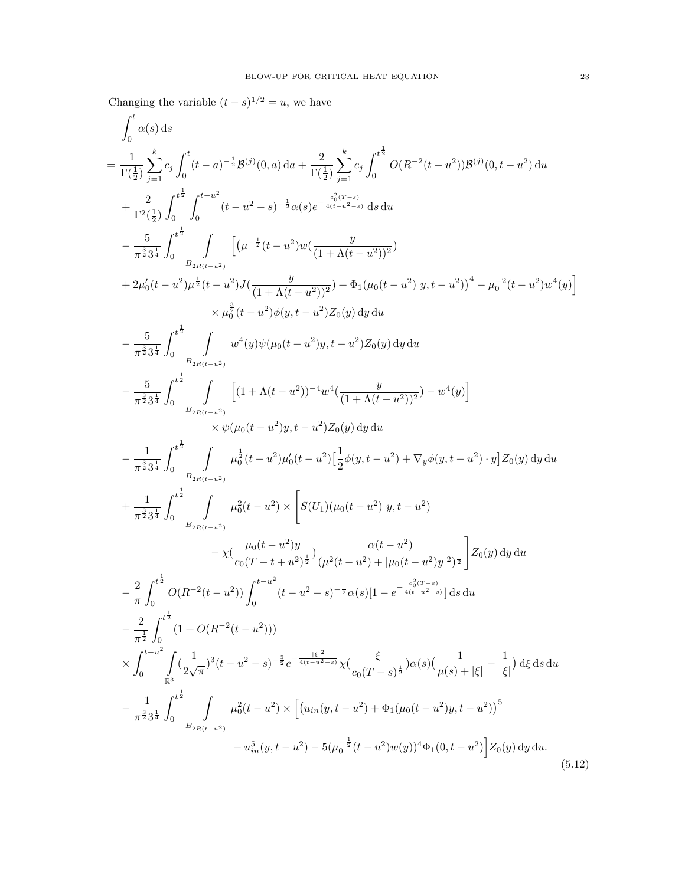Changing the variable $(t-s)^{1/2} = u$, we have

$$
\begin{aligned}
&\int_0^t \alpha(s)\,\mathrm{d}s \\
&= \frac{1}{\Gamma(\frac{1}{2})}\sum_{j=1}^{k} c_j \int_0^t (t-a)^{-\frac{1}{2}} \mathcal{B}^{(j)}(0,a)\,\mathrm{d}a + \frac{2}{\Gamma(\frac{1}{2})}\sum_{j=1}^{k} c_j \int_0^{t^{\frac{1}{2}}} O(R^{-2}(t-u^2))\mathcal{B}^{(j)}(0,t-u^2)\,\mathrm{d}u \\
&\quad + \frac{2}{\Gamma^2(\frac{1}{2})}\int_0^{t^{\frac{1}{2}}}\int_0^{t-u^2} (t-u^2-s)^{-\frac{1}{2}}\alpha(s) e^{-\frac{c_0^2(T-s)}{4(t-u^2-s)}}\,\mathrm{d}s\,\mathrm{d}u \\
&\quad - \frac{5}{\pi^{\frac{3}{2}}3^{\frac{1}{4}}}\int_0^{t^{\frac{1}{2}}} \int_{B_{2R(t-u^2)}} \Big[\big(\mu^{-\frac{1}{2}}(t-u^2) w(\frac{y}{(1+\Lambda(t-u^2))^2}) \\
&\quad + 2\mu_0'(t-u^2)\mu^{\frac{1}{2}}(t-u^2) J(\frac{y}{(1+\Lambda(t-u^2))^2}) + \Phi_1(\mu_0(t-u^2)\ y, t-u^2)\big)^4 - \mu_0^{-2}(t-u^2)w^4(y)\Big] \\
&\qquad\qquad \times \mu_0^{\frac{3}{2}}(t-u^2)\phi(y,t-u^2) Z_0(y)\,\mathrm{d}y\,\mathrm{d}u \\
&\quad - \frac{5}{\pi^{\frac{3}{2}}3^{\frac{1}{4}}}\int_0^{t^{\frac{1}{2}}} \int_{B_{2R(t-u^2)}} w^4(y)\psi(\mu_0(t-u^2)y, t-u^2) Z_0(y)\,\mathrm{d}y\,\mathrm{d}u \\
&\quad - \frac{5}{\pi^{\frac{3}{2}}3^{\frac{1}{4}}}\int_0^{t^{\frac{1}{2}}} \int_{B_{2R(t-u^2)}} \Big[(1+\Lambda(t-u^2))^{-4} w^4(\frac{y}{(1+\Lambda(t-u^2))^2}) - w^4(y)\Big] \\
&\qquad\qquad \times \psi(\mu_0(t-u^2)y, t-u^2) Z_0(y)\,\mathrm{d}y\,\mathrm{d}u \\
&\quad - \frac{1}{\pi^{\frac{3}{2}}3^{\frac{1}{4}}}\int_0^{t^{\frac{1}{2}}} \int_{B_{2R(t-u^2)}} \mu_0^{\frac{1}{2}}(t-u^2)\mu_0'(t-u^2)\big[\frac{1}{2}\phi(y,t-u^2) + \nabla_y\phi(y,t-u^2)\cdot y\big] Z_0(y)\,\mathrm{d}y\,\mathrm{d}u \\
&\quad + \frac{1}{\pi^{\frac{3}{2}}3^{\frac{1}{4}}}\int_0^{t^{\frac{1}{2}}} \int_{B_{2R(t-u^2)}} \mu_0^2(t-u^2) \times \Bigg[S(U_1)(\mu_0(t-u^2)\ y, t-u^2) \\
&\qquad\qquad - \chi(\frac{\mu_0(t-u^2)y}{c_0(T-t+u^2)^{\frac{1}{2}}}) \frac{\alpha(t-u^2)}{(\mu^2(t-u^2)+|\mu_0(t-u^2)y|^2)^{\frac{1}{2}}}\Bigg] Z_0(y)\,\mathrm{d}y\,\mathrm{d}u \\
&\quad - \frac{2}{\pi}\int_0^{t^{\frac{1}{2}}} O(R^{-2}(t-u^2)) \int_0^{t-u^2} (t-u^2-s)^{-\frac{1}{2}}\alpha(s)[1-e^{-\frac{c_0^2(T-s)}{4(t-u^2-s)}}]\,\mathrm{d}s\,\mathrm{d}u \\
&\quad - \frac{2}{\pi^{\frac{1}{2}}}\int_0^{t^{\frac{1}{2}}} (1+O(R^{-2}(t-u^2))) \\
&\quad \times \int_0^{t-u^2}\int_{\mathbb{R}^3} (\frac{1}{2\sqrt{\pi}})^3 (t-u^2-s)^{-\frac{3}{2}} e^{-\frac{|\xi|^2}{4(t-u^2-s)}} \chi(\frac{\xi}{c_0(T-s)^{\frac{1}{2}}})\alpha(s)\big(\frac{1}{\mu(s)+|\xi|} - \frac{1}{|\xi|}\big)\,\mathrm{d}\xi\,\mathrm{d}s\,\mathrm{d}u \\
&\quad - \frac{1}{\pi^{\frac{3}{2}}3^{\frac{1}{4}}}\int_0^{t^{\frac{1}{2}}} \int_{B_{2R(t-u^2)}} \mu_0^2(t-u^2) \times \Big[\big(u_{in}(y,t-u^2) + \Phi_1(\mu_0(t-u^2)y, t-u^2)\big)^5 \\
&\qquad\qquad - u_{in}^5(y,t-u^2) - 5(\mu_0^{-\frac{1}{2}}(t-u^2)w(y))^4 \Phi_1(0,t-u^2)\Big] Z_0(y)\,\mathrm{d}y\,\mathrm{d}u.
\end{aligned}
\tag{5.12}
$$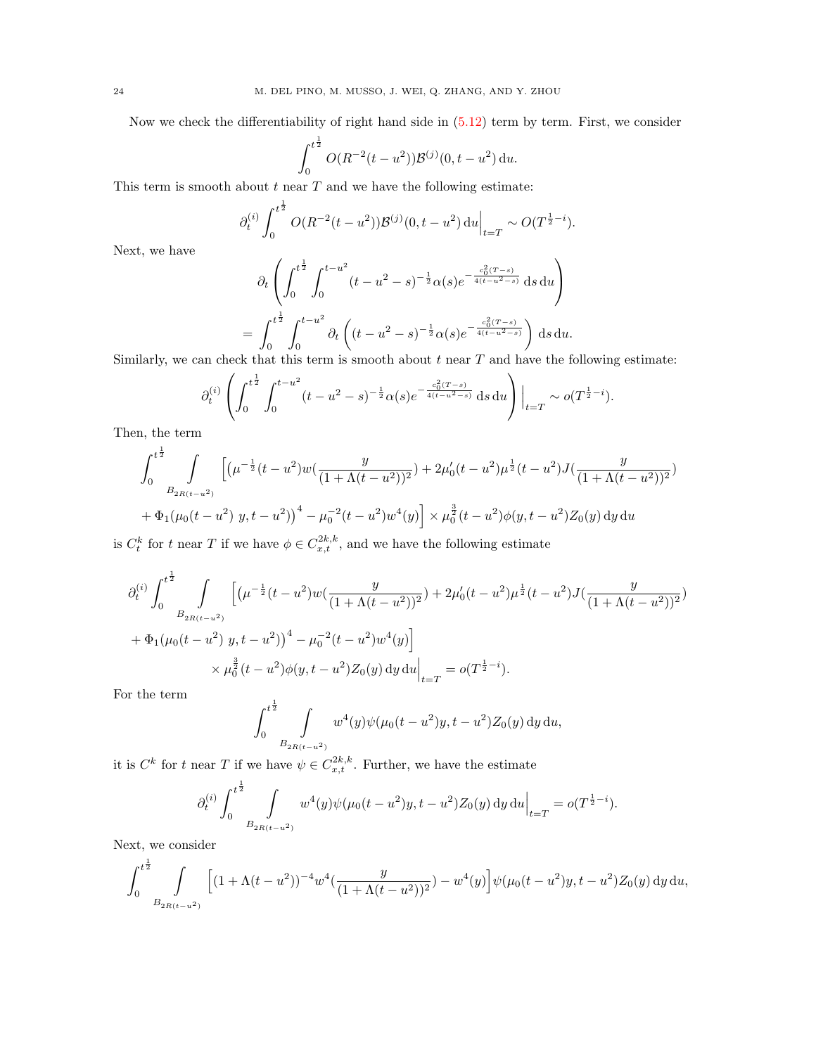Now we check the differentiability of right hand side in (5.12) term by term. First, we consider

$$\int_0^{t^{\frac{1}{2}}} O(R^{-2}(t-u^2))\mathcal{B}^{(j)}(0,t-u^2)\,\mathrm{d}u.$$

This term is smooth about $t$ near $T$ and we have the following estimate:

$$\partial_t^{(i)}\int_0^{t^{\frac{1}{2}}} O(R^{-2}(t-u^2))\mathcal{B}^{(j)}(0,t-u^2)\,\mathrm{d}u\Big|_{t=T}\sim O(T^{\frac{1}{2}-i}).$$

Next, we have

$$\begin{aligned}&\partial_t\left(\int_0^{t^{\frac{1}{2}}}\int_0^{t-u^2}(t-u^2-s)^{-\frac{1}{2}}\alpha(s)e^{-\frac{c_0^2(T-s)}{4(t-u^2-s)}}\,\mathrm{d}s\,\mathrm{d}u\right)\\&=\int_0^{t^{\frac{1}{2}}}\int_0^{t-u^2}\partial_t\left((t-u^2-s)^{-\frac{1}{2}}\alpha(s)e^{-\frac{c_0^2(T-s)}{4(t-u^2-s)}}\right)\,\mathrm{d}s\,\mathrm{d}u.\end{aligned}$$

Similarly, we can check that this term is smooth about $t$ near $T$ and have the following estimate:

$$\partial_t^{(i)}\left(\int_0^{t^{\frac{1}{2}}}\int_0^{t-u^2}(t-u^2-s)^{-\frac{1}{2}}\alpha(s)e^{-\frac{c_0^2(T-s)}{4(t-u^2-s)}}\,\mathrm{d}s\,\mathrm{d}u\right)\Big|_{t=T}\sim o(T^{\frac{1}{2}-i}).$$

Then, the term

$$\begin{aligned}&\int_0^{t^{\frac{1}{2}}}\int_{B_{2R(t-u^2)}}\Big[\big(\mu^{-\frac{1}{2}}(t-u^2)w(\frac{y}{(1+\Lambda(t-u^2))^2})+2\mu_0'(t-u^2)\mu^{\frac{1}{2}}(t-u^2)J(\frac{y}{(1+\Lambda(t-u^2))^2})\\&+\Phi_1(\mu_0(t-u^2)\;y,t-u^2)\big)^4-\mu_0^{-2}(t-u^2)w^4(y)\Big]\times\mu_0^{\frac{3}{2}}(t-u^2)\phi(y,t-u^2)Z_0(y)\,\mathrm{d}y\,\mathrm{d}u\end{aligned}$$

is $C_t^k$ for $t$ near $T$ if we have $\phi\in C_{x,t}^{2k,k}$, and we have the following estimate

$$\begin{aligned}&\partial_t^{(i)}\int_0^{t^{\frac{1}{2}}}\int_{B_{2R(t-u^2)}}\Big[\big(\mu^{-\frac{1}{2}}(t-u^2)w(\frac{y}{(1+\Lambda(t-u^2))^2})+2\mu_0'(t-u^2)\mu^{\frac{1}{2}}(t-u^2)J(\frac{y}{(1+\Lambda(t-u^2))^2})\\&+\Phi_1(\mu_0(t-u^2)\;y,t-u^2)\big)^4-\mu_0^{-2}(t-u^2)w^4(y)\Big]\\&\qquad\times\mu_0^{\frac{3}{2}}(t-u^2)\phi(y,t-u^2)Z_0(y)\,\mathrm{d}y\,\mathrm{d}u\Big|_{t=T}=o(T^{\frac{1}{2}-i}).\end{aligned}$$

For the term

$$\int_0^{t^{\frac{1}{2}}}\int_{B_{2R(t-u^2)}}w^4(y)\psi(\mu_0(t-u^2)y,t-u^2)Z_0(y)\,\mathrm{d}y\,\mathrm{d}u,$$

it is $C^k$ for $t$ near $T$ if we have $\psi\in C_{x,t}^{2k,k}$. Further, we have the estimate

$$\partial_t^{(i)}\int_0^{t^{\frac{1}{2}}}\int_{B_{2R(t-u^2)}}w^4(y)\psi(\mu_0(t-u^2)y,t-u^2)Z_0(y)\,\mathrm{d}y\,\mathrm{d}u\Big|_{t=T}=o(T^{\frac{1}{2}-i}).$$

Next, we consider

$$\int_0^{t^{\frac{1}{2}}}\int_{B_{2R(t-u^2)}}\Big[(1+\Lambda(t-u^2))^{-4}w^4(\frac{y}{(1+\Lambda(t-u^2))^2})-w^4(y)\Big]\psi(\mu_0(t-u^2)y,t-u^2)Z_0(y)\,\mathrm{d}y\,\mathrm{d}u,$$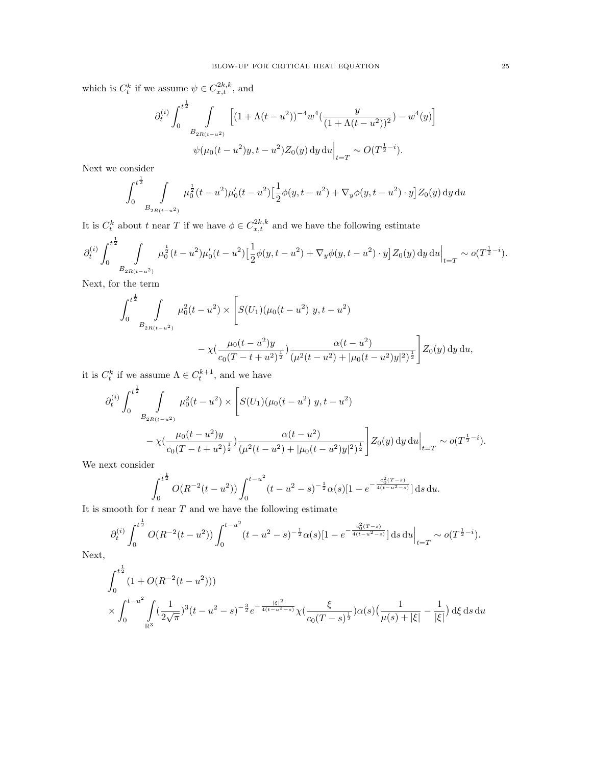which is $C_t^k$ if we assume $\psi \in C_{x,t}^{2k,k}$, and

$$\partial_t^{(i)} \int_0^{t^{\frac{1}{2}}} \int\limits_{B_{2R(t-u^2)}} \Big[(1+\Lambda(t-u^2))^{-4} w^4(\frac{y}{(1+\Lambda(t-u^2))^2}) - w^4(y)\Big] \psi(\mu_0(t-u^2)y, t-u^2) Z_0(y)\,\mathrm{d}y\,\mathrm{d}u\Big|_{t=T} \sim O(T^{\frac{1}{2}-i}).$$

Next we consider

$$\int_0^{t^{\frac{1}{2}}} \int\limits_{B_{2R(t-u^2)}} \mu_0^{\frac{1}{2}}(t-u^2)\mu_0'(t-u^2)\big[\frac{1}{2}\phi(y,t-u^2) + \nabla_y \phi(y,t-u^2)\cdot y\big] Z_0(y)\,\mathrm{d}y\,\mathrm{d}u$$

It is $C_t^k$ about $t$ near $T$ if we have $\phi \in C_{x,t}^{2k,k}$ and we have the following estimate

$$\partial_t^{(i)} \int_0^{t^{\frac{1}{2}}} \int\limits_{B_{2R(t-u^2)}} \mu_0^{\frac{1}{2}}(t-u^2)\mu_0'(t-u^2)\big[\frac{1}{2}\phi(y,t-u^2) + \nabla_y \phi(y,t-u^2)\cdot y\big] Z_0(y)\,\mathrm{d}y\,\mathrm{d}u\Big|_{t=T} \sim o(T^{\frac{1}{2}-i}).$$

Next, for the term

$$\int_0^{t^{\frac{1}{2}}} \int\limits_{B_{2R(t-u^2)}} \mu_0^2(t-u^2) \times \Bigg[S(U_1)(\mu_0(t-u^2)\ y, t-u^2) - \chi(\frac{\mu_0(t-u^2)y}{c_0(T-t+u^2)^{\frac{1}{2}}}) \frac{\alpha(t-u^2)}{(\mu^2(t-u^2) + |\mu_0(t-u^2)y|^2)^{\frac{1}{2}}}\Bigg] Z_0(y)\,\mathrm{d}y\,\mathrm{d}u,$$

it is $C_t^k$ if we assume $\Lambda \in C_t^{k+1}$, and we have

$$\partial_t^{(i)} \int_0^{t^{\frac{1}{2}}} \int\limits_{B_{2R(t-u^2)}} \mu_0^2(t-u^2) \times \Bigg[S(U_1)(\mu_0(t-u^2)\ y, t-u^2) - \chi(\frac{\mu_0(t-u^2)y}{c_0(T-t+u^2)^{\frac{1}{2}}}) \frac{\alpha(t-u^2)}{(\mu^2(t-u^2) + |\mu_0(t-u^2)y|^2)^{\frac{1}{2}}}\Bigg] Z_0(y)\,\mathrm{d}y\,\mathrm{d}u\Big|_{t=T} \sim o(T^{\frac{1}{2}-i}).$$

We next consider

$$\int_0^{t^{\frac{1}{2}}} O(R^{-2}(t-u^2)) \int_0^{t-u^2} (t-u^2-s)^{-\frac{1}{2}} \alpha(s)[1 - e^{-\frac{c_0^2(T-s)}{4(t-u^2-s)}}]\,\mathrm{d}s\,\mathrm{d}u.$$

It is smooth for $t$ near $T$ and we have the following estimate

$$\partial_t^{(i)} \int_0^{t^{\frac{1}{2}}} O(R^{-2}(t-u^2)) \int_0^{t-u^2} (t-u^2-s)^{-\frac{1}{2}} \alpha(s)[1 - e^{-\frac{c_0^2(T-s)}{4(t-u^2-s)}}]\,\mathrm{d}s\,\mathrm{d}u\Big|_{t=T} \sim o(T^{\frac{1}{2}-i}).$$

Next,

$$\int_0^{t^{\frac{1}{2}}} (1 + O(R^{-2}(t-u^2))) \times \int_0^{t-u^2} \int\limits_{\mathbb{R}^3} (\frac{1}{2\sqrt{\pi}})^3 (t-u^2-s)^{-\frac{3}{2}} e^{-\frac{|\xi|^2}{4(t-u^2-s)}} \chi(\frac{\xi}{c_0(T-s)^{\frac{1}{2}}}) \alpha(s)\big(\frac{1}{\mu(s)+|\xi|} - \frac{1}{|\xi|}\big)\,\mathrm{d}\xi\,\mathrm{d}s\,\mathrm{d}u$$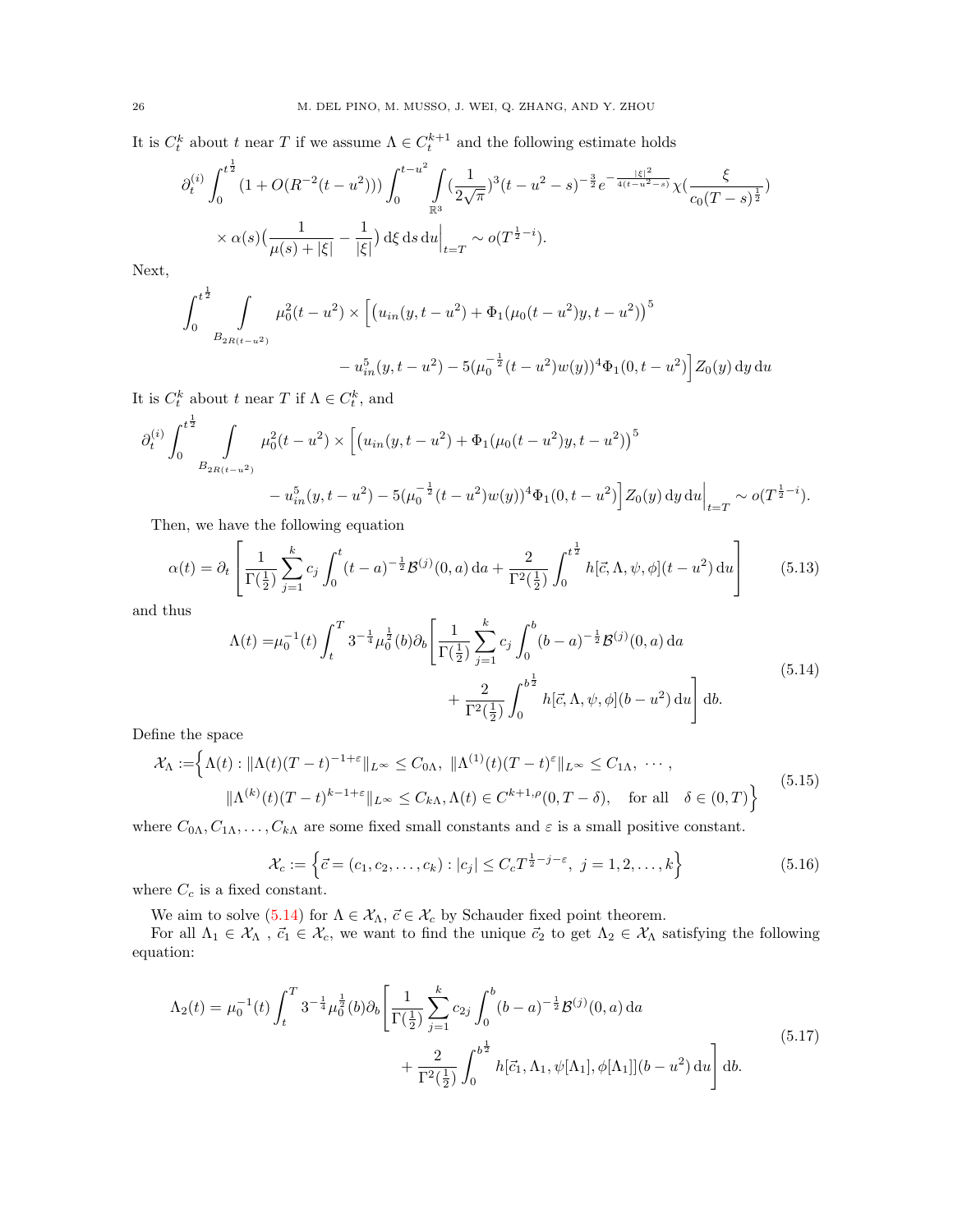It is $C_t^k$ about $t$ near $T$ if we assume $\Lambda \in C_t^{k+1}$ and the following estimate holds

$$
\partial_t^{(i)} \int_0^{t^{\frac{1}{2}}} (1 + O(R^{-2}(t-u^2))) \int_0^{t-u^2} \int_{\mathbb{R}^3} (\frac{1}{2\sqrt{\pi}})^3 (t-u^2-s)^{-\frac{3}{2}} e^{-\frac{|\xi|^2}{4(t-u^2-s)}} \chi(\frac{\xi}{c_0(T-s)^{\frac{1}{2}}})
$$
$$
\times \alpha(s)\big(\frac{1}{\mu(s)+|\xi|} - \frac{1}{|\xi|}\big) \, d\xi \, ds \, du\Big|_{t=T} \sim o(T^{\frac{1}{2}-i}).
$$

Next,

$$
\int_0^{t^{\frac{1}{2}}} \int_{B_{2R(t-u^2)}} \mu_0^2(t-u^2) \times \Big[\big(u_{in}(y,t-u^2) + \Phi_1(\mu_0(t-u^2)y, t-u^2)\big)^5
$$
$$
- u_{in}^5(y,t-u^2) - 5(\mu_0^{-\frac{1}{2}}(t-u^2)w(y))^4 \Phi_1(0,t-u^2)\Big] Z_0(y) \, dy \, du
$$

It is $C_t^k$ about $t$ near $T$ if $\Lambda \in C_t^k$, and

$$
\partial_t^{(i)} \int_0^{t^{\frac{1}{2}}} \int_{B_{2R(t-u^2)}} \mu_0^2(t-u^2) \times \Big[\big(u_{in}(y,t-u^2) + \Phi_1(\mu_0(t-u^2)y, t-u^2)\big)^5
$$
$$
- u_{in}^5(y,t-u^2) - 5(\mu_0^{-\frac{1}{2}}(t-u^2)w(y))^4 \Phi_1(0,t-u^2)\Big] Z_0(y) \, dy \, du\Big|_{t=T} \sim o(T^{\frac{1}{2}-i}).
$$

Then, we have the following equation

$$
\alpha(t) = \partial_t \left[ \frac{1}{\Gamma(\frac{1}{2})} \sum_{j=1}^k c_j \int_0^t (t-a)^{-\frac{1}{2}} \mathcal{B}^{(j)}(0,a) \, da + \frac{2}{\Gamma^2(\frac{1}{2})} \int_0^{t^{\frac{1}{2}}} h[\vec{c}, \Lambda, \psi, \phi](t-u^2) \, du \right] \tag{5.13}
$$

and thus

$$
\begin{aligned}
\Lambda(t) =& \mu_0^{-1}(t) \int_t^T 3^{-\frac{1}{4}} \mu_0^{\frac{1}{2}}(b) \partial_b \Bigg[ \frac{1}{\Gamma(\frac{1}{2})} \sum_{j=1}^k c_j \int_0^b (b-a)^{-\frac{1}{2}} \mathcal{B}^{(j)}(0,a) \, da \\
&+ \frac{2}{\Gamma^2(\frac{1}{2})} \int_0^{b^{\frac{1}{2}}} h[\vec{c}, \Lambda, \psi, \phi](b-u^2) \, du \Bigg] \, db.
\end{aligned} \tag{5.14}
$$

Define the space

$$
\begin{aligned}
\mathcal{X}_\Lambda := \Big\{ & \Lambda(t) : \|\Lambda(t)(T-t)^{-1+\varepsilon}\|_{L^\infty} \le C_{0\Lambda}, \ \|\Lambda^{(1)}(t)(T-t)^{\varepsilon}\|_{L^\infty} \le C_{1\Lambda}, \ \cdots, \\
& \|\Lambda^{(k)}(t)(T-t)^{k-1+\varepsilon}\|_{L^\infty} \le C_{k\Lambda}, \Lambda(t) \in C^{k+1,\rho}(0, T-\delta), \quad \text{for all} \quad \delta \in (0,T) \Big\}
\end{aligned} \tag{5.15}
$$

where $C_{0\Lambda}, C_{1\Lambda}, \ldots, C_{k\Lambda}$ are some fixed small constants and $\varepsilon$ is a small positive constant.

$$
\mathcal{X}_c := \Big\{ \vec{c} = (c_1, c_2, \ldots, c_k) : |c_j| \le C_c T^{\frac{1}{2}-j-\varepsilon}, \ j = 1, 2, \ldots, k \Big\} \tag{5.16}
$$

where $C_c$ is a fixed constant.

We aim to solve (5.14) for $\Lambda \in \mathcal{X}_\Lambda$, $\vec{c} \in \mathcal{X}_c$ by Schauder fixed point theorem.

For all $\Lambda_1 \in \mathcal{X}_\Lambda$ , $\vec{c}_1 \in \mathcal{X}_c$, we want to find the unique $\vec{c}_2$ to get $\Lambda_2 \in \mathcal{X}_\Lambda$ satisfying the following equation:

$$
\begin{aligned}
\Lambda_2(t) = \mu_0^{-1}(t) \int_t^T 3^{-\frac{1}{4}} \mu_0^{\frac{1}{2}}(b) \partial_b \Bigg[ & \frac{1}{\Gamma(\frac{1}{2})} \sum_{j=1}^k c_{2j} \int_0^b (b-a)^{-\frac{1}{2}} \mathcal{B}^{(j)}(0,a) \, da \\
&+ \frac{2}{\Gamma^2(\frac{1}{2})} \int_0^{b^{\frac{1}{2}}} h[\vec{c}_1, \Lambda_1, \psi[\Lambda_1], \phi[\Lambda_1]](b-u^2) \, du \Bigg] \, db.
\end{aligned} \tag{5.17}
$$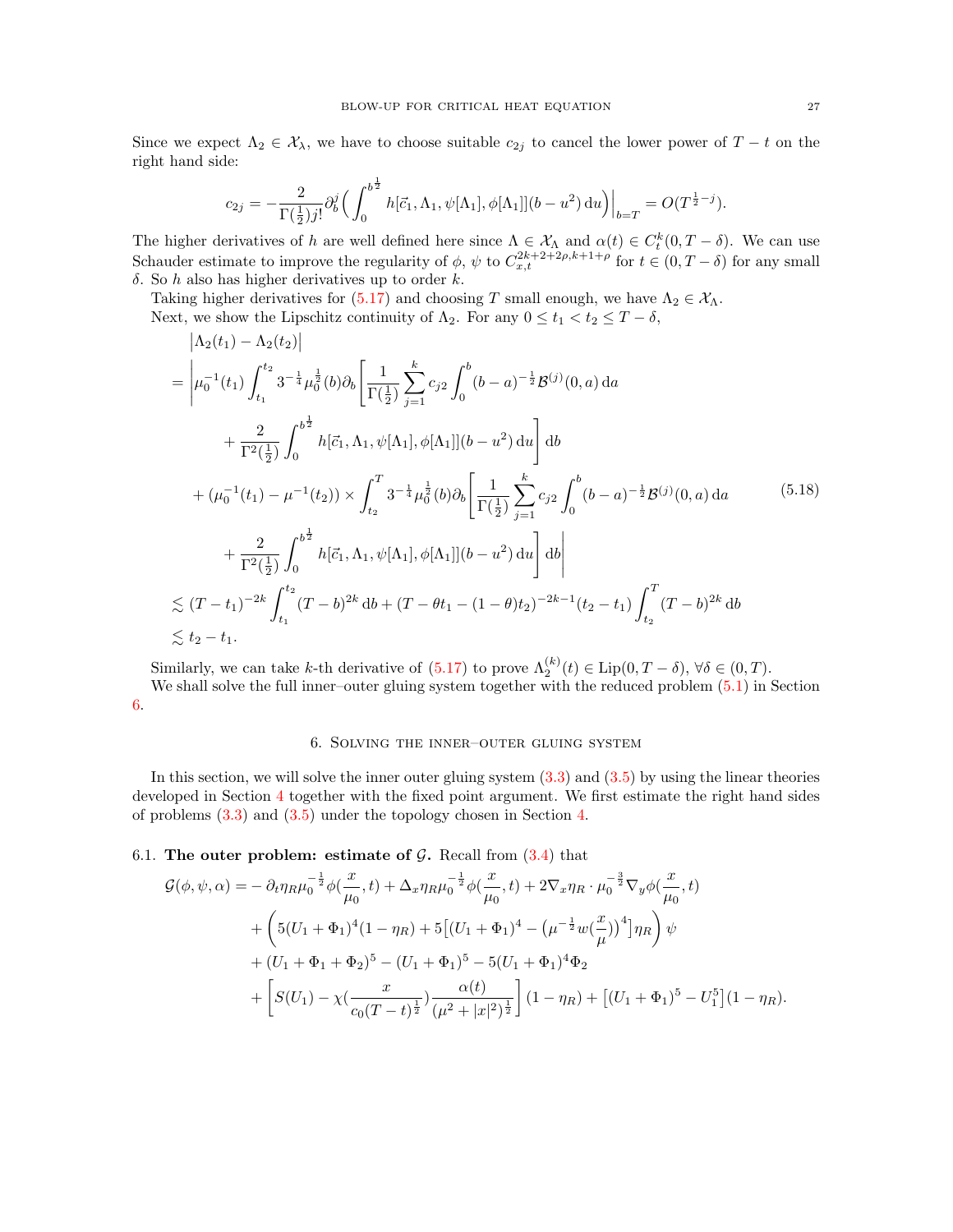Since we expect $\Lambda_2 \in \mathcal{X}_\lambda$, we have to choose suitable $c_{2j}$ to cancel the lower power of $T-t$ on the right hand side:

$$c_{2j} = -\frac{2}{\Gamma(\frac{1}{2}) j!} \partial_b^j \Big( \int_0^{b^{\frac{1}{2}}} h[\vec{c}_1, \Lambda_1, \psi[\Lambda_1], \phi[\Lambda_1]](b-u^2)\, du \Big)\Big|_{b=T} = O(T^{\frac{1}{2}-j}).$$

The higher derivatives of $h$ are well defined here since $\Lambda \in \mathcal{X}_\Lambda$ and $\alpha(t) \in C_t^k(0, T-\delta)$. We can use Schauder estimate to improve the regularity of $\phi$, $\psi$ to $C_{x,t}^{2k+2+2\rho, k+1+\rho}$ for $t \in (0, T-\delta)$ for any small $\delta$. So $h$ also has higher derivatives up to order $k$.

Taking higher derivatives for (5.17) and choosing $T$ small enough, we have $\Lambda_2 \in \mathcal{X}_\Lambda$.

Next, we show the Lipschitz continuity of $\Lambda_2$. For any $0 \le t_1 < t_2 \le T-\delta$,

$$
\begin{aligned}
&\big|\Lambda_2(t_1) - \Lambda_2(t_2)\big| \\
= &\Bigg| \mu_0^{-1}(t_1) \int_{t_1}^{t_2} 3^{-\frac{1}{4}} \mu_0^{\frac{1}{2}}(b) \partial_b \Bigg[ \frac{1}{\Gamma(\frac{1}{2})} \sum_{j=1}^{k} c_{j2} \int_0^b (b-a)^{-\frac{1}{2}} \mathcal{B}^{(j)}(0,a)\, da \\
&\quad + \frac{2}{\Gamma^2(\frac{1}{2})} \int_0^{b^{\frac{1}{2}}} h[\vec{c}_1, \Lambda_1, \psi[\Lambda_1], \phi[\Lambda_1]](b-u^2)\, du \Bigg] db \\
&+ (\mu_0^{-1}(t_1) - \mu^{-1}(t_2)) \times \int_{t_2}^{T} 3^{-\frac{1}{4}} \mu_0^{\frac{1}{2}}(b) \partial_b \Bigg[ \frac{1}{\Gamma(\frac{1}{2})} \sum_{j=1}^{k} c_{j2} \int_0^b (b-a)^{-\frac{1}{2}} \mathcal{B}^{(j)}(0,a)\, da \\
&\quad + \frac{2}{\Gamma^2(\frac{1}{2})} \int_0^{b^{\frac{1}{2}}} h[\vec{c}_1, \Lambda_1, \psi[\Lambda_1], \phi[\Lambda_1]](b-u^2)\, du \Bigg] db \Bigg| \\
\lesssim &(T-t_1)^{-2k} \int_{t_1}^{t_2} (T-b)^{2k}\, db + (T - \theta t_1 - (1-\theta)t_2)^{-2k-1}(t_2 - t_1) \int_{t_2}^{T} (T-b)^{2k}\, db \\
\lesssim &\, t_2 - t_1.
\end{aligned}
\tag{5.18}
$$

Similarly, we can take $k$-th derivative of (5.17) to prove $\Lambda_2^{(k)}(t) \in \text{Lip}(0, T-\delta)$, $\forall \delta \in (0,T)$.

We shall solve the full inner–outer gluing system together with the reduced problem (5.1) in Section 6.

## 6. Solving the inner–outer gluing system

In this section, we will solve the inner outer gluing system (3.3) and (3.5) by using the linear theories developed in Section 4 together with the fixed point argument. We first estimate the right hand sides of problems (3.3) and (3.5) under the topology chosen in Section 4.

### 6.1. The outer problem: estimate of $\mathcal{G}$.

Recall from (3.4) that

$$
\begin{aligned}
\mathcal{G}(\phi, \psi, \alpha) = &-\partial_t \eta_R \mu_0^{-\frac{1}{2}} \phi(\frac{x}{\mu_0}, t) + \Delta_x \eta_R \mu_0^{-\frac{1}{2}} \phi(\frac{x}{\mu_0}, t) + 2\nabla_x \eta_R \cdot \mu_0^{-\frac{3}{2}} \nabla_y \phi(\frac{x}{\mu_0}, t) \\
&+ \left( 5(U_1 + \Phi_1)^4 (1-\eta_R) + 5\big[(U_1+\Phi_1)^4 - \big(\mu^{-\frac{1}{2}} w(\frac{x}{\mu})\big)^4\big]\eta_R \right) \psi \\
&+ (U_1 + \Phi_1 + \Phi_2)^5 - (U_1+\Phi_1)^5 - 5(U_1+\Phi_1)^4 \Phi_2 \\
&+ \left[ S(U_1) - \chi(\frac{x}{c_0 (T-t)^{\frac{1}{2}}}) \frac{\alpha(t)}{(\mu^2 + |x|^2)^{\frac{1}{2}}} \right] (1-\eta_R) + \big[(U_1+\Phi_1)^5 - U_1^5\big](1-\eta_R).
\end{aligned}
$$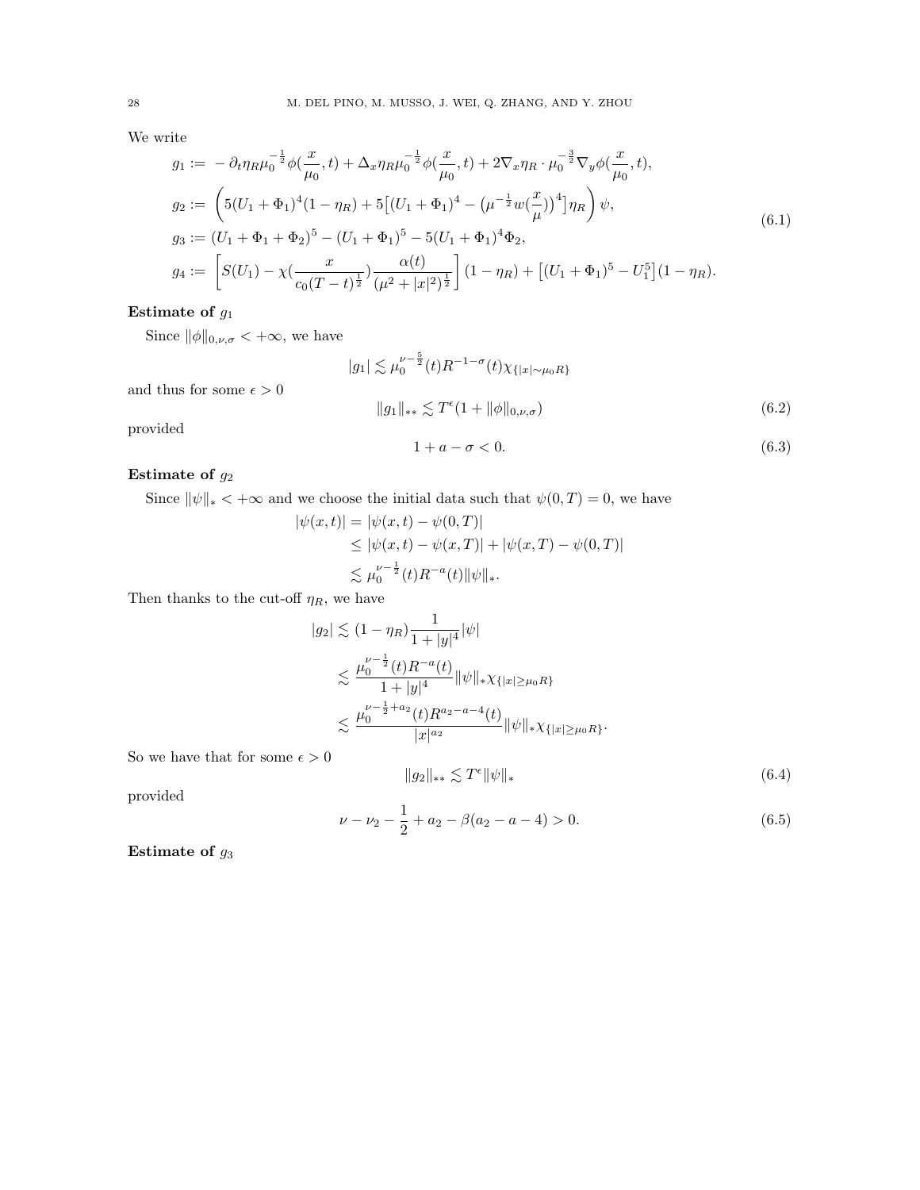We write

$$
\begin{aligned}
g_1 :=& -\partial_t \eta_R \mu_0^{-\frac{1}{2}} \phi(\frac{x}{\mu_0}, t) + \Delta_x \eta_R \mu_0^{-\frac{1}{2}} \phi(\frac{x}{\mu_0}, t) + 2\nabla_x \eta_R \cdot \mu_0^{-\frac{3}{2}} \nabla_y \phi(\frac{x}{\mu_0}, t), \\
g_2 :=& \left( 5(U_1 + \Phi_1)^4 (1 - \eta_R) + 5\big[(U_1 + \Phi_1)^4 - \big(\mu^{-\frac{1}{2}} w(\frac{x}{\mu})\big)^4\big]\eta_R \right) \psi, \\
g_3 :=& (U_1 + \Phi_1 + \Phi_2)^5 - (U_1 + \Phi_1)^5 - 5(U_1 + \Phi_1)^4 \Phi_2, \\
g_4 :=& \left[ S(U_1) - \chi(\frac{x}{c_0 (T-t)^{\frac{1}{2}}}) \frac{\alpha(t)}{(\mu^2 + |x|^2)^{\frac{1}{2}}} \right] (1 - \eta_R) + \big[(U_1 + \Phi_1)^5 - U_1^5\big](1 - \eta_R).
\end{aligned}
\tag{6.1}
$$

**Estimate of $g_1$**

Since $\|\phi\|_{0,\nu,\sigma} < +\infty$, we have

$$
|g_1| \lesssim \mu_0^{\nu - \frac{5}{2}}(t) R^{-1-\sigma}(t) \chi_{\{|x| \sim \mu_0 R\}}
$$

and thus for some $\epsilon > 0$

$$
\|g_1\|_{**} \lesssim T^{\epsilon}(1 + \|\phi\|_{0,\nu,\sigma}) \tag{6.2}
$$

provided

$$
1 + a - \sigma < 0. \tag{6.3}
$$

**Estimate of $g_2$**

Since $\|\psi\|_* < +\infty$ and we choose the initial data such that $\psi(0, T) = 0$, we have

$$
\begin{aligned}
|\psi(x,t)| &= |\psi(x,t) - \psi(0,T)| \\
&\le |\psi(x,t) - \psi(x,T)| + |\psi(x,T) - \psi(0,T)| \\
&\lesssim \mu_0^{\nu - \frac{1}{2}}(t) R^{-a}(t) \|\psi\|_*.
\end{aligned}
$$

Then thanks to the cut-off $\eta_R$, we have

$$
\begin{aligned}
|g_2| &\lesssim (1 - \eta_R) \frac{1}{1 + |y|^4} |\psi| \\
&\lesssim \frac{\mu_0^{\nu - \frac{1}{2}}(t) R^{-a}(t)}{1 + |y|^4} \|\psi\|_* \chi_{\{|x| \ge \mu_0 R\}} \\
&\lesssim \frac{\mu_0^{\nu - \frac{1}{2} + a_2}(t) R^{a_2 - a - 4}(t)}{|x|^{a_2}} \|\psi\|_* \chi_{\{|x| \ge \mu_0 R\}}.
\end{aligned}
$$

So we have that for some $\epsilon > 0$

$$
\|g_2\|_{**} \lesssim T^{\epsilon} \|\psi\|_* \tag{6.4}
$$

provided

$$
\nu - \nu_2 - \frac{1}{2} + a_2 - \beta(a_2 - a - 4) > 0. \tag{6.5}
$$

**Estimate of $g_3$**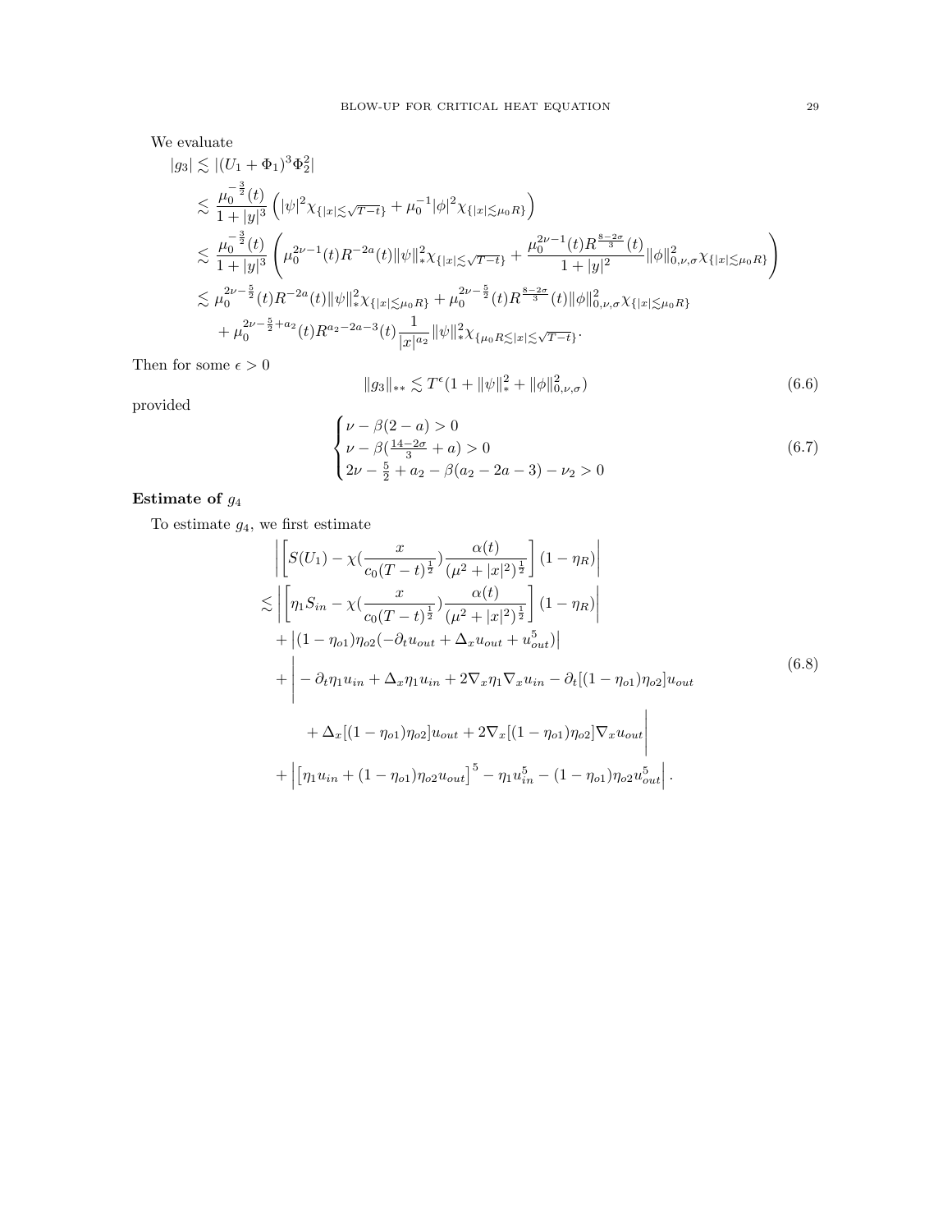We evaluate

$$
\begin{aligned}
|g_3| &\lesssim |(U_1+\Phi_1)^3\Phi_2^2| \\
&\lesssim \frac{\mu_0^{-\frac{3}{2}}(t)}{1+|y|^3}\left(|\psi|^2\chi_{\{|x|\lesssim\sqrt{T-t}\}}+\mu_0^{-1}|\phi|^2\chi_{\{|x|\lesssim\mu_0 R\}}\right) \\
&\lesssim \frac{\mu_0^{-\frac{3}{2}}(t)}{1+|y|^3}\left(\mu_0^{2\nu-1}(t)R^{-2a}(t)\|\psi\|_*^2\chi_{\{|x|\lesssim\sqrt{T-t}\}}+\frac{\mu_0^{2\nu-1}(t)R^{\frac{8-2\sigma}{3}}(t)}{1+|y|^2}\|\phi\|_{0,\nu,\sigma}^2\chi_{\{|x|\lesssim\mu_0 R\}}\right) \\
&\lesssim \mu_0^{2\nu-\frac{5}{2}}(t)R^{-2a}(t)\|\psi\|_*^2\chi_{\{|x|\lesssim\mu_0 R\}}+\mu_0^{2\nu-\frac{5}{2}}(t)R^{\frac{8-2\sigma}{3}}(t)\|\phi\|_{0,\nu,\sigma}^2\chi_{\{|x|\lesssim\mu_0 R\}} \\
&\quad+\mu_0^{2\nu-\frac{5}{2}+a_2}(t)R^{a_2-2a-3}(t)\frac{1}{|x|^{a_2}}\|\psi\|_*^2\chi_{\{\mu_0 R\lesssim|x|\lesssim\sqrt{T-t}\}}.
\end{aligned}
$$

Then for some $\epsilon>0$

$$
\|g_3\|_{**}\lesssim T^{\epsilon}(1+\|\psi\|_*^2+\|\phi\|_{0,\nu,\sigma}^2) \tag{6.6}
$$

provided

$$
\begin{cases}
\nu-\beta(2-a)>0\\
\nu-\beta(\frac{14-2\sigma}{3}+a)>0\\
2\nu-\frac{5}{2}+a_2-\beta(a_2-2a-3)-\nu_2>0
\end{cases} \tag{6.7}
$$

**Estimate of $g_4$**

To estimate $g_4$, we first estimate

$$
\begin{aligned}
&\left|\left[S(U_1)-\chi(\frac{x}{c_0(T-t)^{\frac{1}{2}}})\frac{\alpha(t)}{(\mu^2+|x|^2)^{\frac{1}{2}}}\right](1-\eta_R)\right| \\
\lesssim&\left|\left[\eta_1 S_{in}-\chi(\frac{x}{c_0(T-t)^{\frac{1}{2}}})\frac{\alpha(t)}{(\mu^2+|x|^2)^{\frac{1}{2}}}\right](1-\eta_R)\right| \\
&+\left|(1-\eta_{o1})\eta_{o2}(-\partial_t u_{out}+\Delta_x u_{out}+u_{out}^5)\right| \\
&+\Bigg|-\partial_t\eta_1 u_{in}+\Delta_x\eta_1 u_{in}+2\nabla_x\eta_1\nabla_x u_{in}-\partial_t[(1-\eta_{o1})\eta_{o2}]u_{out} \\
&\qquad+\Delta_x[(1-\eta_{o1})\eta_{o2}]u_{out}+2\nabla_x[(1-\eta_{o1})\eta_{o2}]\nabla_x u_{out}\Bigg| \\
&+\left|\left[\eta_1 u_{in}+(1-\eta_{o1})\eta_{o2}u_{out}\right]^5-\eta_1 u_{in}^5-(1-\eta_{o1})\eta_{o2}u_{out}^5\right|.
\end{aligned} \tag{6.8}
$$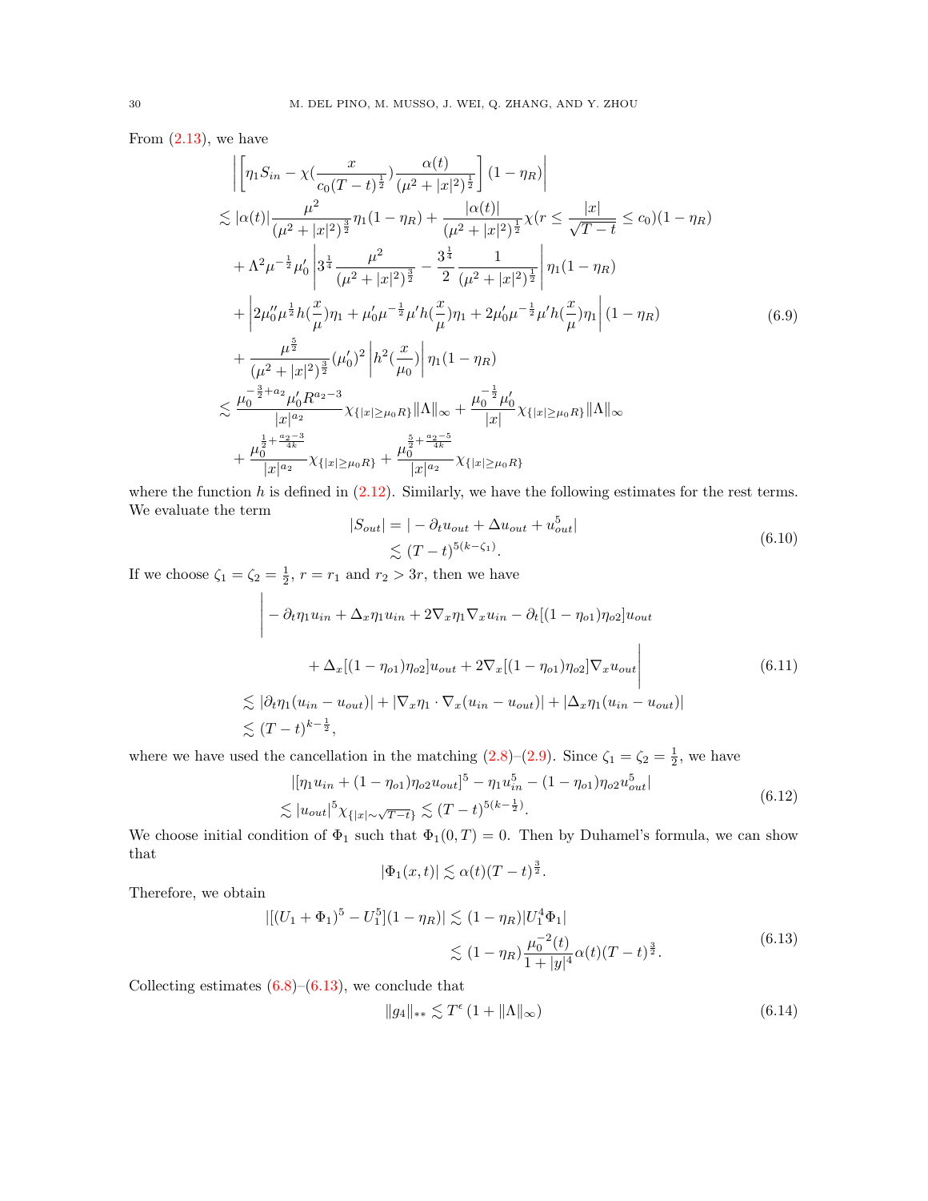From (2.13), we have

$$
\begin{aligned}
&\left|\left[\eta_1 S_{in} - \chi(\frac{x}{c_0(T-t)^{\frac{1}{2}}})\frac{\alpha(t)}{(\mu^2+|x|^2)^{\frac{1}{2}}}\right](1-\eta_R)\right| \\
&\lesssim |\alpha(t)|\frac{\mu^2}{(\mu^2+|x|^2)^{\frac{3}{2}}}\eta_1(1-\eta_R) + \frac{|\alpha(t)|}{(\mu^2+|x|^2)^{\frac{1}{2}}}\chi(r\le \frac{|x|}{\sqrt{T-t}}\le c_0)(1-\eta_R) \\
&\quad + \Lambda^2\mu^{-\frac{1}{2}}\mu_0'\left|3^{\frac{1}{4}}\frac{\mu^2}{(\mu^2+|x|^2)^{\frac{3}{2}}} - \frac{3^{\frac{1}{4}}}{2}\frac{1}{(\mu^2+|x|^2)^{\frac{1}{2}}}\right|\eta_1(1-\eta_R) \\
&\quad + \left|2\mu_0''\mu^{\frac{1}{2}}h(\frac{x}{\mu})\eta_1 + \mu_0'\mu^{-\frac{1}{2}}\mu' h(\frac{x}{\mu})\eta_1 + 2\mu_0'\mu^{-\frac{1}{2}}\mu' h(\frac{x}{\mu})\eta_1\right|(1-\eta_R) \qquad (6.9)\\
&\quad + \frac{\mu^{\frac{5}{2}}}{(\mu^2+|x|^2)^{\frac{3}{2}}}(\mu_0')^2\left|h^2(\frac{x}{\mu_0})\right|\eta_1(1-\eta_R) \\
&\lesssim \frac{\mu_0^{-\frac{3}{2}+a_2}\mu_0' R^{a_2-3}}{|x|^{a_2}}\chi_{\{|x|\ge\mu_0 R\}}\|\Lambda\|_\infty + \frac{\mu_0^{-\frac{1}{2}}\mu_0'}{|x|}\chi_{\{|x|\ge\mu_0 R\}}\|\Lambda\|_\infty \\
&\quad + \frac{\mu_0^{\frac{1}{2}+\frac{a_2-3}{4k}}}{|x|^{a_2}}\chi_{\{|x|\ge\mu_0 R\}} + \frac{\mu_0^{\frac{5}{2}+\frac{a_2-5}{4k}}}{|x|^{a_2}}\chi_{\{|x|\ge\mu_0 R\}}
\end{aligned}
$$

where the function $h$ is defined in (2.12). Similarly, we have the following estimates for the rest terms. We evaluate the term

$$
\begin{aligned}
|S_{out}| &= |-\partial_t u_{out} + \Delta u_{out} + u_{out}^5| \\
&\lesssim (T-t)^{5(k-\zeta_1)}.
\end{aligned} \qquad (6.10)
$$

If we choose $\zeta_1 = \zeta_2 = \frac{1}{2}$, $r = r_1$ and $r_2 > 3r$, then we have

$$
\begin{aligned}
&\Big| -\partial_t\eta_1 u_{in} + \Delta_x\eta_1 u_{in} + 2\nabla_x\eta_1\nabla_x u_{in} - \partial_t[(1-\eta_{o1})\eta_{o2}]u_{out} \\
&\qquad + \Delta_x[(1-\eta_{o1})\eta_{o2}]u_{out} + 2\nabla_x[(1-\eta_{o1})\eta_{o2}]\nabla_x u_{out}\Big| \qquad (6.11)\\
&\lesssim |\partial_t\eta_1(u_{in}-u_{out})| + |\nabla_x\eta_1\cdot\nabla_x(u_{in}-u_{out})| + |\Delta_x\eta_1(u_{in}-u_{out})| \\
&\lesssim (T-t)^{k-\frac{1}{2}},
\end{aligned}
$$

where we have used the cancellation in the matching (2.8)–(2.9). Since $\zeta_1 = \zeta_2 = \frac{1}{2}$, we have

$$
\begin{aligned}
&|[\eta_1 u_{in} + (1-\eta_{o1})\eta_{o2}u_{out}]^5 - \eta_1 u_{in}^5 - (1-\eta_{o1})\eta_{o2}u_{out}^5| \\
&\lesssim |u_{out}|^5\chi_{\{|x|\sim\sqrt{T-t}\}} \lesssim (T-t)^{5(k-\frac{1}{2})}.
\end{aligned} \qquad (6.12)
$$

We choose initial condition of $\Phi_1$ such that $\Phi_1(0,T) = 0$. Then by Duhamel's formula, we can show that

$$
|\Phi_1(x,t)| \lesssim \alpha(t)(T-t)^{\frac{3}{2}}.
$$

Therefore, we obtain

$$
\begin{aligned}
|[(U_1+\Phi_1)^5 - U_1^5](1-\eta_R)| &\lesssim (1-\eta_R)|U_1^4\Phi_1| \\
&\lesssim (1-\eta_R)\frac{\mu_0^{-2}(t)}{1+|y|^4}\alpha(t)(T-t)^{\frac{3}{2}}.
\end{aligned} \qquad (6.13)
$$

Collecting estimates (6.8)–(6.13), we conclude that

$$
\|g_4\|_{**} \lesssim T^{\epsilon}\left(1+\|\Lambda\|_\infty\right) \qquad (6.14)
$$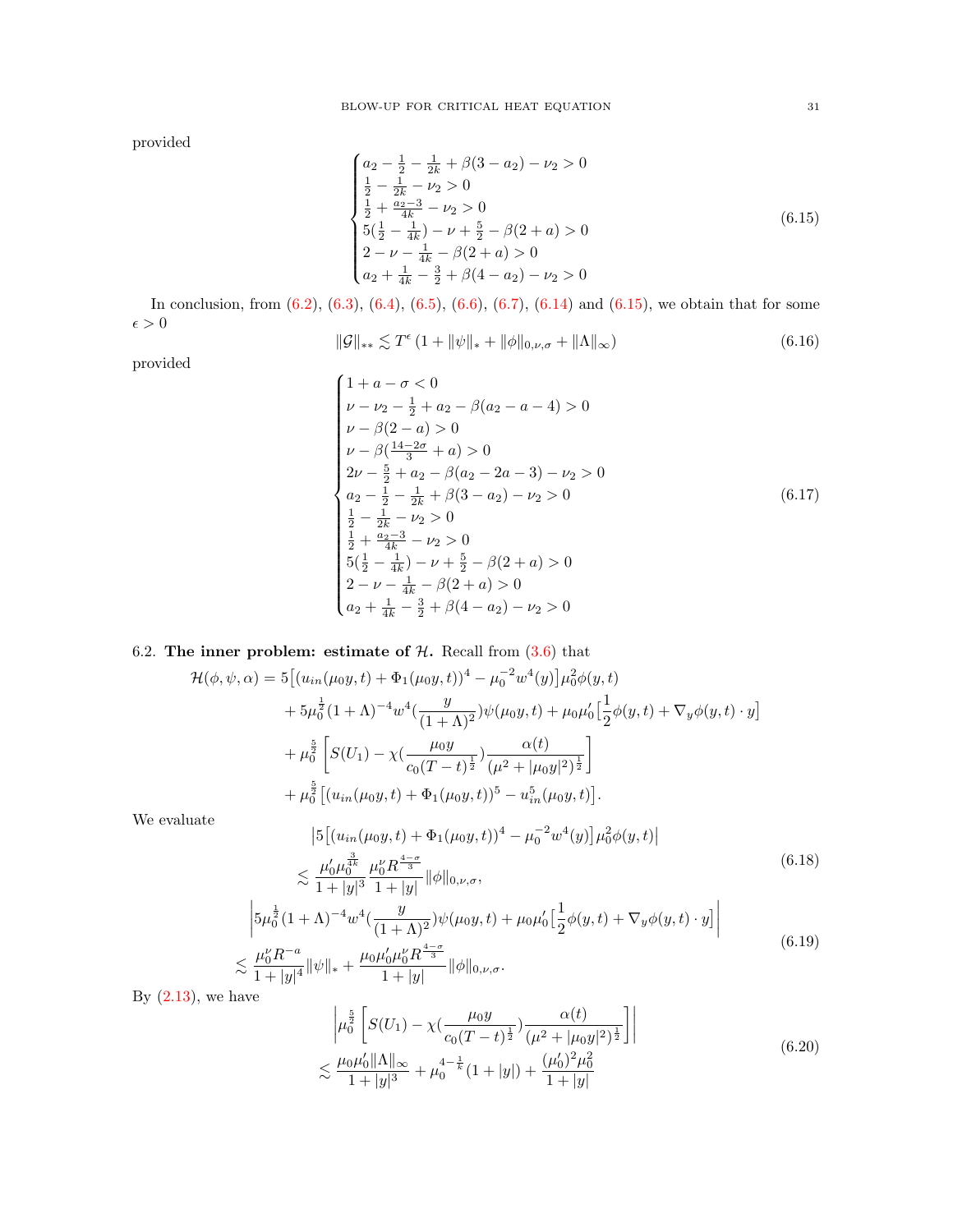provided

$$
\begin{cases}
a_2 - \frac{1}{2} - \frac{1}{2k} + \beta(3 - a_2) - \nu_2 > 0 \\
\frac{1}{2} - \frac{1}{2k} - \nu_2 > 0 \\
\frac{1}{2} + \frac{a_2 - 3}{4k} - \nu_2 > 0 \\
5(\frac{1}{2} - \frac{1}{4k}) - \nu + \frac{5}{2} - \beta(2 + a) > 0 \\
2 - \nu - \frac{1}{4k} - \beta(2 + a) > 0 \\
a_2 + \frac{1}{4k} - \frac{3}{2} + \beta(4 - a_2) - \nu_2 > 0
\end{cases}
\tag{6.15}
$$

In conclusion, from (6.2), (6.3), (6.4), (6.5), (6.6), (6.7), (6.14) and (6.15), we obtain that for some $\epsilon > 0$

$$
\|\mathcal{G}\|_{**} \lesssim T^{\epsilon} \left(1 + \|\psi\|_{*} + \|\phi\|_{0,\nu,\sigma} + \|\Lambda\|_{\infty}\right) \tag{6.16}
$$

provided

$$
\begin{cases}
1 + a - \sigma < 0 \\
\nu - \nu_2 - \frac{1}{2} + a_2 - \beta(a_2 - a - 4) > 0 \\
\nu - \beta(2 - a) > 0 \\
\nu - \beta(\frac{14 - 2\sigma}{3} + a) > 0 \\
2\nu - \frac{5}{2} + a_2 - \beta(a_2 - 2a - 3) - \nu_2 > 0 \\
a_2 - \frac{1}{2} - \frac{1}{2k} + \beta(3 - a_2) - \nu_2 > 0 \\
\frac{1}{2} - \frac{1}{2k} - \nu_2 > 0 \\
\frac{1}{2} + \frac{a_2 - 3}{4k} - \nu_2 > 0 \\
5(\frac{1}{2} - \frac{1}{4k}) - \nu + \frac{5}{2} - \beta(2 + a) > 0 \\
2 - \nu - \frac{1}{4k} - \beta(2 + a) > 0 \\
a_2 + \frac{1}{4k} - \frac{3}{2} + \beta(4 - a_2) - \nu_2 > 0
\end{cases}
\tag{6.17}
$$

6.2. **The inner problem: estimate of $\mathcal{H}$.** Recall from (3.6) that

$$
\begin{aligned}
\mathcal{H}(\phi, \psi, \alpha) = {} & 5\big[(u_{in}(\mu_0 y, t) + \Phi_1(\mu_0 y, t))^4 - \mu_0^{-2} w^4(y)\big]\mu_0^2 \phi(y, t) \\
& + 5\mu_0^{\frac{1}{2}}(1 + \Lambda)^{-4} w^4\Big(\frac{y}{(1 + \Lambda)^2}\Big)\psi(\mu_0 y, t) + \mu_0 \mu_0' \Big[\frac{1}{2}\phi(y, t) + \nabla_y \phi(y, t) \cdot y\Big] \\
& + \mu_0^{\frac{5}{2}} \left[S(U_1) - \chi\Big(\frac{\mu_0 y}{c_0 (T - t)^{\frac{1}{2}}}\Big)\frac{\alpha(t)}{(\mu^2 + |\mu_0 y|^2)^{\frac{1}{2}}}\right] \\
& + \mu_0^{\frac{5}{2}}\big[(u_{in}(\mu_0 y, t) + \Phi_1(\mu_0 y, t))^5 - u_{in}^5(\mu_0 y, t)\big].
\end{aligned}
$$

We evaluate

$$
\begin{aligned}
& \big|5\big[(u_{in}(\mu_0 y, t) + \Phi_1(\mu_0 y, t))^4 - \mu_0^{-2} w^4(y)\big]\mu_0^2 \phi(y, t)\big| \\
& \lesssim \frac{\mu_0' \mu_0^{\frac{3}{4k}}}{1 + |y|^3} \frac{\mu_0^{\nu} R^{\frac{4 - \sigma}{3}}}{1 + |y|} \|\phi\|_{0,\nu,\sigma},
\end{aligned}
\tag{6.18}
$$

$$
\begin{aligned}
& \left|5\mu_0^{\frac{1}{2}}(1 + \Lambda)^{-4} w^4\Big(\frac{y}{(1 + \Lambda)^2}\Big)\psi(\mu_0 y, t) + \mu_0 \mu_0'\Big[\frac{1}{2}\phi(y, t) + \nabla_y \phi(y, t) \cdot y\Big]\right| \\
& \lesssim \frac{\mu_0^{\nu} R^{-a}}{1 + |y|^4}\|\psi\|_{*} + \frac{\mu_0 \mu_0' \mu_0^{\nu} R^{\frac{4 - \sigma}{3}}}{1 + |y|}\|\phi\|_{0,\nu,\sigma}.
\end{aligned}
\tag{6.19}
$$

By (2.13), we have

$$
\begin{aligned}
& \left|\mu_0^{\frac{5}{2}}\left[S(U_1) - \chi\Big(\frac{\mu_0 y}{c_0 (T - t)^{\frac{1}{2}}}\Big)\frac{\alpha(t)}{(\mu^2 + |\mu_0 y|^2)^{\frac{1}{2}}}\right]\right| \\
& \lesssim \frac{\mu_0 \mu_0' \|\Lambda\|_{\infty}}{1 + |y|^3} + \mu_0^{4 - \frac{1}{k}}(1 + |y|) + \frac{(\mu_0')^2 \mu_0^2}{1 + |y|}
\end{aligned}
\tag{6.20}
$$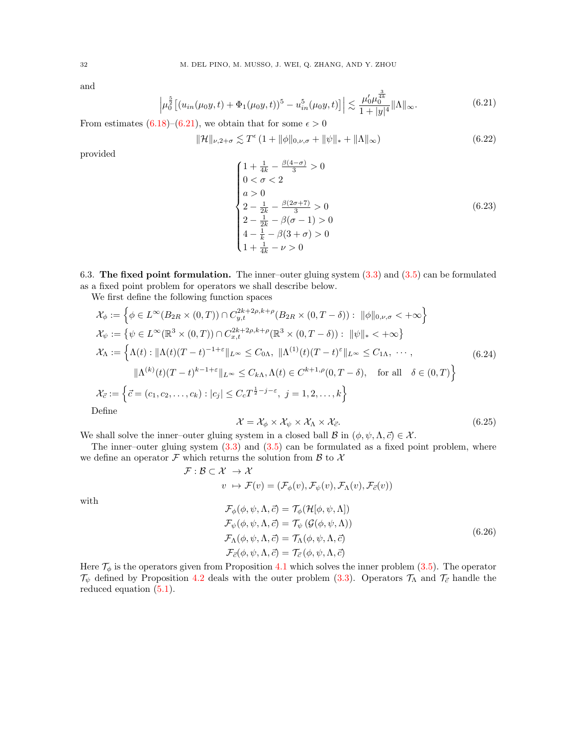and

$$
\left|\mu_0^{\frac{5}{2}}\left[(u_{in}(\mu_0 y,t)+\Phi_1(\mu_0 y,t))^5 - u_{in}^5(\mu_0 y,t)\right]\right| \lesssim \frac{\mu_0' \mu_0^{\frac{3}{4k}}}{1+|y|^4}\|\Lambda\|_\infty. \tag{6.21}
$$

From estimates (6.18)–(6.21), we obtain that for some $\epsilon > 0$

$$
\|\mathcal{H}\|_{\nu,2+\sigma} \lesssim T^{\epsilon}\left(1+\|\phi\|_{0,\nu,\sigma}+\|\psi\|_* + \|\Lambda\|_\infty\right) \tag{6.22}
$$

provided

$$
\begin{cases}
1+\frac{1}{4k}-\frac{\beta(4-\sigma)}{3} > 0\\
0<\sigma<2\\
a>0\\
2-\frac{1}{2k}-\frac{\beta(2\sigma+7)}{3}>0\\
2-\frac{1}{2k}-\beta(\sigma-1)>0\\
4-\frac{1}{k}-\beta(3+\sigma)>0\\
1+\frac{1}{4k}-\nu>0
\end{cases} \tag{6.23}
$$

6.3. **The fixed point formulation.** The inner–outer gluing system (3.3) and (3.5) can be formulated as a fixed point problem for operators we shall describe below.

We first define the following function spaces

$$
\begin{aligned}
\mathcal{X}_\phi &:= \left\{\phi \in L^\infty(B_{2R}\times(0,T)) \cap C^{2k+2\rho,k+\rho}_{y,t}(B_{2R}\times(0,T-\delta)) :\ \|\phi\|_{0,\nu,\sigma} < +\infty\right\}\\
\mathcal{X}_\psi &:= \left\{\psi \in L^\infty(\mathbb{R}^3\times(0,T)) \cap C^{2k+2\rho,k+\rho}_{x,t}(\mathbb{R}^3\times(0,T-\delta)) :\ \|\psi\|_* < +\infty\right\}\\
\mathcal{X}_\Lambda &:= \Big\{\Lambda(t) : \|\Lambda(t)(T-t)^{-1+\varepsilon}\|_{L^\infty} \le C_{0\Lambda},\ \|\Lambda^{(1)}(t)(T-t)^{\varepsilon}\|_{L^\infty} \le C_{1\Lambda},\ \cdots,\\
&\qquad \|\Lambda^{(k)}(t)(T-t)^{k-1+\varepsilon}\|_{L^\infty} \le C_{k\Lambda}, \Lambda(t)\in C^{k+1,\rho}(0,T-\delta), \quad \text{for all} \quad \delta\in(0,T)\Big\}\\
\mathcal{X}_{\vec{c}} &:= \left\{\vec{c} = (c_1,c_2,\ldots,c_k) : |c_j| \le C_c T^{\frac{1}{2}-j-\varepsilon},\ j=1,2,\ldots,k\right\}
\end{aligned} \tag{6.24}
$$

Define

$$
\mathcal{X} = \mathcal{X}_\phi \times \mathcal{X}_\psi \times \mathcal{X}_\Lambda \times \mathcal{X}_{\vec{c}}. \tag{6.25}
$$

We shall solve the inner–outer gluing system in a closed ball $\mathcal{B}$ in $(\phi,\psi,\Lambda,\vec{c}) \in \mathcal{X}$.

The inner–outer gluing system (3.3) and (3.5) can be formulated as a fixed point problem, where we define an operator $\mathcal{F}$ which returns the solution from $\mathcal{B}$ to $\mathcal{X}$

$$
\begin{aligned}
\mathcal{F} : \mathcal{B} \subset \mathcal{X} &\to \mathcal{X}\\
v &\mapsto \mathcal{F}(v) = (\mathcal{F}_\phi(v), \mathcal{F}_\psi(v), \mathcal{F}_\Lambda(v), \mathcal{F}_{\vec{c}}(v))
\end{aligned}
$$

with

$$
\begin{aligned}
\mathcal{F}_\phi(\phi,\psi,\Lambda,\vec{c}) &= \mathcal{T}_\phi(\mathcal{H}[\phi,\psi,\Lambda])\\
\mathcal{F}_\psi(\phi,\psi,\Lambda,\vec{c}) &= \mathcal{T}_\psi\left(\mathcal{G}(\phi,\psi,\Lambda)\right)\\
\mathcal{F}_\Lambda(\phi,\psi,\Lambda,\vec{c}) &= \mathcal{T}_\Lambda(\phi,\psi,\Lambda,\vec{c})\\
\mathcal{F}_{\vec{c}}(\phi,\psi,\Lambda,\vec{c}) &= \mathcal{T}_{\vec{c}}(\phi,\psi,\Lambda,\vec{c})
\end{aligned} \tag{6.26}
$$

Here $\mathcal{T}_\phi$ is the operators given from Proposition 4.1 which solves the inner problem (3.5). The operator $\mathcal{T}_\psi$ defined by Proposition 4.2 deals with the outer problem (3.3). Operators $\mathcal{T}_\Lambda$ and $\mathcal{T}_{\vec{c}}$ handle the reduced equation (5.1).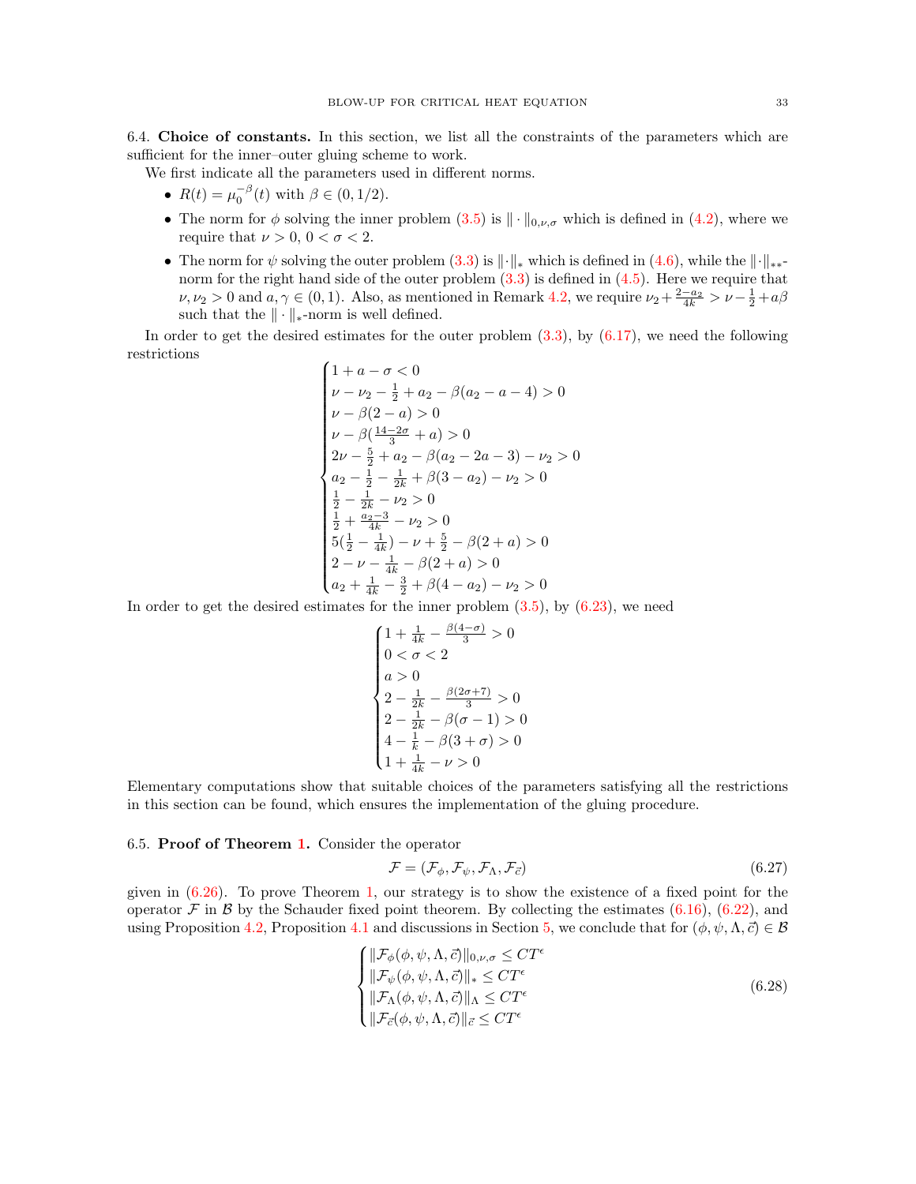### 6.4. **Choice of constants.**

In this section, we list all the constraints of the parameters which are sufficient for the inner–outer gluing scheme to work.

We first indicate all the parameters used in different norms.

- $R(t) = \mu_0^{-\beta}(t)$ with $\beta \in (0, 1/2)$.
- The norm for $\phi$ solving the inner problem (3.5) is $\|\cdot\|_{0,\nu,\sigma}$ which is defined in (4.2), where we require that $\nu > 0$, $0 < \sigma < 2$.
- The norm for $\psi$ solving the outer problem (3.3) is $\|\cdot\|_*$ which is defined in (4.6), while the $\|\cdot\|_{**}$-norm for the right hand side of the outer problem (3.3) is defined in (4.5). Here we require that $\nu, \nu_2 > 0$ and $a, \gamma \in (0, 1)$. Also, as mentioned in Remark 4.2, we require $\nu_2 + \frac{2-a_2}{4k} > \nu - \frac{1}{2} + a\beta$ such that the $\|\cdot\|_*$-norm is well defined.

In order to get the desired estimates for the outer problem (3.3), by (6.17), we need the following restrictions

$$
\begin{cases}
1 + a - \sigma < 0 \\
\nu - \nu_2 - \frac{1}{2} + a_2 - \beta(a_2 - a - 4) > 0 \\
\nu - \beta(2 - a) > 0 \\
\nu - \beta(\frac{14-2\sigma}{3} + a) > 0 \\
2\nu - \frac{5}{2} + a_2 - \beta(a_2 - 2a - 3) - \nu_2 > 0 \\
a_2 - \frac{1}{2} - \frac{1}{2k} + \beta(3 - a_2) - \nu_2 > 0 \\
\frac{1}{2} - \frac{1}{2k} - \nu_2 > 0 \\
\frac{1}{2} + \frac{a_2 - 3}{4k} - \nu_2 > 0 \\
5(\frac{1}{2} - \frac{1}{4k}) - \nu + \frac{5}{2} - \beta(2 + a) > 0 \\
2 - \nu - \frac{1}{4k} - \beta(2 + a) > 0 \\
a_2 + \frac{1}{4k} - \frac{3}{2} + \beta(4 - a_2) - \nu_2 > 0
\end{cases}
$$

In order to get the desired estimates for the inner problem (3.5), by (6.23), we need

$$
\begin{cases}
1 + \frac{1}{4k} - \frac{\beta(4-\sigma)}{3} > 0 \\
0 < \sigma < 2 \\
a > 0 \\
2 - \frac{1}{2k} - \frac{\beta(2\sigma+7)}{3} > 0 \\
2 - \frac{1}{2k} - \beta(\sigma - 1) > 0 \\
4 - \frac{1}{k} - \beta(3 + \sigma) > 0 \\
1 + \frac{1}{4k} - \nu > 0
\end{cases}
$$

Elementary computations show that suitable choices of the parameters satisfying all the restrictions in this section can be found, which ensures the implementation of the gluing procedure.

### 6.5. **Proof of Theorem 1.**

Consider the operator

$$
\mathcal{F} = (\mathcal{F}_\phi, \mathcal{F}_\psi, \mathcal{F}_\Lambda, \mathcal{F}_{\vec{c}}) \tag{6.27}
$$

given in (6.26). To prove Theorem 1, our strategy is to show the existence of a fixed point for the operator $\mathcal{F}$ in $\mathcal{B}$ by the Schauder fixed point theorem. By collecting the estimates (6.16), (6.22), and using Proposition 4.2, Proposition 4.1 and discussions in Section 5, we conclude that for $(\phi, \psi, \Lambda, \vec{c}) \in \mathcal{B}$

$$
\begin{cases}
\|\mathcal{F}_\phi(\phi, \psi, \Lambda, \vec{c})\|_{0,\nu,\sigma} \le CT^\epsilon \\
\|\mathcal{F}_\psi(\phi, \psi, \Lambda, \vec{c})\|_* \le CT^\epsilon \\
\|\mathcal{F}_\Lambda(\phi, \psi, \Lambda, \vec{c})\|_\Lambda \le CT^\epsilon \\
\|\mathcal{F}_{\vec{c}}(\phi, \psi, \Lambda, \vec{c})\|_{\vec{c}} \le CT^\epsilon
\end{cases} \tag{6.28}
$$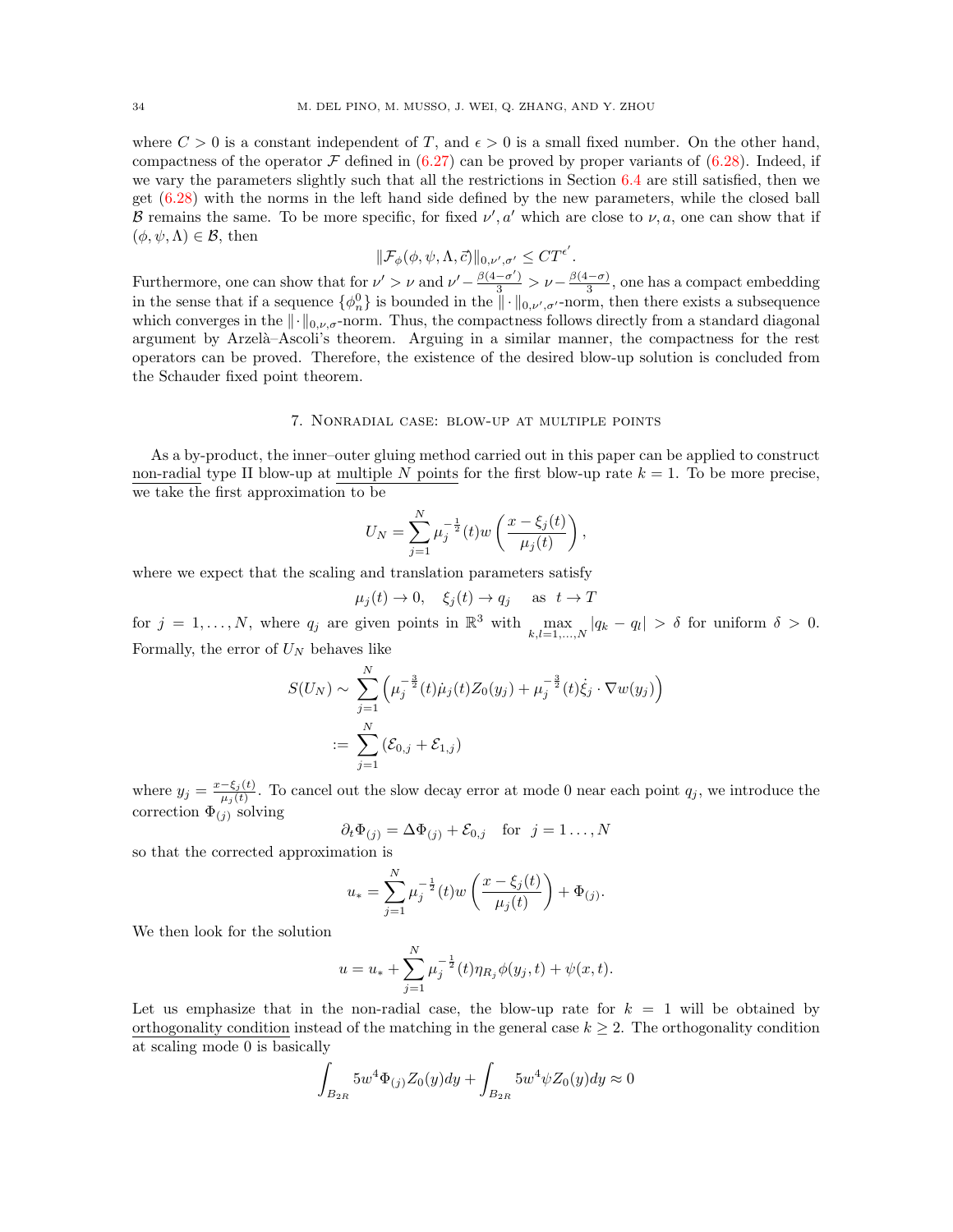where $C > 0$ is a constant independent of $T$, and $\epsilon > 0$ is a small fixed number. On the other hand, compactness of the operator $\mathcal{F}$ defined in (6.27) can be proved by proper variants of (6.28). Indeed, if we vary the parameters slightly such that all the restrictions in Section 6.4 are still satisfied, then we get (6.28) with the norms in the left hand side defined by the new parameters, while the closed ball $\mathcal{B}$ remains the same. To be more specific, for fixed $\nu', a'$ which are close to $\nu, a$, one can show that if $(\phi, \psi, \Lambda) \in \mathcal{B}$, then

$$\|\mathcal{F}_\phi(\phi, \psi, \Lambda, \vec{c})\|_{0,\nu',\sigma'} \le CT^{\epsilon'}.$$

Furthermore, one can show that for $\nu' > \nu$ and $\nu' - \frac{\beta(4-\sigma')}{3} > \nu - \frac{\beta(4-\sigma)}{3}$, one has a compact embedding in the sense that if a sequence $\{\phi_n^0\}$ is bounded in the $\|\cdot\|_{0,\nu',\sigma'}$-norm, then there exists a subsequence which converges in the $\|\cdot\|_{0,\nu,\sigma}$-norm. Thus, the compactness follows directly from a standard diagonal argument by Arzelà–Ascoli's theorem. Arguing in a similar manner, the compactness for the rest operators can be proved. Therefore, the existence of the desired blow-up solution is concluded from the Schauder fixed point theorem.

## 7. Nonradial case: blow-up at multiple points

As a by-product, the inner–outer gluing method carried out in this paper can be applied to construct non-radial type II blow-up at multiple $N$ points for the first blow-up rate $k = 1$. To be more precise, we take the first approximation to be

$$U_N = \sum_{j=1}^{N} \mu_j^{-\frac{1}{2}}(t) w\left(\frac{x - \xi_j(t)}{\mu_j(t)}\right),$$

where we expect that the scaling and translation parameters satisfy

$$\mu_j(t) \to 0, \quad \xi_j(t) \to q_j \quad \text{as } t \to T$$

for $j = 1, \ldots, N$, where $q_j$ are given points in $\mathbb{R}^3$ with $\max_{k,l=1,\ldots,N} |q_k - q_l| > \delta$ for uniform $\delta > 0$. Formally, the error of $U_N$ behaves like

$$\begin{aligned} S(U_N) \sim & \sum_{j=1}^{N} \left( \mu_j^{-\frac{3}{2}}(t) \dot{\mu}_j(t) Z_0(y_j) + \mu_j^{-\frac{3}{2}}(t) \dot{\xi}_j \cdot \nabla w(y_j) \right) \\ := & \sum_{j=1}^{N} \left( \mathcal{E}_{0,j} + \mathcal{E}_{1,j} \right) \end{aligned}$$

where $y_j = \frac{x - \xi_j(t)}{\mu_j(t)}$. To cancel out the slow decay error at mode 0 near each point $q_j$, we introduce the correction $\Phi_{(j)}$ solving

$$\partial_t \Phi_{(j)} = \Delta \Phi_{(j)} + \mathcal{E}_{0,j} \quad \text{for } j = 1 \ldots, N$$

so that the corrected approximation is

$$u_* = \sum_{j=1}^{N} \mu_j^{-\frac{1}{2}}(t) w\left(\frac{x - \xi_j(t)}{\mu_j(t)}\right) + \Phi_{(j)}.$$

We then look for the solution

$$u = u_* + \sum_{j=1}^{N} \mu_j^{-\frac{1}{2}}(t) \eta_{R_j} \phi(y_j, t) + \psi(x, t).$$

Let us emphasize that in the non-radial case, the blow-up rate for $k = 1$ will be obtained by orthogonality condition instead of the matching in the general case $k \ge 2$. The orthogonality condition at scaling mode 0 is basically

$$\int_{B_{2R}} 5w^4 \Phi_{(j)} Z_0(y) dy + \int_{B_{2R}} 5w^4 \psi Z_0(y) dy \approx 0$$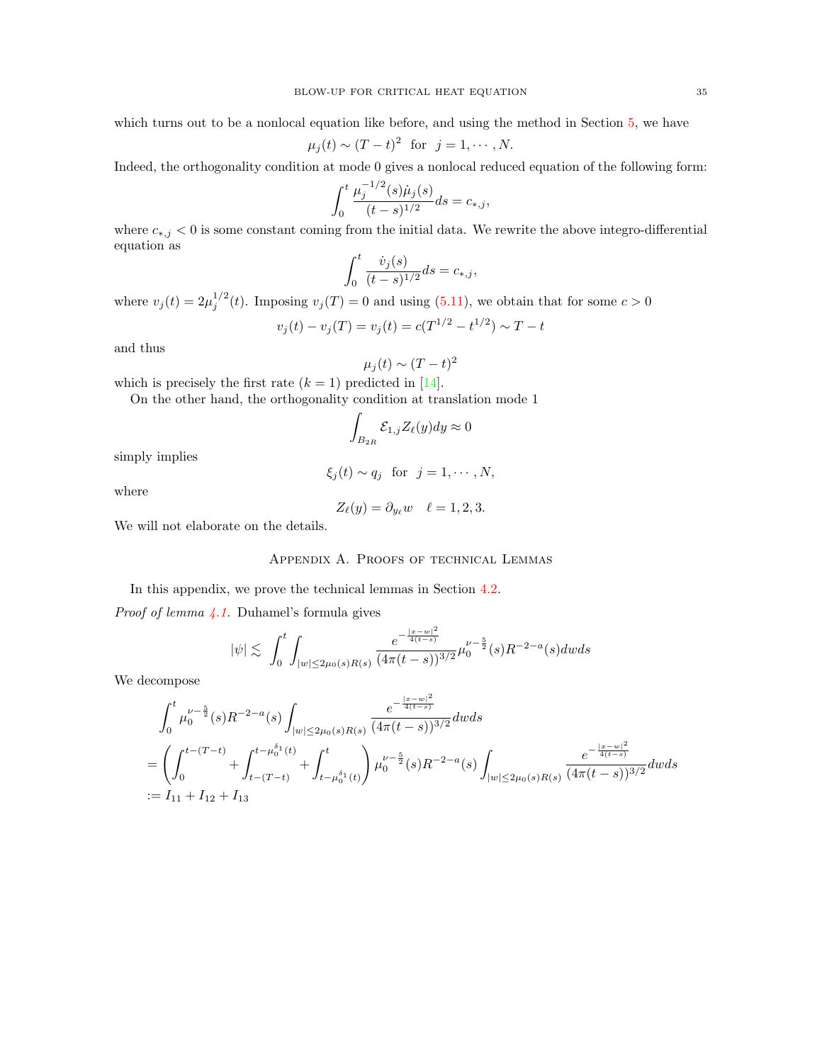which turns out to be a nonlocal equation like before, and using the method in Section 5, we have

$$\mu_j(t) \sim (T-t)^2 \quad \text{for} \quad j = 1, \cdots, N.$$

Indeed, the orthogonality condition at mode 0 gives a nonlocal reduced equation of the following form:

$$\int_0^t \frac{\mu_j^{-1/2}(s)\dot{\mu}_j(s)}{(t-s)^{1/2}} ds = c_{*,j},$$

where $c_{*,j} < 0$ is some constant coming from the initial data. We rewrite the above integro-differential equation as

$$\int_0^t \frac{\dot{v}_j(s)}{(t-s)^{1/2}} ds = c_{*,j},$$

where $v_j(t) = 2\mu_j^{1/2}(t)$. Imposing $v_j(T) = 0$ and using (5.11), we obtain that for some $c > 0$

$$v_j(t) - v_j(T) = v_j(t) = c(T^{1/2} - t^{1/2}) \sim T - t$$

and thus

$$\mu_j(t) \sim (T-t)^2$$

which is precisely the first rate ($k = 1$) predicted in [14].

On the other hand, the orthogonality condition at translation mode 1

$$\int_{B_{2R}} \mathcal{E}_{1,j} Z_\ell(y) dy \approx 0$$

simply implies

$$\xi_j(t) \sim q_j \quad \text{for} \quad j = 1, \cdots, N,$$

where

$$Z_\ell(y) = \partial_{y_\ell} w \quad \ell = 1, 2, 3.$$

We will not elaborate on the details.

## Appendix A. Proofs of technical Lemmas

In this appendix, we prove the technical lemmas in Section 4.2.

*Proof of lemma 4.1.* Duhamel's formula gives

$$|\psi| \lesssim \int_0^t \int_{|w| \le 2\mu_0(s)R(s)} \frac{e^{-\frac{|x-w|^2}{4(t-s)}}}{(4\pi(t-s))^{3/2}} \mu_0^{\nu - \frac{5}{2}}(s) R^{-2-a}(s) dw ds$$

We decompose

$$\begin{aligned}
&\int_0^t \mu_0^{\nu-\frac{5}{2}}(s) R^{-2-a}(s) \int_{|w| \le 2\mu_0(s)R(s)} \frac{e^{-\frac{|x-w|^2}{4(t-s)}}}{(4\pi(t-s))^{3/2}} dw ds \\
&= \left( \int_0^{t-(T-t)} + \int_{t-(T-t)}^{t-\mu_0^{\delta_1}(t)} + \int_{t-\mu_0^{\delta_1}(t)}^t \right) \mu_0^{\nu-\frac{5}{2}}(s) R^{-2-a}(s) \int_{|w| \le 2\mu_0(s)R(s)} \frac{e^{-\frac{|x-w|^2}{4(t-s)}}}{(4\pi(t-s))^{3/2}} dw ds \\
&:= I_{11} + I_{12} + I_{13}
\end{aligned}$$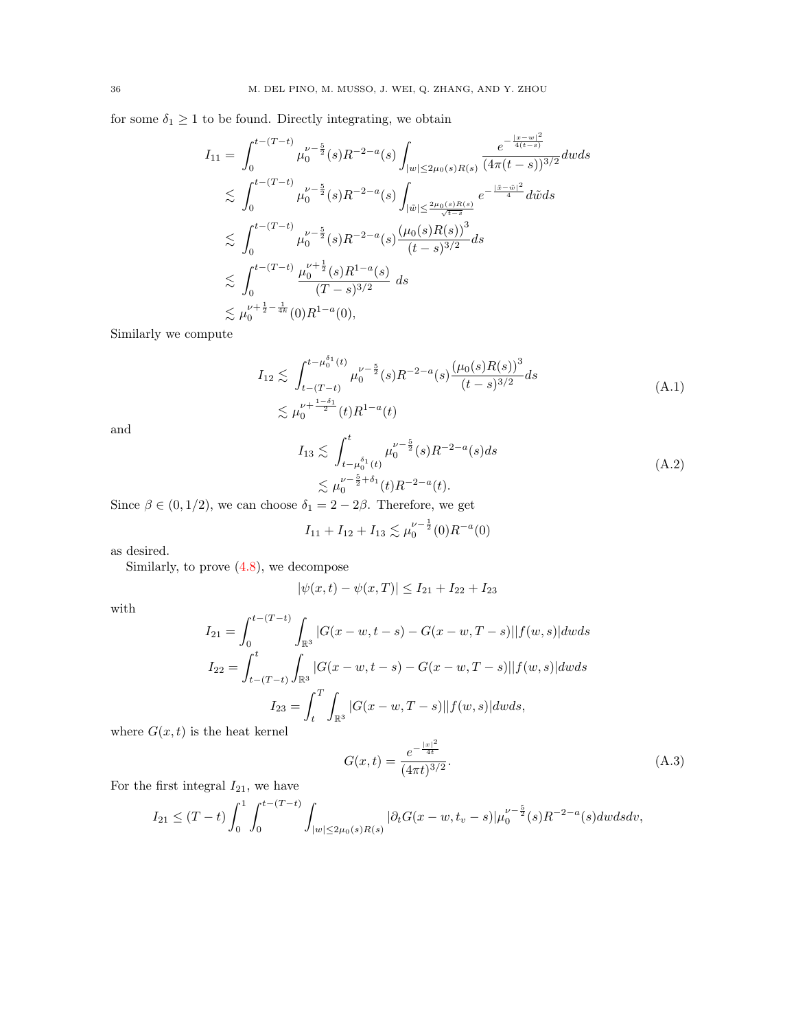for some $\delta_1 \geq 1$ to be found. Directly integrating, we obtain

$$
\begin{aligned}
I_{11} &= \int_0^{t-(T-t)} \mu_0^{\nu-\frac{5}{2}}(s) R^{-2-a}(s) \int_{|w|\leq 2\mu_0(s)R(s)} \frac{e^{-\frac{|x-w|^2}{4(t-s)}}}{(4\pi(t-s))^{3/2}} dw ds \\
&\lesssim \int_0^{t-(T-t)} \mu_0^{\nu-\frac{5}{2}}(s) R^{-2-a}(s) \int_{|\tilde{w}|\leq \frac{2\mu_0(s)R(s)}{\sqrt{t-s}}} e^{-\frac{|\tilde{x}-\tilde{w}|^2}{4}} d\tilde{w} ds \\
&\lesssim \int_0^{t-(T-t)} \mu_0^{\nu-\frac{5}{2}}(s) R^{-2-a}(s) \frac{(\mu_0(s)R(s))^3}{(t-s)^{3/2}} ds \\
&\lesssim \int_0^{t-(T-t)} \frac{\mu_0^{\nu+\frac{1}{2}}(s) R^{1-a}(s)}{(T-s)^{3/2}} ds \\
&\lesssim \mu_0^{\nu+\frac{1}{2}-\frac{1}{4k}}(0) R^{1-a}(0),
\end{aligned}
$$

Similarly we compute

$$
\begin{aligned}
I_{12} &\lesssim \int_{t-(T-t)}^{t-\mu_0^{\delta_1}(t)} \mu_0^{\nu-\frac{5}{2}}(s) R^{-2-a}(s) \frac{(\mu_0(s)R(s))^3}{(t-s)^{3/2}} ds \\
&\lesssim \mu_0^{\nu+\frac{1-\delta_1}{2}}(t) R^{1-a}(t)
\end{aligned}
\tag{A.1}
$$

and

$$
\begin{aligned}
I_{13} &\lesssim \int_{t-\mu_0^{\delta_1}(t)}^{t} \mu_0^{\nu-\frac{5}{2}}(s) R^{-2-a}(s) ds \\
&\lesssim \mu_0^{\nu-\frac{5}{2}+\delta_1}(t) R^{-2-a}(t).
\end{aligned}
\tag{A.2}
$$

Since $\beta \in (0, 1/2)$, we can choose $\delta_1 = 2 - 2\beta$. Therefore, we get

$$
I_{11} + I_{12} + I_{13} \lesssim \mu_0^{\nu-\frac{1}{2}}(0) R^{-a}(0)
$$

as desired.

Similarly, to prove (4.8), we decompose

$$
|\psi(x,t) - \psi(x,T)| \leq I_{21} + I_{22} + I_{23}
$$

with

$$
\begin{aligned}
I_{21} &= \int_0^{t-(T-t)} \int_{\mathbb{R}^3} |G(x-w, t-s) - G(x-w, T-s)||f(w,s)| dw ds \\
I_{22} &= \int_{t-(T-t)}^{t} \int_{\mathbb{R}^3} |G(x-w, t-s) - G(x-w, T-s)||f(w,s)| dw ds \\
I_{23} &= \int_t^T \int_{\mathbb{R}^3} |G(x-w, T-s)||f(w,s)| dw ds,
\end{aligned}
$$

where $G(x,t)$ is the heat kernel

$$
G(x,t) = \frac{e^{-\frac{|x|^2}{4t}}}{(4\pi t)^{3/2}}.
\tag{A.3}
$$

For the first integral $I_{21}$, we have

$$
I_{21} \leq (T-t) \int_0^1 \int_0^{t-(T-t)} \int_{|w|\leq 2\mu_0(s)R(s)} |\partial_t G(x-w, t_v - s)| \mu_0^{\nu-\frac{5}{2}}(s) R^{-2-a}(s) dw ds dv,
$$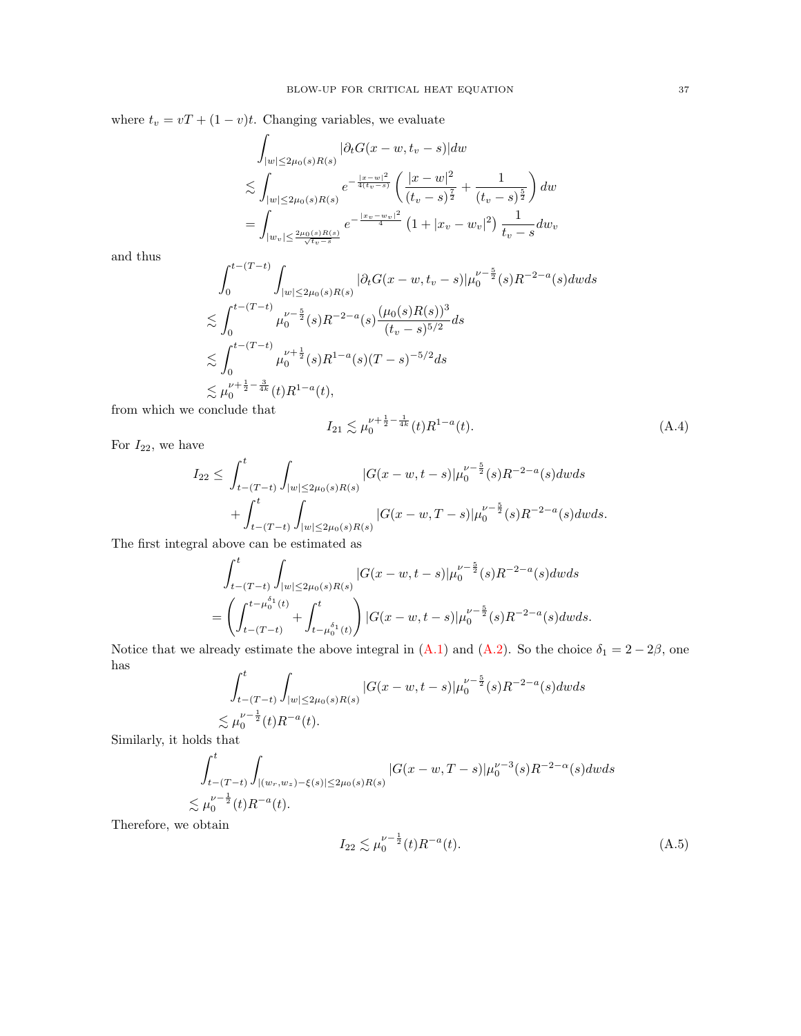where $t_v = vT + (1-v)t$. Changing variables, we evaluate

$$
\begin{aligned}
&\int_{|w|\le 2\mu_0(s)R(s)} |\partial_t G(x-w, t_v - s)| dw \\
&\lesssim \int_{|w|\le 2\mu_0(s)R(s)} e^{-\frac{|x-w|^2}{4(t_v-s)}} \left( \frac{|x-w|^2}{(t_v-s)^{\frac{7}{2}}} + \frac{1}{(t_v-s)^{\frac{5}{2}}} \right) dw \\
&= \int_{|w_v|\le \frac{2\mu_0(s)R(s)}{\sqrt{t_v - s}}} e^{-\frac{|x_v - w_v|^2}{4}} \left(1 + |x_v - w_v|^2\right) \frac{1}{t_v - s} dw_v
\end{aligned}
$$

and thus

$$
\begin{aligned}
&\int_0^{t-(T-t)} \int_{|w|\le 2\mu_0(s)R(s)} |\partial_t G(x-w, t_v - s)| \mu_0^{\nu-\frac{5}{2}}(s) R^{-2-a}(s) dw ds \\
&\lesssim \int_0^{t-(T-t)} \mu_0^{\nu-\frac{5}{2}}(s) R^{-2-a}(s) \frac{(\mu_0(s)R(s))^3}{(t_v-s)^{5/2}} ds \\
&\lesssim \int_0^{t-(T-t)} \mu_0^{\nu+\frac{1}{2}}(s) R^{1-a}(s) (T-s)^{-5/2} ds \\
&\lesssim \mu_0^{\nu+\frac{1}{2}-\frac{3}{4k}}(t) R^{1-a}(t),
\end{aligned}
$$

from which we conclude that

$$
I_{21} \lesssim \mu_0^{\nu+\frac{1}{2}-\frac{1}{4k}}(t) R^{1-a}(t). \tag{A.4}
$$

For $I_{22}$, we have

$$
\begin{aligned}
I_{22} \le &\int_{t-(T-t)}^t \int_{|w|\le 2\mu_0(s)R(s)} |G(x-w, t-s)| \mu_0^{\nu-\frac{5}{2}}(s) R^{-2-a}(s) dw ds \\
&+ \int_{t-(T-t)}^t \int_{|w|\le 2\mu_0(s)R(s)} |G(x-w, T-s)| \mu_0^{\nu-\frac{5}{2}}(s) R^{-2-a}(s) dw ds.
\end{aligned}
$$

The first integral above can be estimated as

$$
\begin{aligned}
&\int_{t-(T-t)}^t \int_{|w|\le 2\mu_0(s)R(s)} |G(x-w, t-s)| \mu_0^{\nu-\frac{5}{2}}(s) R^{-2-a}(s) dw ds \\
&= \left( \int_{t-(T-t)}^{t-\mu_0^{\delta_1}(t)} + \int_{t-\mu_0^{\delta_1}(t)}^t \right) |G(x-w, t-s)| \mu_0^{\nu-\frac{5}{2}}(s) R^{-2-a}(s) dw ds.
\end{aligned}
$$

Notice that we already estimate the above integral in (A.1) and (A.2). So the choice $\delta_1 = 2 - 2\beta$, one has

$$
\begin{aligned}
&\int_{t-(T-t)}^t \int_{|w|\le 2\mu_0(s)R(s)} |G(x-w, t-s)| \mu_0^{\nu-\frac{5}{2}}(s) R^{-2-a}(s) dw ds \\
&\lesssim \mu_0^{\nu-\frac{1}{2}}(t) R^{-a}(t).
\end{aligned}
$$

Similarly, it holds that

$$
\begin{aligned}
&\int_{t-(T-t)}^t \int_{|(w_r, w_z) - \xi(s)|\le 2\mu_0(s)R(s)} |G(x-w, T-s)| \mu_0^{\nu-3}(s) R^{-2-\alpha}(s) dw ds \\
&\lesssim \mu_0^{\nu-\frac{1}{2}}(t) R^{-a}(t).
\end{aligned}
$$

Therefore, we obtain

$$
I_{22} \lesssim \mu_0^{\nu-\frac{1}{2}}(t) R^{-a}(t). \tag{A.5}
$$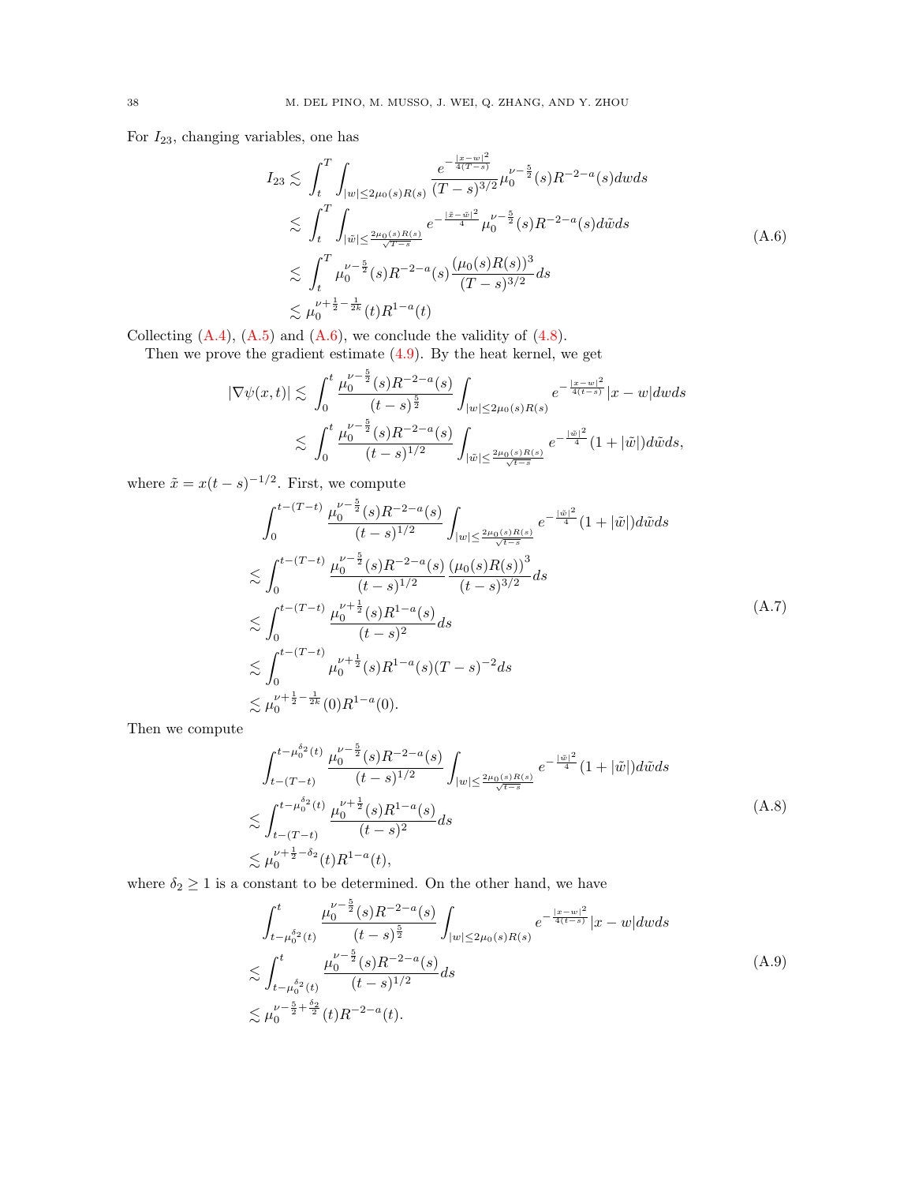For $I_{23}$, changing variables, one has

$$
\begin{aligned}
I_{23} &\lesssim \int_t^T \int_{|w|\le 2\mu_0(s)R(s)} \frac{e^{-\frac{|x-w|^2}{4(T-s)}}}{(T-s)^{3/2}} \mu_0^{\nu-\frac{5}{2}}(s) R^{-2-a}(s) dw ds \\
&\lesssim \int_t^T \int_{|\tilde{w}|\le \frac{2\mu_0(s)R(s)}{\sqrt{T-s}}} e^{-\frac{|\tilde{x}-\tilde{w}|^2}{4}} \mu_0^{\nu-\frac{5}{2}}(s) R^{-2-a}(s) d\tilde{w} ds \\
&\lesssim \int_t^T \mu_0^{\nu-\frac{5}{2}}(s) R^{-2-a}(s) \frac{(\mu_0(s)R(s))^3}{(T-s)^{3/2}} ds \\
&\lesssim \mu_0^{\nu+\frac{1}{2}-\frac{1}{2k}}(t) R^{1-a}(t)
\end{aligned}
\tag{A.6}
$$

Collecting (A.4), (A.5) and (A.6), we conclude the validity of (4.8).

Then we prove the gradient estimate (4.9). By the heat kernel, we get

$$
\begin{aligned}
|\nabla \psi(x,t)| &\lesssim \int_0^t \frac{\mu_0^{\nu-\frac{5}{2}}(s) R^{-2-a}(s)}{(t-s)^{\frac{5}{2}}} \int_{|w|\le 2\mu_0(s)R(s)} e^{-\frac{|x-w|^2}{4(t-s)}} |x-w| dw ds \\
&\lesssim \int_0^t \frac{\mu_0^{\nu-\frac{5}{2}}(s) R^{-2-a}(s)}{(t-s)^{1/2}} \int_{|\tilde{w}|\le \frac{2\mu_0(s)R(s)}{\sqrt{t-s}}} e^{-\frac{|\tilde{w}|^2}{4}} (1+|\tilde{w}|) d\tilde{w} ds,
\end{aligned}
$$

where $\tilde{x} = x(t-s)^{-1/2}$. First, we compute

$$
\begin{aligned}
&\int_0^{t-(T-t)} \frac{\mu_0^{\nu-\frac{5}{2}}(s) R^{-2-a}(s)}{(t-s)^{1/2}} \int_{|w|\le \frac{2\mu_0(s)R(s)}{\sqrt{t-s}}} e^{-\frac{|\tilde{w}|^2}{4}} (1+|\tilde{w}|) d\tilde{w} ds \\
&\lesssim \int_0^{t-(T-t)} \frac{\mu_0^{\nu-\frac{5}{2}}(s) R^{-2-a}(s)}{(t-s)^{1/2}} \frac{(\mu_0(s)R(s))^3}{(t-s)^{3/2}} ds \\
&\lesssim \int_0^{t-(T-t)} \frac{\mu_0^{\nu+\frac{1}{2}}(s) R^{1-a}(s)}{(t-s)^2} ds \\
&\lesssim \int_0^{t-(T-t)} \mu_0^{\nu+\frac{1}{2}}(s) R^{1-a}(s) (T-s)^{-2} ds \\
&\lesssim \mu_0^{\nu+\frac{1}{2}-\frac{1}{2k}}(0) R^{1-a}(0).
\end{aligned}
\tag{A.7}
$$

Then we compute

$$
\begin{aligned}
&\int_{t-(T-t)}^{t-\mu_0^{\delta_2}(t)} \frac{\mu_0^{\nu-\frac{5}{2}}(s) R^{-2-a}(s)}{(t-s)^{1/2}} \int_{|w|\le \frac{2\mu_0(s)R(s)}{\sqrt{t-s}}} e^{-\frac{|\tilde{w}|^2}{4}} (1+|\tilde{w}|) d\tilde{w} ds \\
&\lesssim \int_{t-(T-t)}^{t-\mu_0^{\delta_2}(t)} \frac{\mu_0^{\nu+\frac{1}{2}}(s) R^{1-a}(s)}{(t-s)^2} ds \\
&\lesssim \mu_0^{\nu+\frac{1}{2}-\delta_2}(t) R^{1-a}(t),
\end{aligned}
\tag{A.8}
$$

where $\delta_2 \ge 1$ is a constant to be determined. On the other hand, we have

$$
\begin{aligned}
&\int_{t-\mu_0^{\delta_2}(t)}^{t} \frac{\mu_0^{\nu-\frac{5}{2}}(s) R^{-2-a}(s)}{(t-s)^{\frac{5}{2}}} \int_{|w|\le 2\mu_0(s)R(s)} e^{-\frac{|x-w|^2}{4(t-s)}} |x-w| dw ds \\
&\lesssim \int_{t-\mu_0^{\delta_2}(t)}^{t} \frac{\mu_0^{\nu-\frac{5}{2}}(s) R^{-2-a}(s)}{(t-s)^{1/2}} ds \\
&\lesssim \mu_0^{\nu-\frac{5}{2}+\frac{\delta_2}{2}}(t) R^{-2-a}(t).
\end{aligned}
\tag{A.9}
$$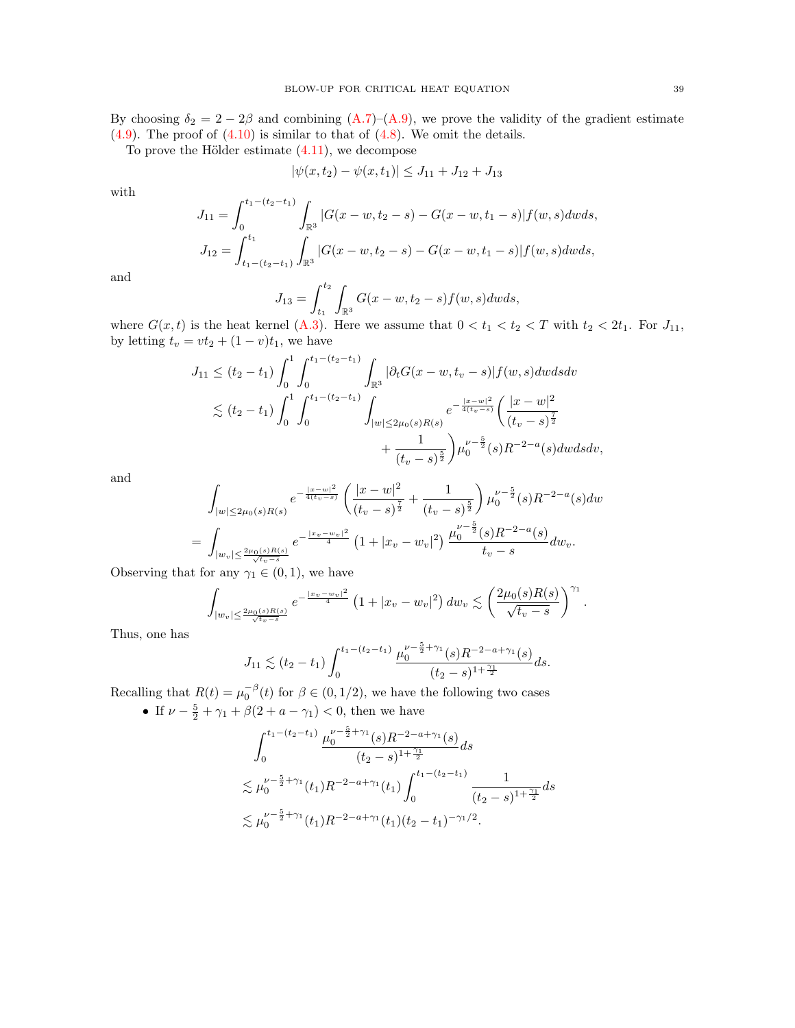By choosing $\delta_2 = 2 - 2\beta$ and combining (A.7)–(A.9), we prove the validity of the gradient estimate (4.9). The proof of (4.10) is similar to that of (4.8). We omit the details.

To prove the Hölder estimate (4.11), we decompose

$$|\psi(x,t_2) - \psi(x,t_1)| \le J_{11} + J_{12} + J_{13}$$

with

$$J_{11} = \int_0^{t_1-(t_2-t_1)} \int_{\mathbb{R}^3} |G(x-w,t_2-s) - G(x-w,t_1-s)| f(w,s) dw ds,$$

$$J_{12} = \int_{t_1-(t_2-t_1)}^{t_1} \int_{\mathbb{R}^3} |G(x-w,t_2-s) - G(x-w,t_1-s)| f(w,s) dw ds,$$

and

$$J_{13} = \int_{t_1}^{t_2} \int_{\mathbb{R}^3} G(x-w,t_2-s) f(w,s) dw ds,$$

where $G(x,t)$ is the heat kernel (A.3). Here we assume that $0 < t_1 < t_2 < T$ with $t_2 < 2t_1$. For $J_{11}$, by letting $t_v = vt_2 + (1-v)t_1$, we have

$$\begin{aligned}
J_{11} &\le (t_2 - t_1) \int_0^1 \int_0^{t_1-(t_2-t_1)} \int_{\mathbb{R}^3} |\partial_t G(x-w,t_v-s)| f(w,s) dw ds dv \\
&\lesssim (t_2 - t_1) \int_0^1 \int_0^{t_1-(t_2-t_1)} \int_{|w| \le 2\mu_0(s)R(s)} e^{-\frac{|x-w|^2}{4(t_v-s)}} \Bigg( \frac{|x-w|^2}{(t_v-s)^{\frac{7}{2}}} \\
&\qquad\qquad + \frac{1}{(t_v-s)^{\frac{5}{2}}} \Bigg) \mu_0^{\nu-\frac{5}{2}}(s) R^{-2-a}(s) dw ds dv,
\end{aligned}$$

and

$$\begin{aligned}
&\int_{|w| \le 2\mu_0(s)R(s)} e^{-\frac{|x-w|^2}{4(t_v-s)}} \left( \frac{|x-w|^2}{(t_v-s)^{\frac{7}{2}}} + \frac{1}{(t_v-s)^{\frac{5}{2}}} \right) \mu_0^{\nu-\frac{5}{2}}(s) R^{-2-a}(s) dw \\
= &\int_{|w_v| \le \frac{2\mu_0(s)R(s)}{\sqrt{t_v-s}}} e^{-\frac{|x_v-w_v|^2}{4}} \left(1 + |x_v - w_v|^2\right) \frac{\mu_0^{\nu-\frac{5}{2}}(s) R^{-2-a}(s)}{t_v - s} dw_v.
\end{aligned}$$

Observing that for any $\gamma_1 \in (0,1)$, we have

$$\int_{|w_v| \le \frac{2\mu_0(s)R(s)}{\sqrt{t_v-s}}} e^{-\frac{|x_v-w_v|^2}{4}} \left(1 + |x_v - w_v|^2\right) dw_v \lesssim \left( \frac{2\mu_0(s)R(s)}{\sqrt{t_v-s}} \right)^{\gamma_1}.$$

Thus, one has

$$J_{11} \lesssim (t_2 - t_1) \int_0^{t_1-(t_2-t_1)} \frac{\mu_0^{\nu-\frac{5}{2}+\gamma_1}(s) R^{-2-a+\gamma_1}(s)}{(t_2-s)^{1+\frac{\gamma_1}{2}}} ds.$$

Recalling that $R(t) = \mu_0^{-\beta}(t)$ for $\beta \in (0,1/2)$, we have the following two cases

- If $\nu - \frac{5}{2} + \gamma_1 + \beta(2 + a - \gamma_1) < 0$, then we have

$$\begin{aligned}
&\int_0^{t_1-(t_2-t_1)} \frac{\mu_0^{\nu-\frac{5}{2}+\gamma_1}(s) R^{-2-a+\gamma_1}(s)}{(t_2-s)^{1+\frac{\gamma_1}{2}}} ds \\
&\lesssim \mu_0^{\nu-\frac{5}{2}+\gamma_1}(t_1) R^{-2-a+\gamma_1}(t_1) \int_0^{t_1-(t_2-t_1)} \frac{1}{(t_2-s)^{1+\frac{\gamma_1}{2}}} ds \\
&\lesssim \mu_0^{\nu-\frac{5}{2}+\gamma_1}(t_1) R^{-2-a+\gamma_1}(t_1) (t_2-t_1)^{-\gamma_1/2}.
\end{aligned}$$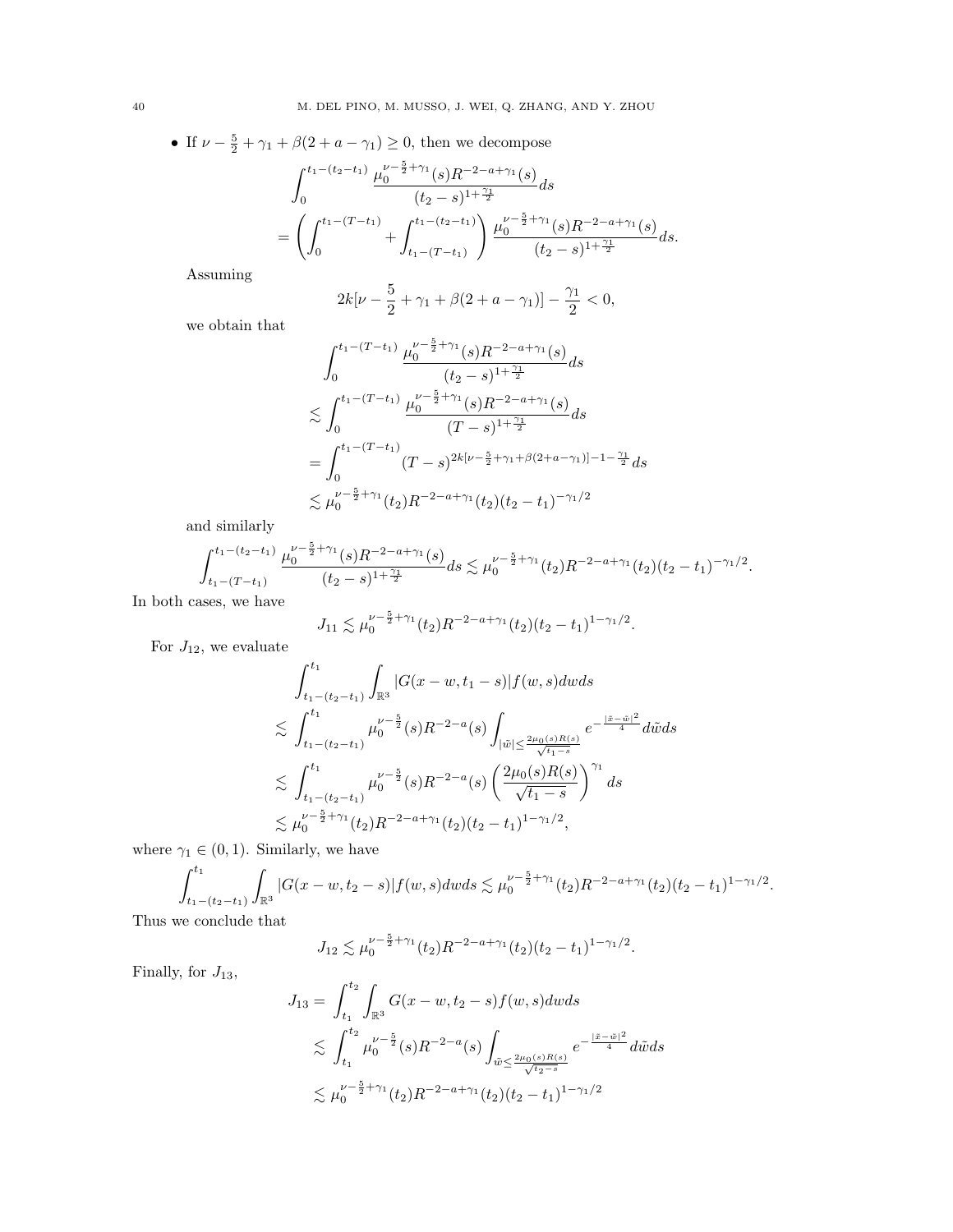- If $\nu - \frac{5}{2} + \gamma_1 + \beta(2 + a - \gamma_1) \geq 0$, then we decompose

$$
\begin{aligned}
&\int_0^{t_1-(t_2-t_1)} \frac{\mu_0^{\nu-\frac{5}{2}+\gamma_1}(s) R^{-2-a+\gamma_1}(s)}{(t_2-s)^{1+\frac{\gamma_1}{2}}} ds \\
&= \left( \int_0^{t_1-(T-t_1)} + \int_{t_1-(T-t_1)}^{t_1-(t_2-t_1)} \right) \frac{\mu_0^{\nu-\frac{5}{2}+\gamma_1}(s) R^{-2-a+\gamma_1}(s)}{(t_2-s)^{1+\frac{\gamma_1}{2}}} ds.
\end{aligned}
$$

Assuming

$$
2k[\nu - \frac{5}{2} + \gamma_1 + \beta(2 + a - \gamma_1)] - \frac{\gamma_1}{2} < 0,
$$

we obtain that

$$
\begin{aligned}
&\int_0^{t_1-(T-t_1)} \frac{\mu_0^{\nu-\frac{5}{2}+\gamma_1}(s) R^{-2-a+\gamma_1}(s)}{(t_2-s)^{1+\frac{\gamma_1}{2}}} ds \\
&\lesssim \int_0^{t_1-(T-t_1)} \frac{\mu_0^{\nu-\frac{5}{2}+\gamma_1}(s) R^{-2-a+\gamma_1}(s)}{(T-s)^{1+\frac{\gamma_1}{2}}} ds \\
&= \int_0^{t_1-(T-t_1)} (T-s)^{2k[\nu-\frac{5}{2}+\gamma_1+\beta(2+a-\gamma_1)]-1-\frac{\gamma_1}{2}} ds \\
&\lesssim \mu_0^{\nu-\frac{5}{2}+\gamma_1}(t_2) R^{-2-a+\gamma_1}(t_2) (t_2-t_1)^{-\gamma_1/2}
\end{aligned}
$$

and similarly

$$
\int_{t_1-(T-t_1)}^{t_1-(t_2-t_1)} \frac{\mu_0^{\nu-\frac{5}{2}+\gamma_1}(s) R^{-2-a+\gamma_1}(s)}{(t_2-s)^{1+\frac{\gamma_1}{2}}} ds \lesssim \mu_0^{\nu-\frac{5}{2}+\gamma_1}(t_2) R^{-2-a+\gamma_1}(t_2)(t_2-t_1)^{-\gamma_1/2}.
$$

In both cases, we have

$$
J_{11} \lesssim \mu_0^{\nu-\frac{5}{2}+\gamma_1}(t_2) R^{-2-a+\gamma_1}(t_2)(t_2-t_1)^{1-\gamma_1/2}.
$$

For $J_{12}$, we evaluate

$$
\begin{aligned}
&\int_{t_1-(t_2-t_1)}^{t_1} \int_{\mathbb{R}^3} |G(x-w, t_1-s)| f(w,s) dw ds \\
\lesssim &\int_{t_1-(t_2-t_1)}^{t_1} \mu_0^{\nu-\frac{5}{2}}(s) R^{-2-a}(s) \int_{|\tilde{w}| \leq \frac{2\mu_0(s)R(s)}{\sqrt{t_1-s}}} e^{-\frac{|\tilde{x}-\tilde{w}|^2}{4}} d\tilde{w} ds \\
\lesssim &\int_{t_1-(t_2-t_1)}^{t_1} \mu_0^{\nu-\frac{5}{2}}(s) R^{-2-a}(s) \left( \frac{2\mu_0(s)R(s)}{\sqrt{t_1-s}} \right)^{\gamma_1} ds \\
\lesssim &\, \mu_0^{\nu-\frac{5}{2}+\gamma_1}(t_2) R^{-2-a+\gamma_1}(t_2)(t_2-t_1)^{1-\gamma_1/2},
\end{aligned}
$$

where $\gamma_1 \in (0,1)$. Similarly, we have

$$
\int_{t_1-(t_2-t_1)}^{t_1} \int_{\mathbb{R}^3} |G(x-w, t_2-s)| f(w,s) dw ds \lesssim \mu_0^{\nu-\frac{5}{2}+\gamma_1}(t_2) R^{-2-a+\gamma_1}(t_2)(t_2-t_1)^{1-\gamma_1/2}.
$$

Thus we conclude that

$$
J_{12} \lesssim \mu_0^{\nu-\frac{5}{2}+\gamma_1}(t_2) R^{-2-a+\gamma_1}(t_2)(t_2-t_1)^{1-\gamma_1/2}.
$$

Finally, for $J_{13}$,

$$
\begin{aligned}
J_{13} = &\int_{t_1}^{t_2} \int_{\mathbb{R}^3} G(x-w, t_2-s) f(w,s) dw ds \\
\lesssim &\int_{t_1}^{t_2} \mu_0^{\nu-\frac{5}{2}}(s) R^{-2-a}(s) \int_{\tilde{w} \leq \frac{2\mu_0(s)R(s)}{\sqrt{t_2-s}}} e^{-\frac{|\tilde{x}-\tilde{w}|^2}{4}} d\tilde{w} ds \\
\lesssim &\, \mu_0^{\nu-\frac{5}{2}+\gamma_1}(t_2) R^{-2-a+\gamma_1}(t_2)(t_2-t_1)^{1-\gamma_1/2}
\end{aligned}
$$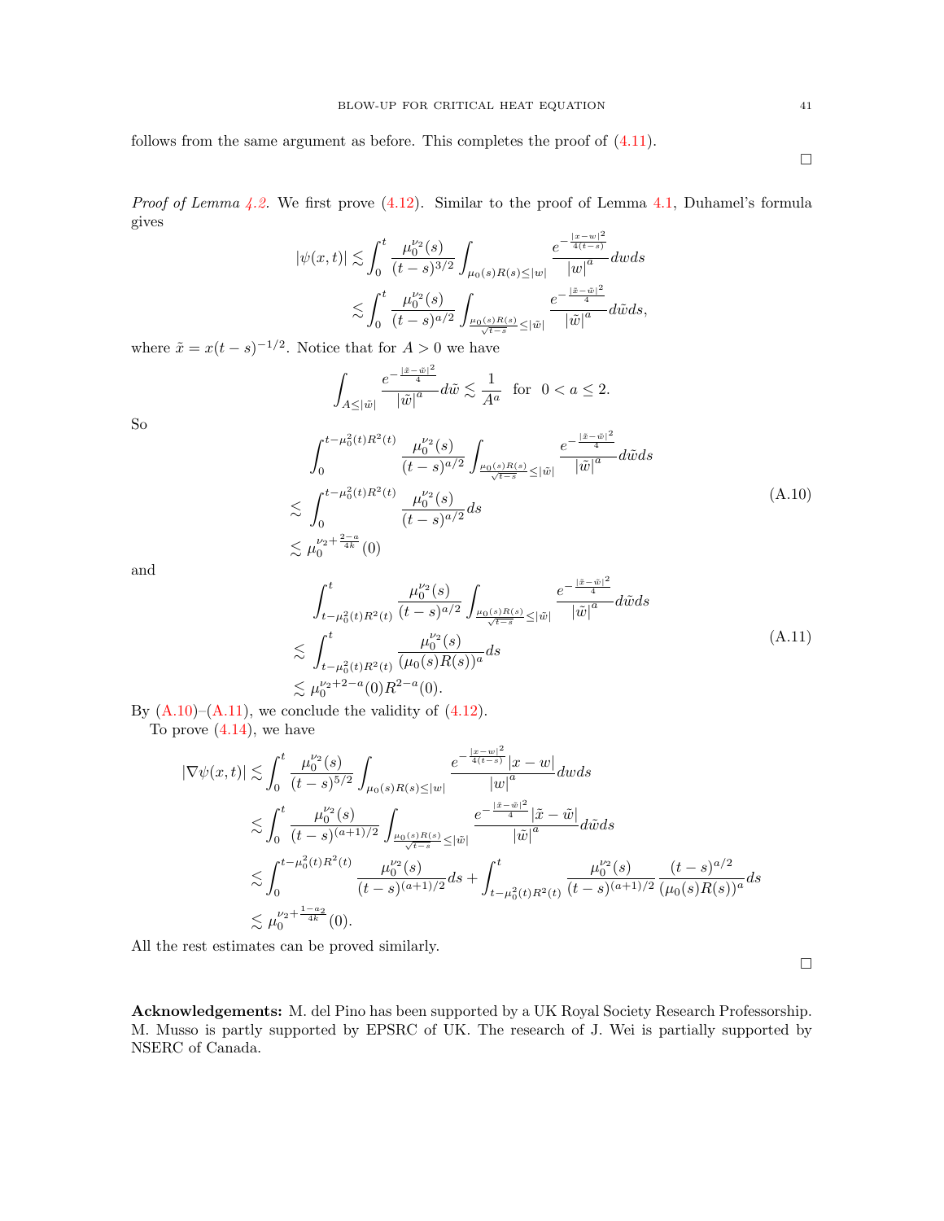follows from the same argument as before. This completes the proof of (4.11).

$\square$

*Proof of Lemma 4.2.* We first prove (4.12). Similar to the proof of Lemma 4.1, Duhamel's formula gives

$$
\begin{aligned}
|\psi(x,t)| &\lesssim \int_0^t \frac{\mu_0^{\nu_2}(s)}{(t-s)^{3/2}} \int_{\mu_0(s)R(s)\leq |w|} \frac{e^{-\frac{|x-w|^2}{4(t-s)}}}{|w|^a} dw ds \\
&\lesssim \int_0^t \frac{\mu_0^{\nu_2}(s)}{(t-s)^{a/2}} \int_{\frac{\mu_0(s)R(s)}{\sqrt{t-s}}\leq |\tilde{w}|} \frac{e^{-\frac{|\tilde{x}-\tilde{w}|^2}{4}}}{|\tilde{w}|^a} d\tilde{w} ds,
\end{aligned}
$$

where $\tilde{x} = x(t-s)^{-1/2}$. Notice that for $A > 0$ we have

$$
\int_{A\leq |\tilde{w}|} \frac{e^{-\frac{|\tilde{x}-\tilde{w}|^2}{4}}}{|\tilde{w}|^a} d\tilde{w} \lesssim \frac{1}{A^a} \quad \text{for} \quad 0 < a \leq 2.
$$

So

$$
\begin{aligned}
&\int_0^{t-\mu_0^2(t)R^2(t)} \frac{\mu_0^{\nu_2}(s)}{(t-s)^{a/2}} \int_{\frac{\mu_0(s)R(s)}{\sqrt{t-s}}\leq |\tilde{w}|} \frac{e^{-\frac{|\tilde{x}-\tilde{w}|^2}{4}}}{|\tilde{w}|^a} d\tilde{w} ds \\
\lesssim &\int_0^{t-\mu_0^2(t)R^2(t)} \frac{\mu_0^{\nu_2}(s)}{(t-s)^{a/2}} ds \\
\lesssim &\ \mu_0^{\nu_2+\frac{2-a}{4k}}(0)
\end{aligned} \tag{A.10}
$$

and

$$
\begin{aligned}
&\int_{t-\mu_0^2(t)R^2(t)}^t \frac{\mu_0^{\nu_2}(s)}{(t-s)^{a/2}} \int_{\frac{\mu_0(s)R(s)}{\sqrt{t-s}}\leq |\tilde{w}|} \frac{e^{-\frac{|\tilde{x}-\tilde{w}|^2}{4}}}{|\tilde{w}|^a} d\tilde{w} ds \\
\lesssim &\int_{t-\mu_0^2(t)R^2(t)}^t \frac{\mu_0^{\nu_2}(s)}{(\mu_0(s)R(s))^a} ds \\
\lesssim &\ \mu_0^{\nu_2+2-a}(0)R^{2-a}(0).
\end{aligned} \tag{A.11}
$$

By (A.10)–(A.11), we conclude the validity of (4.12).

To prove (4.14), we have

$$
\begin{aligned}
|\nabla\psi(x,t)| &\lesssim \int_0^t \frac{\mu_0^{\nu_2}(s)}{(t-s)^{5/2}} \int_{\mu_0(s)R(s)\leq |w|} \frac{e^{-\frac{|x-w|^2}{4(t-s)}}|x-w|}{|w|^a} dw ds \\
&\lesssim \int_0^t \frac{\mu_0^{\nu_2}(s)}{(t-s)^{(a+1)/2}} \int_{\frac{\mu_0(s)R(s)}{\sqrt{t-s}}\leq |\tilde{w}|} \frac{e^{-\frac{|\tilde{x}-\tilde{w}|^2}{4}}|\tilde{x}-\tilde{w}|}{|\tilde{w}|^a} d\tilde{w} ds \\
&\lesssim \int_0^{t-\mu_0^2(t)R^2(t)} \frac{\mu_0^{\nu_2}(s)}{(t-s)^{(a+1)/2}} ds + \int_{t-\mu_0^2(t)R^2(t)}^t \frac{\mu_0^{\nu_2}(s)}{(t-s)^{(a+1)/2}} \frac{(t-s)^{a/2}}{(\mu_0(s)R(s))^a} ds \\
&\lesssim \mu_0^{\nu_2+\frac{1-a_2}{4k}}(0).
\end{aligned}
$$

All the rest estimates can be proved similarly.

$\square$

**Acknowledgements:** M. del Pino has been supported by a UK Royal Society Research Professorship. M. Musso is partly supported by EPSRC of UK. The research of J. Wei is partially supported by NSERC of Canada.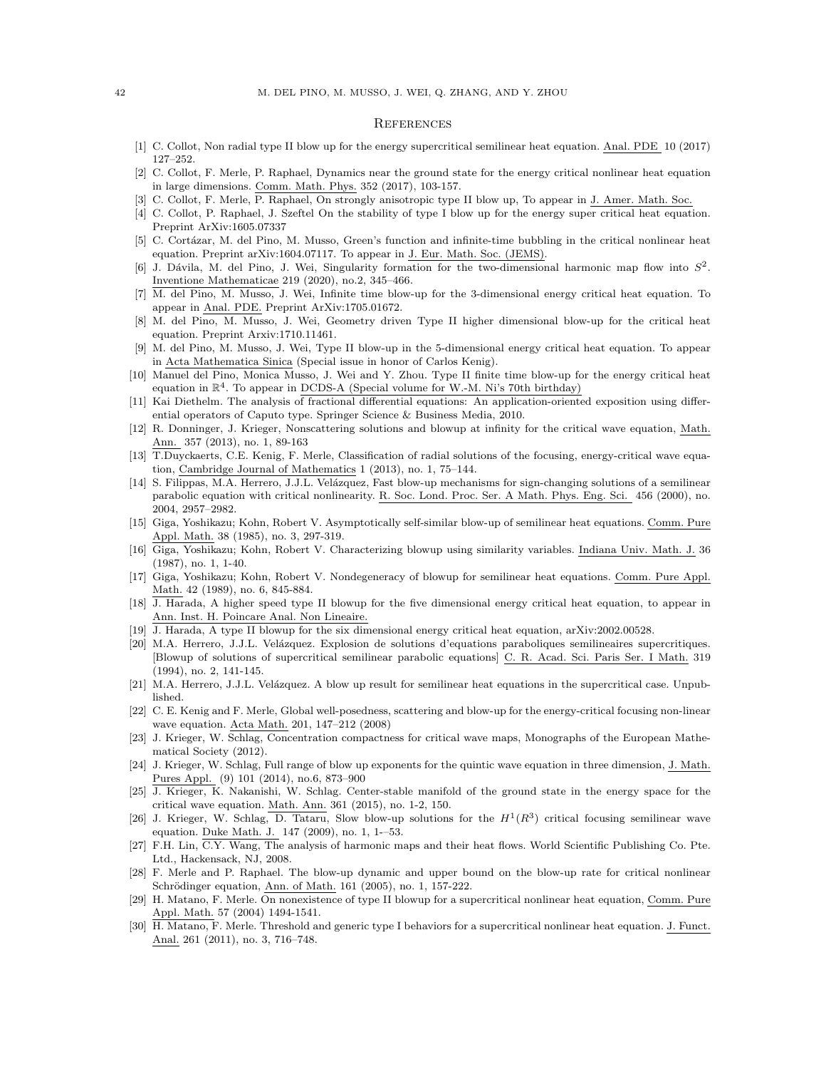## References

[1] C. Collot, Non radial type II blow up for the energy supercritical semilinear heat equation. Anal. PDE 10 (2017) 127–252.

[2] C. Collot, F. Merle, P. Raphael, Dynamics near the ground state for the energy critical nonlinear heat equation in large dimensions. Comm. Math. Phys. 352 (2017), 103-157.

[3] C. Collot, F. Merle, P. Raphael, On strongly anisotropic type II blow up, To appear in J. Amer. Math. Soc.

[4] C. Collot, P. Raphael, J. Szeftel On the stability of type I blow up for the energy super critical heat equation. Preprint ArXiv:1605.07337

[5] C. Cortázar, M. del Pino, M. Musso, Green's function and infinite-time bubbling in the critical nonlinear heat equation. Preprint arXiv:1604.07117. To appear in J. Eur. Math. Soc. (JEMS).

[6] J. Dávila, M. del Pino, J. Wei, Singularity formation for the two-dimensional harmonic map flow into $S^2$. Inventione Mathematicae 219 (2020), no.2, 345–466.

[7] M. del Pino, M. Musso, J. Wei, Infinite time blow-up for the 3-dimensional energy critical heat equation. To appear in Anal. PDE. Preprint ArXiv:1705.01672.

[8] M. del Pino, M. Musso, J. Wei, Geometry driven Type II higher dimensional blow-up for the critical heat equation. Preprint Arxiv:1710.11461.

[9] M. del Pino, M. Musso, J. Wei, Type II blow-up in the 5-dimensional energy critical heat equation. To appear in Acta Mathematica Sinica (Special issue in honor of Carlos Kenig).

[10] Manuel del Pino, Monica Musso, J. Wei and Y. Zhou. Type II finite time blow-up for the energy critical heat equation in $\mathbb{R}^4$. To appear in DCDS-A (Special volume for W.-M. Ni's 70th birthday)

[11] Kai Diethelm. The analysis of fractional differential equations: An application-oriented exposition using differential operators of Caputo type. Springer Science & Business Media, 2010.

[12] R. Donninger, J. Krieger, Nonscattering solutions and blowup at infinity for the critical wave equation, Math. Ann. 357 (2013), no. 1, 89-163

[13] T.Duyckaerts, C.E. Kenig, F. Merle, Classification of radial solutions of the focusing, energy-critical wave equation, Cambridge Journal of Mathematics 1 (2013), no. 1, 75–144.

[14] S. Filippas, M.A. Herrero, J.J.L. Velázquez, Fast blow-up mechanisms for sign-changing solutions of a semilinear parabolic equation with critical nonlinearity. R. Soc. Lond. Proc. Ser. A Math. Phys. Eng. Sci. 456 (2000), no. 2004, 2957–2982.

[15] Giga, Yoshikazu; Kohn, Robert V. Asymptotically self-similar blow-up of semilinear heat equations. Comm. Pure Appl. Math. 38 (1985), no. 3, 297-319.

[16] Giga, Yoshikazu; Kohn, Robert V. Characterizing blowup using similarity variables. Indiana Univ. Math. J. 36 (1987), no. 1, 1-40.

[17] Giga, Yoshikazu; Kohn, Robert V. Nondegeneracy of blowup for semilinear heat equations. Comm. Pure Appl. Math. 42 (1989), no. 6, 845-884.

[18] J. Harada, A higher speed type II blowup for the five dimensional energy critical heat equation, to appear in Ann. Inst. H. Poincare Anal. Non Lineaire.

[19] J. Harada, A type II blowup for the six dimensional energy critical heat equation, arXiv:2002.00528.

[20] M.A. Herrero, J.J.L. Velázquez. Explosion de solutions d'equations paraboliques semilineaires supercritiques. [Blowup of solutions of supercritical semilinear parabolic equations] C. R. Acad. Sci. Paris Ser. I Math. 319 (1994), no. 2, 141-145.

[21] M.A. Herrero, J.J.L. Velázquez. A blow up result for semilinear heat equations in the supercritical case. Unpublished.

[22] C. E. Kenig and F. Merle, Global well-posedness, scattering and blow-up for the energy-critical focusing non-linear wave equation. Acta Math. 201, 147–212 (2008)

[23] J. Krieger, W. Schlag, Concentration compactness for critical wave maps, Monographs of the European Mathematical Society (2012).

[24] J. Krieger, W. Schlag, Full range of blow up exponents for the quintic wave equation in three dimension, J. Math. Pures Appl. (9) 101 (2014), no.6, 873–900

[25] J. Krieger, K. Nakanishi, W. Schlag. Center-stable manifold of the ground state in the energy space for the critical wave equation. Math. Ann. 361 (2015), no. 1-2, 150.

[26] J. Krieger, W. Schlag, D. Tataru, Slow blow-up solutions for the $H^1(R^3)$ critical focusing semilinear wave equation. Duke Math. J. 147 (2009), no. 1, 1-–53.

[27] F.H. Lin, C.Y. Wang, The analysis of harmonic maps and their heat flows. World Scientific Publishing Co. Pte. Ltd., Hackensack, NJ, 2008.

[28] F. Merle and P. Raphael. The blow-up dynamic and upper bound on the blow-up rate for critical nonlinear Schrödinger equation, Ann. of Math. 161 (2005), no. 1, 157-222.

[29] H. Matano, F. Merle. On nonexistence of type II blowup for a supercritical nonlinear heat equation, Comm. Pure Appl. Math. 57 (2004) 1494-1541.

[30] H. Matano, F. Merle. Threshold and generic type I behaviors for a supercritical nonlinear heat equation. J. Funct. Anal. 261 (2011), no. 3, 716–748.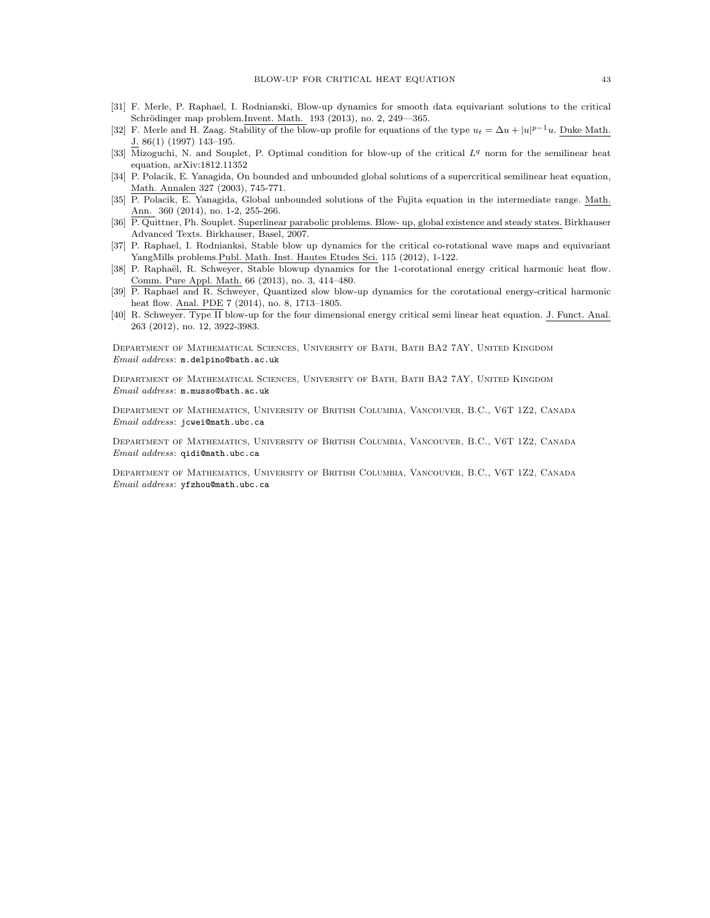[31] F. Merle, P. Raphael, I. Rodnianski, Blow-up dynamics for smooth data equivariant solutions to the critical Schrödinger map problem.Invent. Math. 193 (2013), no. 2, 249—365.

[32] F. Merle and H. Zaag. Stability of the blow-up profile for equations of the type $u_t = \Delta u + |u|^{p-1}u$. Duke Math. J. 86(1) (1997) 143–195.

[33] Mizoguchi, N. and Souplet, P. Optimal condition for blow-up of the critical $L^q$ norm for the semilinear heat equation, arXiv:1812.11352

[34] P. Polacik, E. Yanagida, On bounded and unbounded global solutions of a supercritical semilinear heat equation, Math. Annalen 327 (2003), 745-771.

[35] P. Polacik, E. Yanagida, Global unbounded solutions of the Fujita equation in the intermediate range. Math. Ann. 360 (2014), no. 1-2, 255-266.

[36] P. Quittner, Ph. Souplet. Superlinear parabolic problems. Blow- up, global existence and steady states. Birkhauser Advanced Texts. Birkhauser, Basel, 2007.

[37] P. Raphael, I. Rodnianksi, Stable blow up dynamics for the critical co-rotational wave maps and equivariant YangMills problems.Publ. Math. Inst. Hautes Etudes Sci. 115 (2012), 1-122.

[38] P. Raphaël, R. Schweyer, Stable blowup dynamics for the 1-corotational energy critical harmonic heat flow. Comm. Pure Appl. Math. 66 (2013), no. 3, 414–480.

[39] P. Raphael and R. Schweyer, Quantized slow blow-up dynamics for the corotational energy-critical harmonic heat flow. Anal. PDE 7 (2014), no. 8, 1713–1805.

[40] R. Schweyer. Type II blow-up for the four dimensional energy critical semi linear heat equation. J. Funct. Anal. 263 (2012), no. 12, 3922-3983.

Department of Mathematical Sciences, University of Bath, Bath BA2 7AY, United Kingdom
*Email address*: m.delpino@bath.ac.uk

Department of Mathematical Sciences, University of Bath, Bath BA2 7AY, United Kingdom
*Email address*: m.musso@bath.ac.uk

Department of Mathematics, University of British Columbia, Vancouver, B.C., V6T 1Z2, Canada
*Email address*: jcwei@math.ubc.ca

Department of Mathematics, University of British Columbia, Vancouver, B.C., V6T 1Z2, Canada
*Email address*: qidi@math.ubc.ca

Department of Mathematics, University of British Columbia, Vancouver, B.C., V6T 1Z2, Canada
*Email address*: yfzhou@math.ubc.ca